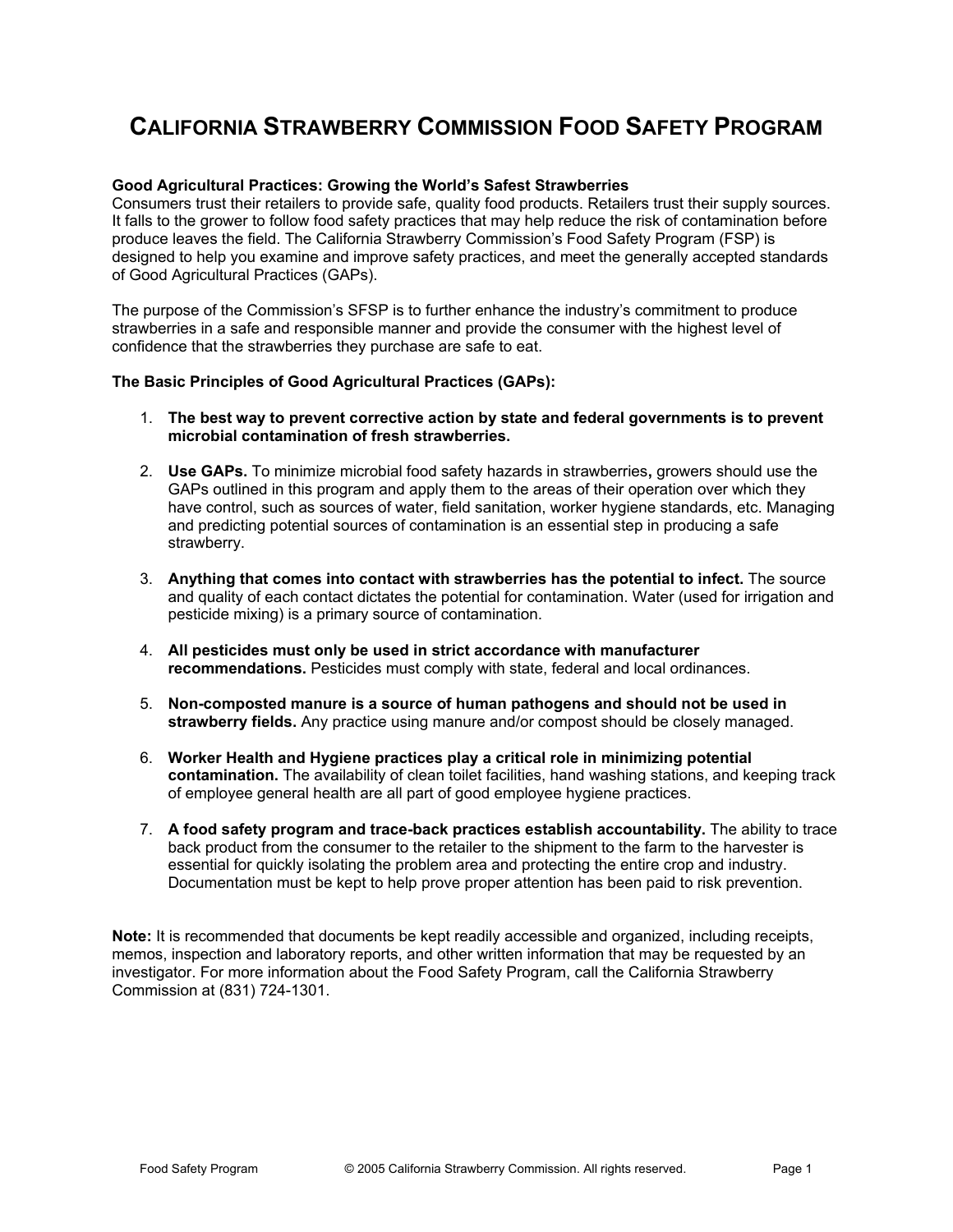# CALIFORNIA STRAWBERRY COMMISSION FOOD SAFETY PROGRAM

**Good Agricultural Practices: Growing the World's Safest Strawberries**
Consumers trust their retailers to provide safe, quality food products. Retailers trust their supply sources. It falls to the grower to follow food safety practices that may help reduce the risk of contamination before produce leaves the field. The California Strawberry Commission's Food Safety Program (FSP) is designed to help you examine and improve safety practices, and meet the generally accepted standards of Good Agricultural Practices (GAPs).

The purpose of the Commission's SFSP is to further enhance the industry's commitment to produce strawberries in a safe and responsible manner and provide the consumer with the highest level of confidence that the strawberries they purchase are safe to eat.

**The Basic Principles of Good Agricultural Practices (GAPs):**

1. **The best way to prevent corrective action by state and federal governments is to prevent microbial contamination of fresh strawberries.**

2. **Use GAPs.** To minimize microbial food safety hazards in strawberries**,** growers should use the GAPs outlined in this program and apply them to the areas of their operation over which they have control, such as sources of water, field sanitation, worker hygiene standards, etc. Managing and predicting potential sources of contamination is an essential step in producing a safe strawberry.

3. **Anything that comes into contact with strawberries has the potential to infect.** The source and quality of each contact dictates the potential for contamination. Water (used for irrigation and pesticide mixing) is a primary source of contamination.

4. **All pesticides must only be used in strict accordance with manufacturer recommendations.** Pesticides must comply with state, federal and local ordinances.

5. **Non-composted manure is a source of human pathogens and should not be used in strawberry fields.** Any practice using manure and/or compost should be closely managed.

6. **Worker Health and Hygiene practices play a critical role in minimizing potential contamination.** The availability of clean toilet facilities, hand washing stations, and keeping track of employee general health are all part of good employee hygiene practices.

7. **A food safety program and trace-back practices establish accountability.** The ability to trace back product from the consumer to the retailer to the shipment to the farm to the harvester is essential for quickly isolating the problem area and protecting the entire crop and industry. Documentation must be kept to help prove proper attention has been paid to risk prevention.

**Note:** It is recommended that documents be kept readily accessible and organized, including receipts, memos, inspection and laboratory reports, and other written information that may be requested by an investigator. For more information about the Food Safety Program, call the California Strawberry Commission at (831) 724-1301.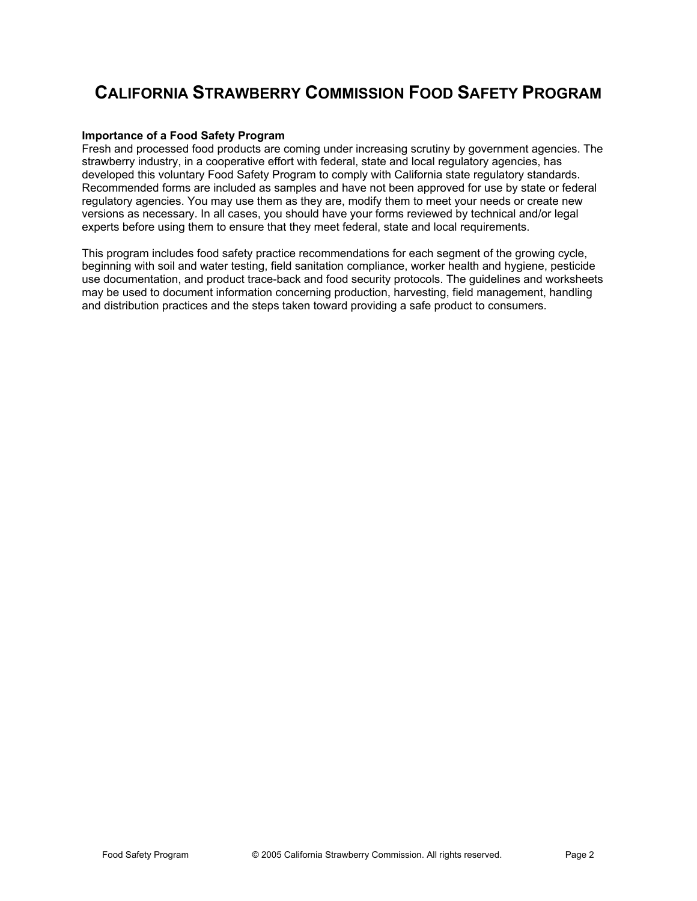# California Strawberry Commission Food Safety Program

**Importance of a Food Safety Program**

Fresh and processed food products are coming under increasing scrutiny by government agencies. The strawberry industry, in a cooperative effort with federal, state and local regulatory agencies, has developed this voluntary Food Safety Program to comply with California state regulatory standards. Recommended forms are included as samples and have not been approved for use by state or federal regulatory agencies. You may use them as they are, modify them to meet your needs or create new versions as necessary. In all cases, you should have your forms reviewed by technical and/or legal experts before using them to ensure that they meet federal, state and local requirements.

This program includes food safety practice recommendations for each segment of the growing cycle, beginning with soil and water testing, field sanitation compliance, worker health and hygiene, pesticide use documentation, and product trace-back and food security protocols. The guidelines and worksheets may be used to document information concerning production, harvesting, field management, handling and distribution practices and the steps taken toward providing a safe product to consumers.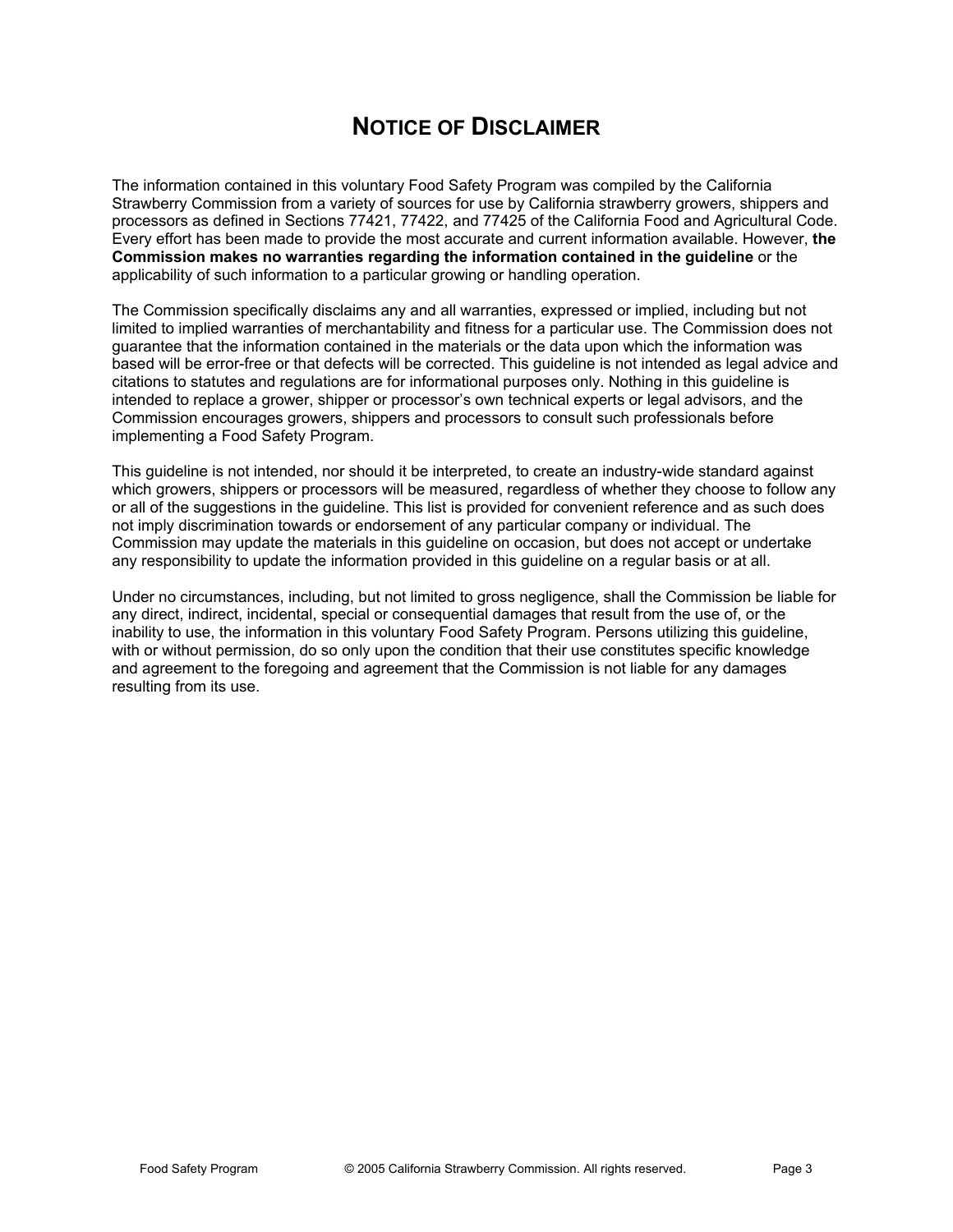# NOTICE OF DISCLAIMER

The information contained in this voluntary Food Safety Program was compiled by the California Strawberry Commission from a variety of sources for use by California strawberry growers, shippers and processors as defined in Sections 77421, 77422, and 77425 of the California Food and Agricultural Code. Every effort has been made to provide the most accurate and current information available. However, **the Commission makes no warranties regarding the information contained in the guideline** or the applicability of such information to a particular growing or handling operation.

The Commission specifically disclaims any and all warranties, expressed or implied, including but not limited to implied warranties of merchantability and fitness for a particular use. The Commission does not guarantee that the information contained in the materials or the data upon which the information was based will be error-free or that defects will be corrected. This guideline is not intended as legal advice and citations to statutes and regulations are for informational purposes only. Nothing in this guideline is intended to replace a grower, shipper or processor's own technical experts or legal advisors, and the Commission encourages growers, shippers and processors to consult such professionals before implementing a Food Safety Program.

This guideline is not intended, nor should it be interpreted, to create an industry-wide standard against which growers, shippers or processors will be measured, regardless of whether they choose to follow any or all of the suggestions in the guideline. This list is provided for convenient reference and as such does not imply discrimination towards or endorsement of any particular company or individual. The Commission may update the materials in this guideline on occasion, but does not accept or undertake any responsibility to update the information provided in this guideline on a regular basis or at all.

Under no circumstances, including, but not limited to gross negligence, shall the Commission be liable for any direct, indirect, incidental, special or consequential damages that result from the use of, or the inability to use, the information in this voluntary Food Safety Program. Persons utilizing this guideline, with or without permission, do so only upon the condition that their use constitutes specific knowledge and agreement to the foregoing and agreement that the Commission is not liable for any damages resulting from its use.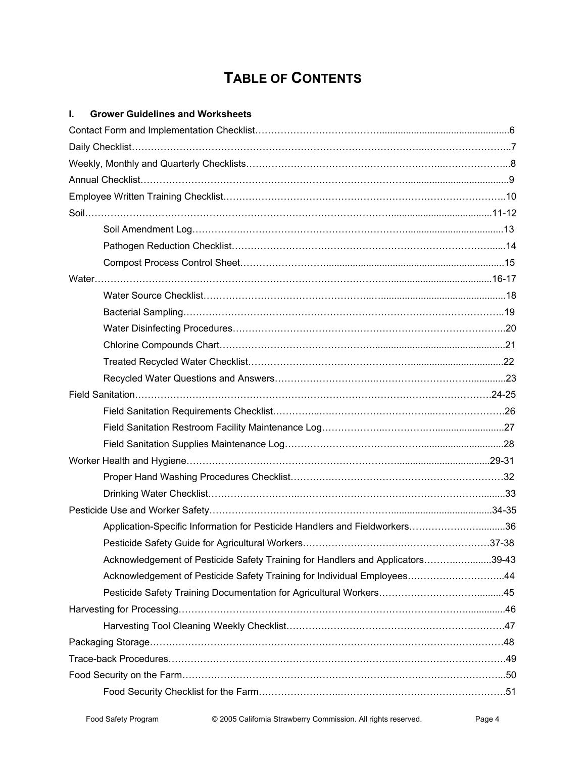# TABLE OF CONTENTS

**I. Grower Guidelines and Worksheets**

Contact Form and Implementation Checklist....6

Daily Checklist....7

Weekly, Monthly and Quarterly Checklists....8

Annual Checklist....9

Employee Written Training Checklist....10

Soil....11-12

- Soil Amendment Log....13
- Pathogen Reduction Checklist....14
- Compost Process Control Sheet....15

Water....16-17

- Water Source Checklist....18
- Bacterial Sampling....19
- Water Disinfecting Procedures....20
- Chlorine Compounds Chart....21
- Treated Recycled Water Checklist....22
- Recycled Water Questions and Answers....23

Field Sanitation....24-25

- Field Sanitation Requirements Checklist....26
- Field Sanitation Restroom Facility Maintenance Log....27
- Field Sanitation Supplies Maintenance Log....28

Worker Health and Hygiene....29-31

- Proper Hand Washing Procedures Checklist....32
- Drinking Water Checklist....33

Pesticide Use and Worker Safety....34-35

- Application-Specific Information for Pesticide Handlers and Fieldworkers....36
- Pesticide Safety Guide for Agricultural Workers....37-38
- Acknowledgement of Pesticide Safety Training for Handlers and Applicators....39-43
- Acknowledgement of Pesticide Safety Training for Individual Employees....44
- Pesticide Safety Training Documentation for Agricultural Workers....45

Harvesting for Processing....46

- Harvesting Tool Cleaning Weekly Checklist....47

Packaging Storage....48

Trace-back Procedures....49

Food Security on the Farm....50

- Food Security Checklist for the Farm....51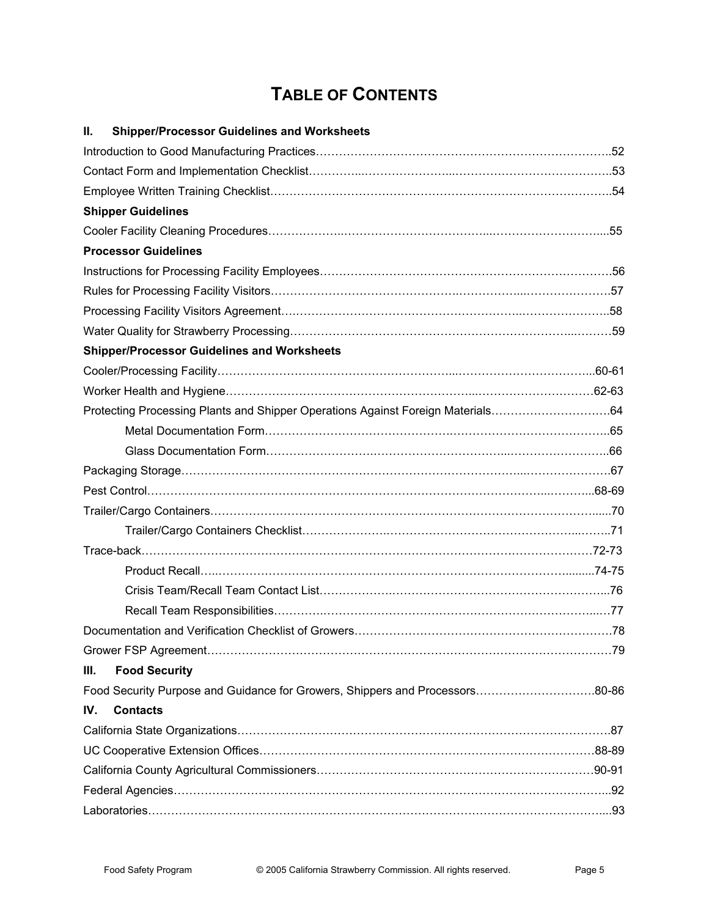# TABLE OF CONTENTS

**II. Shipper/Processor Guidelines and Worksheets**

Introduction to Good Manufacturing Practices……..52

Contact Form and Implementation Checklist……..53

Employee Written Training Checklist……..54

**Shipper Guidelines**

Cooler Facility Cleaning Procedures……..55

**Processor Guidelines**

Instructions for Processing Facility Employees……..56

Rules for Processing Facility Visitors……..57

Processing Facility Visitors Agreement……..58

Water Quality for Strawberry Processing……..59

**Shipper/Processor Guidelines and Worksheets**

Cooler/Processing Facility……..60-61

Worker Health and Hygiene……..62-63

Protecting Processing Plants and Shipper Operations Against Foreign Materials……..64

- Metal Documentation Form……..65
- Glass Documentation Form……..66

Packaging Storage……..67

Pest Control……..68-69

Trailer/Cargo Containers……..70

- Trailer/Cargo Containers Checklist……..71

Trace-back……..72-73

- Product Recall……..74-75
- Crisis Team/Recall Team Contact List……..76
- Recall Team Responsibilities……..77

Documentation and Verification Checklist of Growers……..78

Grower FSP Agreement……..79

**III. Food Security**

Food Security Purpose and Guidance for Growers, Shippers and Processors……..80-86

**IV. Contacts**

California State Organizations……..87

UC Cooperative Extension Offices……..88-89

California County Agricultural Commissioners……..90-91

Federal Agencies……..92

Laboratories……..93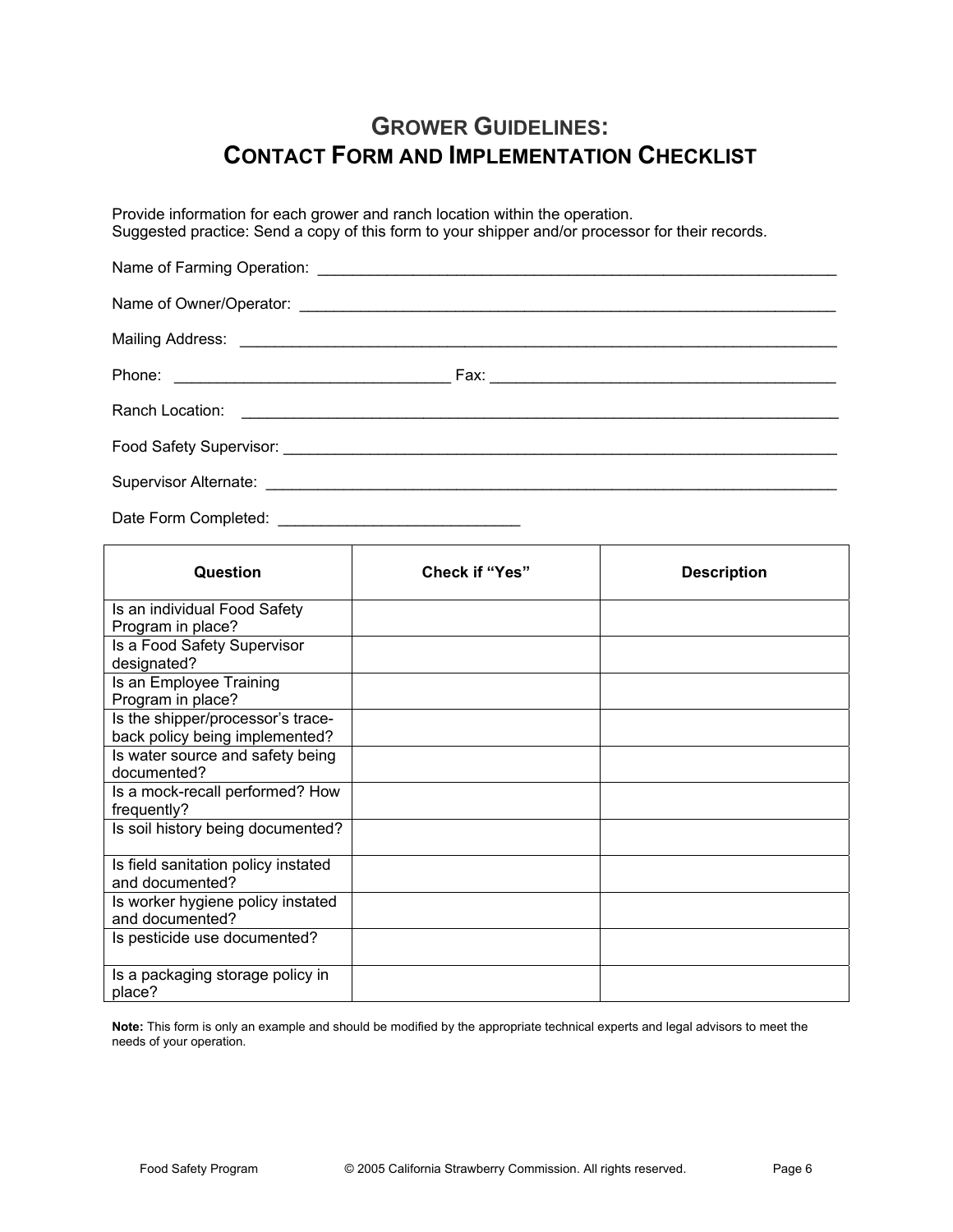# Grower Guidelines: Contact Form and Implementation Checklist

Provide information for each grower and ranch location within the operation.
Suggested practice: Send a copy of this form to your shipper and/or processor for their records.

Name of Farming Operation: ______________________________________________________________

Name of Owner/Operator: ______________________________________________________________

Mailing Address: ______________________________________________________________________

Phone: _______________________________ Fax: ______________________________________

Ranch Location: _______________________________________________________________________

Food Safety Supervisor: _________________________________________________________________

Supervisor Alternate: ___________________________________________________________________

Date Form Completed: ___________________________

| Question | Check if "Yes" | Description |
|---|---|---|
| Is an individual Food Safety Program in place? | | |
| Is a Food Safety Supervisor designated? | | |
| Is an Employee Training Program in place? | | |
| Is the shipper/processor's trace-back policy being implemented? | | |
| Is water source and safety being documented? | | |
| Is a mock-recall performed? How frequently? | | |
| Is soil history being documented? | | |
| Is field sanitation policy instated and documented? | | |
| Is worker hygiene policy instated and documented? | | |
| Is pesticide use documented? | | |
| Is a packaging storage policy in place? | | |

**Note:** This form is only an example and should be modified by the appropriate technical experts and legal advisors to meet the needs of your operation.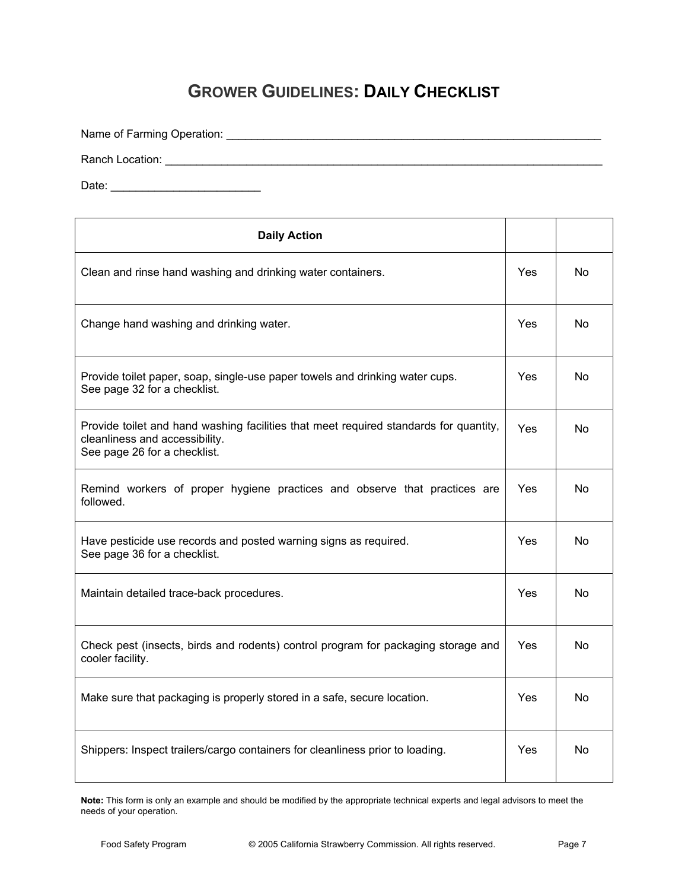# GROWER GUIDELINES: DAILY CHECKLIST

Name of Farming Operation: ____________________________________________________________

Ranch Location: ______________________________________________________________________

Date: ________________________

| Daily Action | | |
|---|---|---|
| Clean and rinse hand washing and drinking water containers. | Yes | No |
| Change hand washing and drinking water. | Yes | No |
| Provide toilet paper, soap, single-use paper towels and drinking water cups.<br>See page 32 for a checklist. | Yes | No |
| Provide toilet and hand washing facilities that meet required standards for quantity, cleanliness and accessibility.<br>See page 26 for a checklist. | Yes | No |
| Remind workers of proper hygiene practices and observe that practices are followed. | Yes | No |
| Have pesticide use records and posted warning signs as required.<br>See page 36 for a checklist. | Yes | No |
| Maintain detailed trace-back procedures. | Yes | No |
| Check pest (insects, birds and rodents) control program for packaging storage and cooler facility. | Yes | No |
| Make sure that packaging is properly stored in a safe, secure location. | Yes | No |
| Shippers: Inspect trailers/cargo containers for cleanliness prior to loading. | Yes | No |

**Note:** This form is only an example and should be modified by the appropriate technical experts and legal advisors to meet the needs of your operation.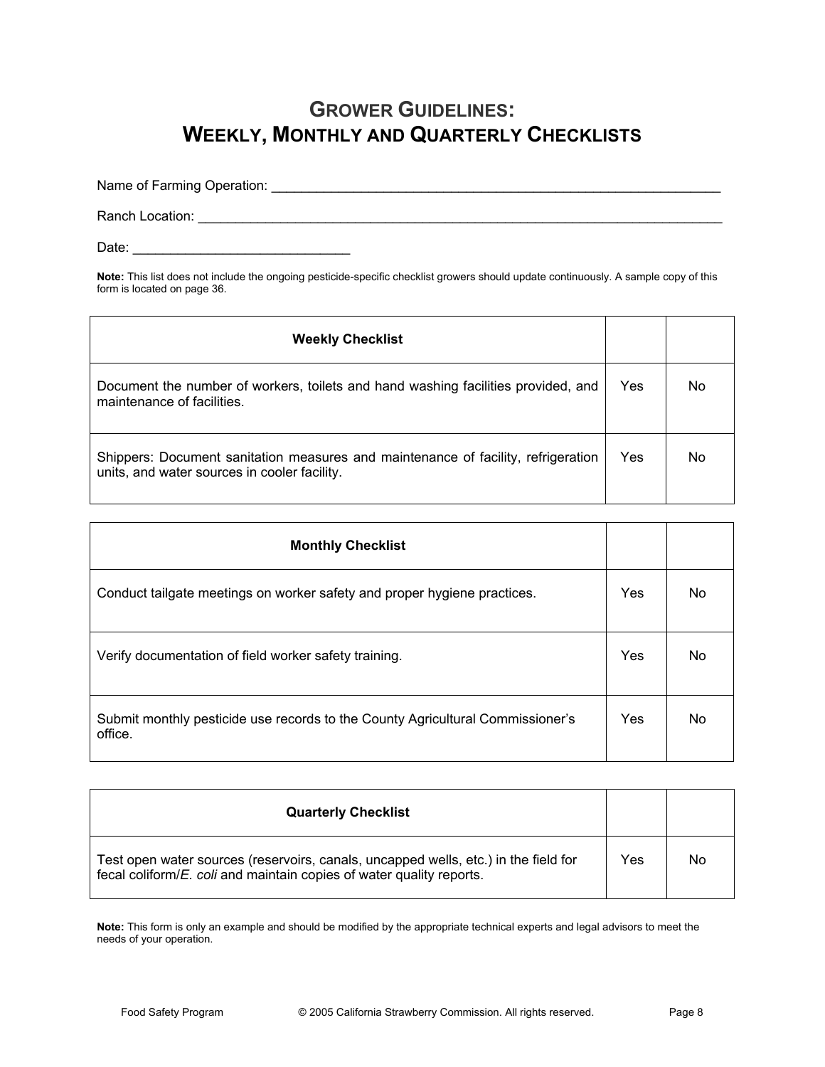# Grower Guidelines: Weekly, Monthly and Quarterly Checklists

Name of Farming Operation: ____________________________________________________________

Ranch Location: ____________________________________________________________________

Date: ___________________________

**Note:** This list does not include the ongoing pesticide-specific checklist growers should update continuously. A sample copy of this form is located on page 36.

| **Weekly Checklist** | | |
|---|---|---|
| Document the number of workers, toilets and hand washing facilities provided, and maintenance of facilities. | Yes | No |
| Shippers: Document sanitation measures and maintenance of facility, refrigeration units, and water sources in cooler facility. | Yes | No |

| **Monthly Checklist** | | |
|---|---|---|
| Conduct tailgate meetings on worker safety and proper hygiene practices. | Yes | No |
| Verify documentation of field worker safety training. | Yes | No |
| Submit monthly pesticide use records to the County Agricultural Commissioner's office. | Yes | No |

| **Quarterly Checklist** | | |
|---|---|---|
| Test open water sources (reservoirs, canals, uncapped wells, etc.) in the field for fecal coliform/*E. coli* and maintain copies of water quality reports. | Yes | No |

**Note:** This form is only an example and should be modified by the appropriate technical experts and legal advisors to meet the needs of your operation.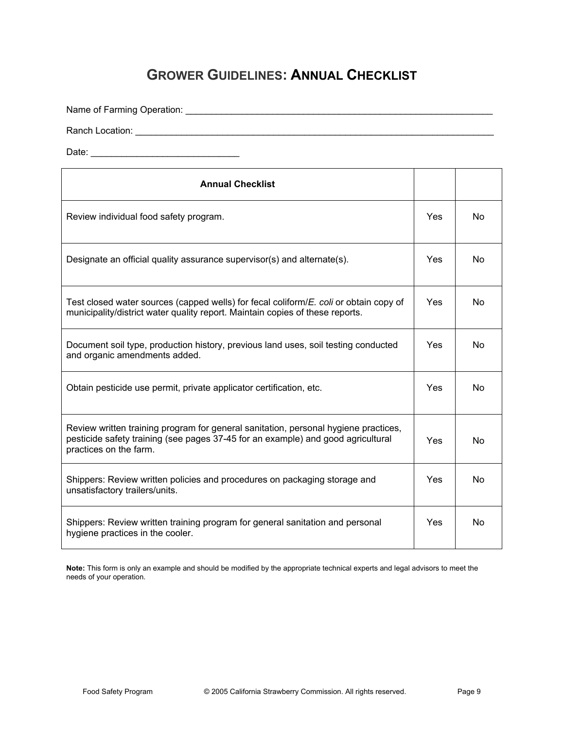# GROWER GUIDELINES: ANNUAL CHECKLIST

Name of Farming Operation: ____________________________________________________________

Ranch Location: ______________________________________________________________________

Date: ____________________________

| Annual Checklist | | |
|---|---|---|
| Review individual food safety program. | Yes | No |
| Designate an official quality assurance supervisor(s) and alternate(s). | Yes | No |
| Test closed water sources (capped wells) for fecal coliform/*E. coli* or obtain copy of municipality/district water quality report. Maintain copies of these reports. | Yes | No |
| Document soil type, production history, previous land uses, soil testing conducted and organic amendments added. | Yes | No |
| Obtain pesticide use permit, private applicator certification, etc. | Yes | No |
| Review written training program for general sanitation, personal hygiene practices, pesticide safety training (see pages 37-45 for an example) and good agricultural practices on the farm. | Yes | No |
| Shippers: Review written policies and procedures on packaging storage and unsatisfactory trailers/units. | Yes | No |
| Shippers: Review written training program for general sanitation and personal hygiene practices in the cooler. | Yes | No |

**Note:** This form is only an example and should be modified by the appropriate technical experts and legal advisors to meet the needs of your operation.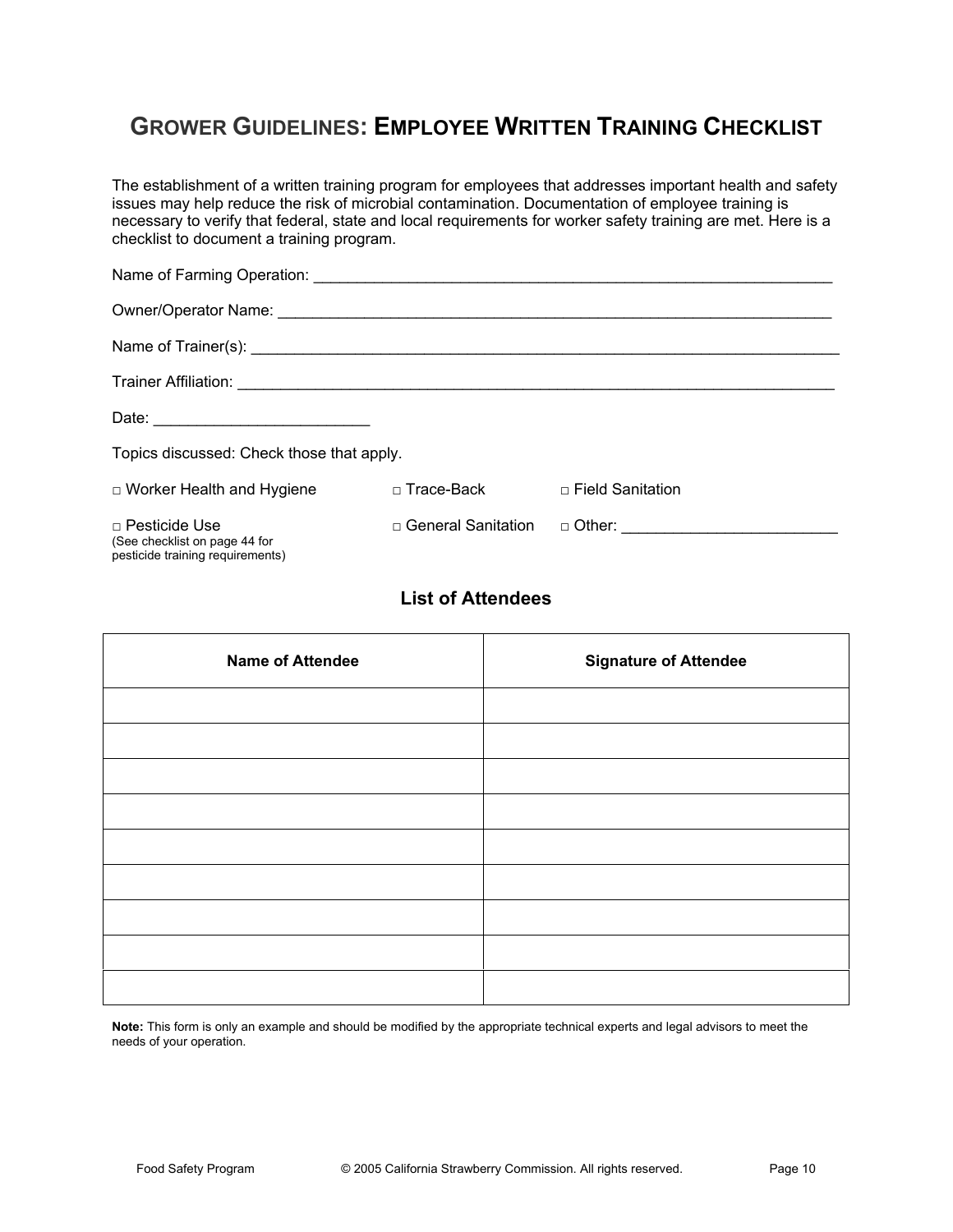# GROWER GUIDELINES: EMPLOYEE WRITTEN TRAINING CHECKLIST

The establishment of a written training program for employees that addresses important health and safety issues may help reduce the risk of microbial contamination. Documentation of employee training is necessary to verify that federal, state and local requirements for worker safety training are met. Here is a checklist to document a training program.

Name of Farming Operation: ____________________________________________________________

Owner/Operator Name: ________________________________________________________________

Name of Trainer(s): ____________________________________________________________________

Trainer Affiliation: _____________________________________________________________________

Date: ________________________

Topics discussed: Check those that apply.

□ Worker Health and Hygiene    □ Trace-Back    □ Field Sanitation

□ Pesticide Use (See checklist on page 44 for pesticide training requirements)    □ General Sanitation    □ Other: ________________________

### List of Attendees

| Name of Attendee | Signature of Attendee |
|---|---|
| | |
| | |
| | |
| | |
| | |
| | |
| | |
| | |
| | |

**Note:** This form is only an example and should be modified by the appropriate technical experts and legal advisors to meet the needs of your operation.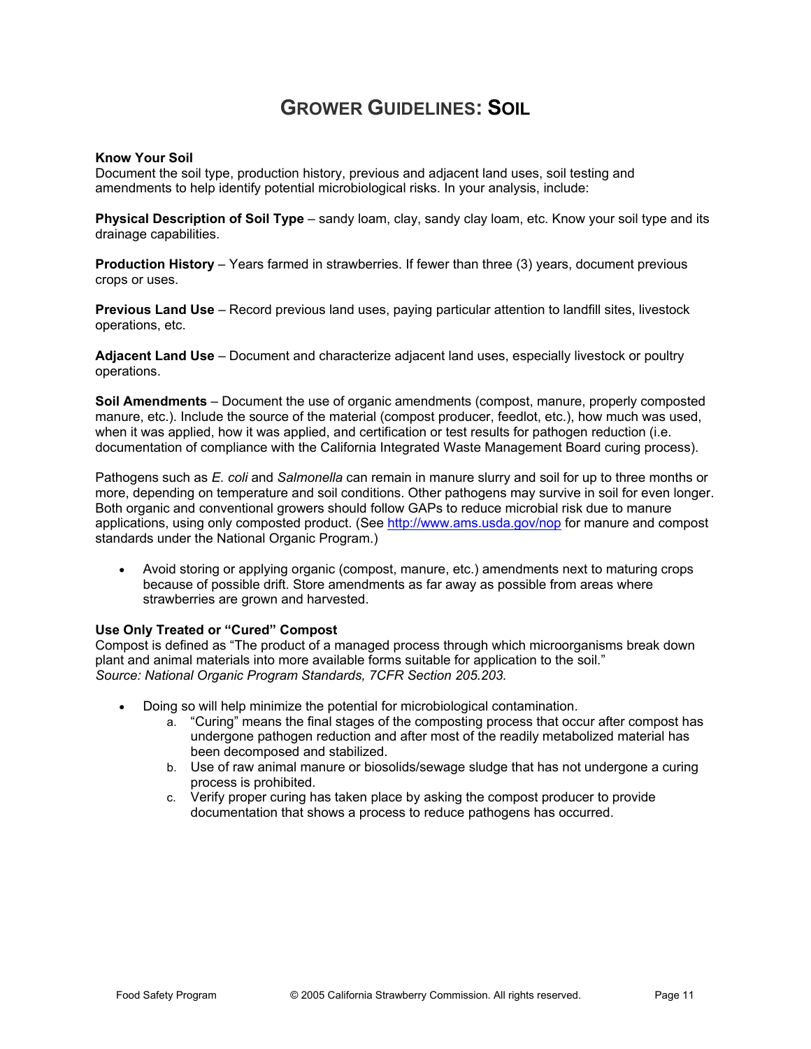# GROWER GUIDELINES: SOIL

**Know Your Soil**
Document the soil type, production history, previous and adjacent land uses, soil testing and amendments to help identify potential microbiological risks. In your analysis, include:

**Physical Description of Soil Type** – sandy loam, clay, sandy clay loam, etc. Know your soil type and its drainage capabilities.

**Production History** – Years farmed in strawberries. If fewer than three (3) years, document previous crops or uses.

**Previous Land Use** – Record previous land uses, paying particular attention to landfill sites, livestock operations, etc.

**Adjacent Land Use** – Document and characterize adjacent land uses, especially livestock or poultry operations.

**Soil Amendments** – Document the use of organic amendments (compost, manure, properly composted manure, etc.). Include the source of the material (compost producer, feedlot, etc.), how much was used, when it was applied, how it was applied, and certification or test results for pathogen reduction (i.e. documentation of compliance with the California Integrated Waste Management Board curing process).

Pathogens such as *E. coli* and *Salmonella* can remain in manure slurry and soil for up to three months or more, depending on temperature and soil conditions. Other pathogens may survive in soil for even longer. Both organic and conventional growers should follow GAPs to reduce microbial risk due to manure applications, using only composted product. (See http://www.ams.usda.gov/nop for manure and compost standards under the National Organic Program.)

- Avoid storing or applying organic (compost, manure, etc.) amendments next to maturing crops because of possible drift. Store amendments as far away as possible from areas where strawberries are grown and harvested.

**Use Only Treated or "Cured" Compost**
Compost is defined as "The product of a managed process through which microorganisms break down plant and animal materials into more available forms suitable for application to the soil."
*Source: National Organic Program Standards, 7CFR Section 205.203.*

- Doing so will help minimize the potential for microbiological contamination.
  a. "Curing" means the final stages of the composting process that occur after compost has undergone pathogen reduction and after most of the readily metabolized material has been decomposed and stabilized.
  b. Use of raw animal manure or biosolids/sewage sludge that has not undergone a curing process is prohibited.
  c. Verify proper curing has taken place by asking the compost producer to provide documentation that shows a process to reduce pathogens has occurred.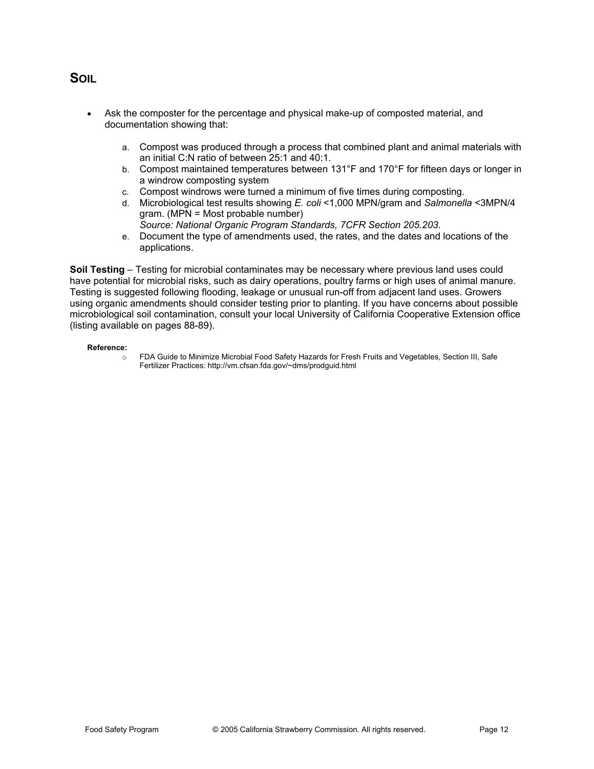## SOIL

- Ask the composter for the percentage and physical make-up of composted material, and documentation showing that:

  a. Compost was produced through a process that combined plant and animal materials with an initial C:N ratio of between 25:1 and 40:1.
  b. Compost maintained temperatures between 131°F and 170°F for fifteen days or longer in a windrow composting system
  c. Compost windrows were turned a minimum of five times during composting.
  d. Microbiological test results showing *E. coli* <1,000 MPN/gram and *Salmonella* <3MPN/4 gram. (MPN = Most probable number)
     *Source: National Organic Program Standards, 7CFR Section 205.203*.
  e. Document the type of amendments used, the rates, and the dates and locations of the applications.

**Soil Testing** – Testing for microbial contaminates may be necessary where previous land uses could have potential for microbial risks, such as dairy operations, poultry farms or high uses of animal manure. Testing is suggested following flooding, leakage or unusual run-off from adjacent land uses. Growers using organic amendments should consider testing prior to planting. If you have concerns about possible microbiological soil contamination, consult your local University of California Cooperative Extension office (listing available on pages 88-89).

**Reference:**

- FDA Guide to Minimize Microbial Food Safety Hazards for Fresh Fruits and Vegetables, Section III, Safe Fertilizer Practices: http://vm.cfsan.fda.gov/~dms/prodguid.html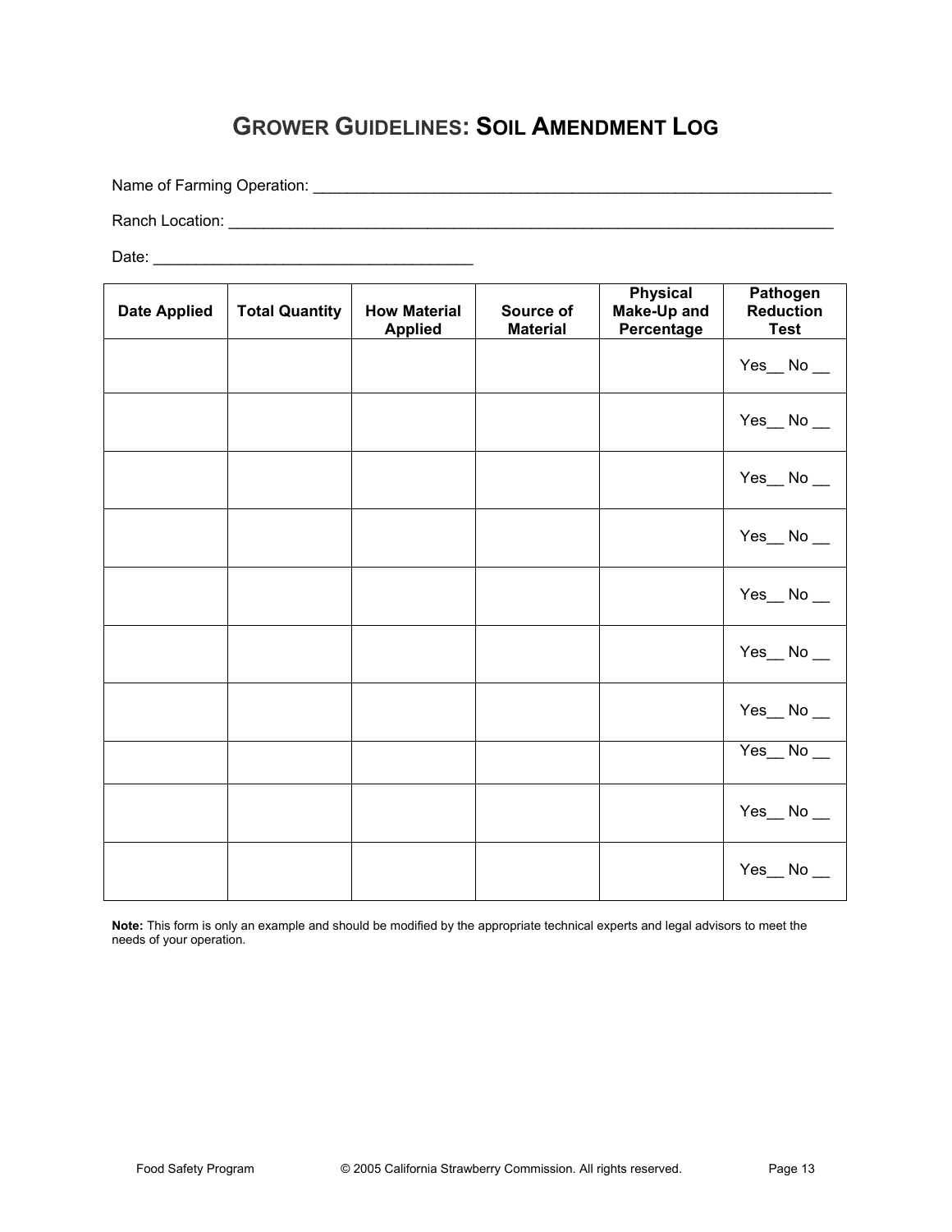# GROWER GUIDELINES: SOIL AMENDMENT LOG

Name of Farming Operation: ______________________________________________________________

Ranch Location: ________________________________________________________________________

Date: ____________________________________

| Date Applied | Total Quantity | How Material Applied | Source of Material | Physical Make-Up and Percentage | Pathogen Reduction Test |
|---|---|---|---|---|---|
| | | | | | Yes__ No __ |
| | | | | | Yes__ No __ |
| | | | | | Yes__ No __ |
| | | | | | Yes__ No __ |
| | | | | | Yes__ No __ |
| | | | | | Yes__ No __ |
| | | | | | Yes__ No __ |
| | | | | | Yes__ No __ |
| | | | | | Yes__ No __ |
| | | | | | Yes__ No __ |

**Note:** This form is only an example and should be modified by the appropriate technical experts and legal advisors to meet the needs of your operation.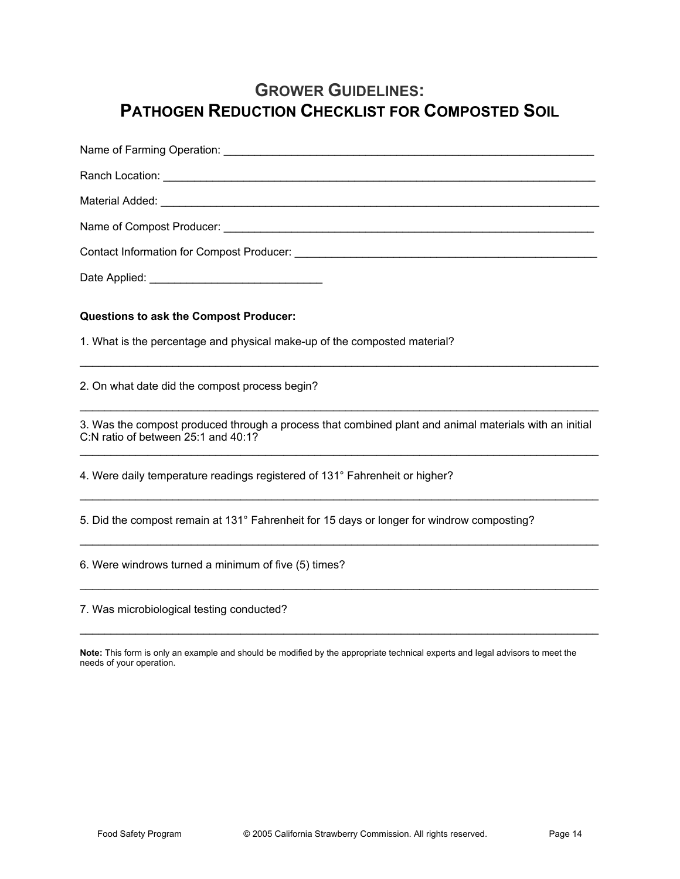# GROWER GUIDELINES:
# PATHOGEN REDUCTION CHECKLIST FOR COMPOSTED SOIL

Name of Farming Operation: ____________________________________________________________

Ranch Location: ______________________________________________________________________

Material Added: ______________________________________________________________________

Name of Compost Producer: ____________________________________________________________

Contact Information for Compost Producer: _________________________________________________

Date Applied: ___________________________

**Questions to ask the Compost Producer:**

1. What is the percentage and physical make-up of the composted material?

_______________________________________________________________________________________

2. On what date did the compost process begin?

_______________________________________________________________________________________

3. Was the compost produced through a process that combined plant and animal materials with an initial C:N ratio of between 25:1 and 40:1?

_______________________________________________________________________________________

4. Were daily temperature readings registered of 131° Fahrenheit or higher?

_______________________________________________________________________________________

5. Did the compost remain at 131° Fahrenheit for 15 days or longer for windrow composting?

_______________________________________________________________________________________

6. Were windrows turned a minimum of five (5) times?

_______________________________________________________________________________________

7. Was microbiological testing conducted?

_______________________________________________________________________________________

**Note:** This form is only an example and should be modified by the appropriate technical experts and legal advisors to meet the needs of your operation.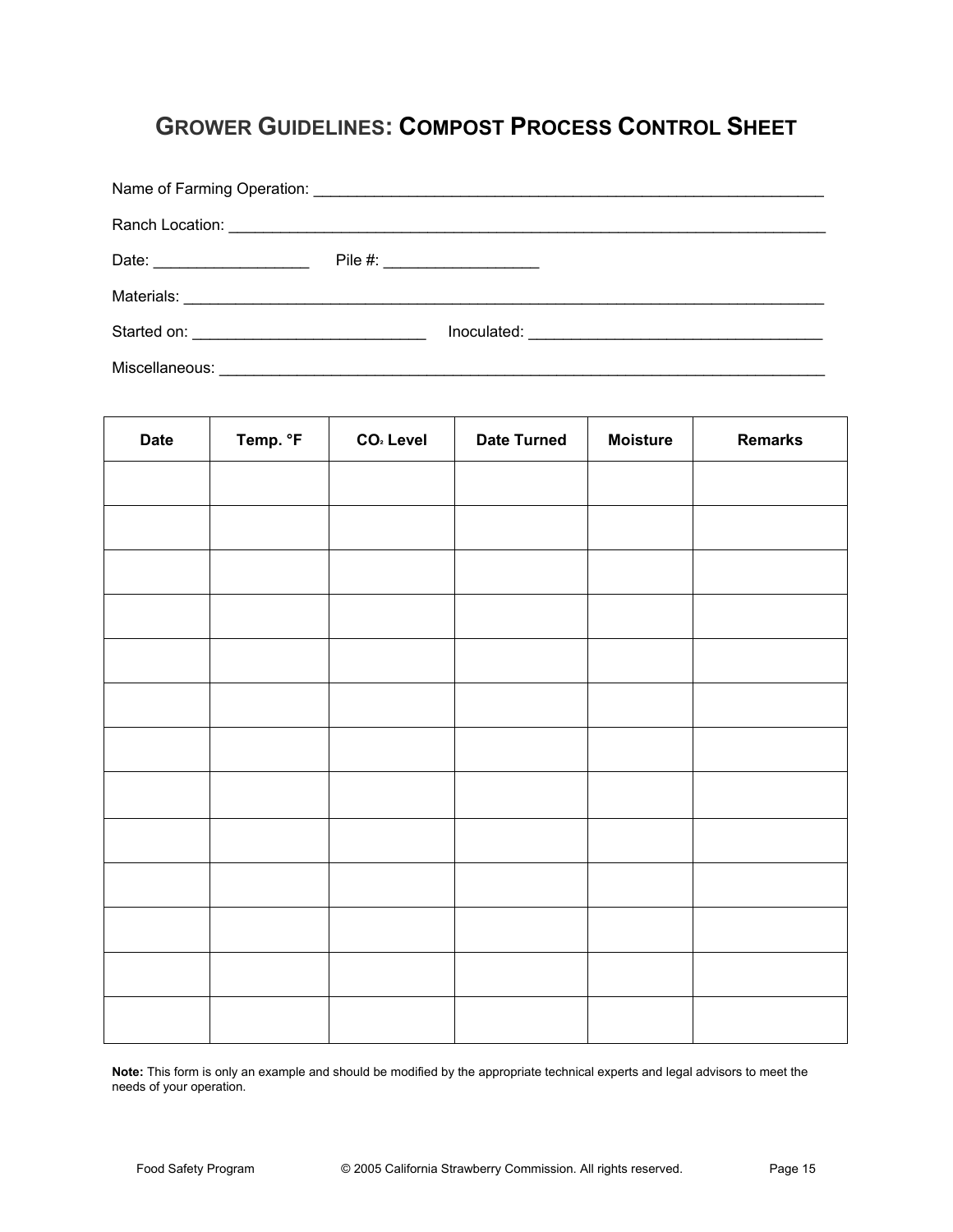# GROWER GUIDELINES: COMPOST PROCESS CONTROL SHEET

Name of Farming Operation: ____________________________________________________________

Ranch Location: ______________________________________________________________________

Date: _________________ Pile #: _________________

Materials: ___________________________________________________________________________

Started on: __________________________ Inoculated: _________________________________

Miscellaneous: _______________________________________________________________________

| Date | Temp. °F | $CO_2$ Level | Date Turned | Moisture | Remarks |
|---|---|---|---|---|---|
| | | | | | |
| | | | | | |
| | | | | | |
| | | | | | |
| | | | | | |
| | | | | | |
| | | | | | |
| | | | | | |
| | | | | | |
| | | | | | |
| | | | | | |
| | | | | | |
| | | | | | |

**Note:** This form is only an example and should be modified by the appropriate technical experts and legal advisors to meet the needs of your operation.

Food Safety Program © 2005 California Strawberry Commission. All rights reserved.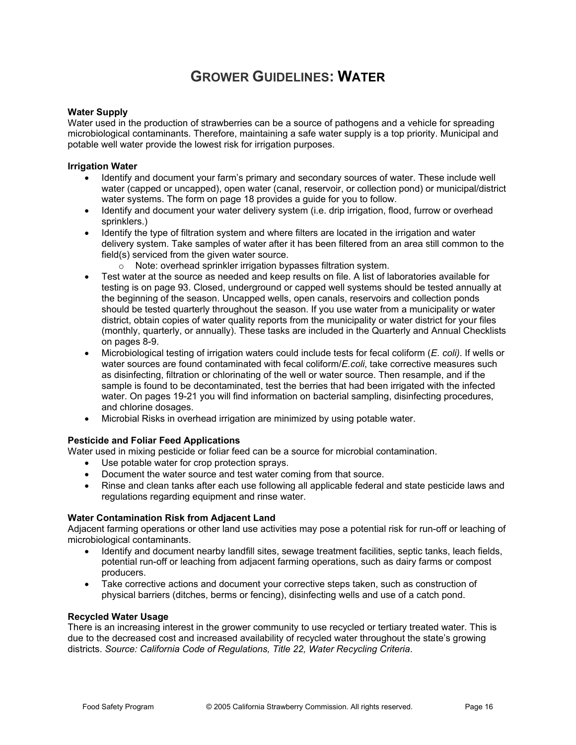# GROWER GUIDELINES: WATER

**Water Supply**

Water used in the production of strawberries can be a source of pathogens and a vehicle for spreading microbiological contaminants. Therefore, maintaining a safe water supply is a top priority. Municipal and potable well water provide the lowest risk for irrigation purposes.

**Irrigation Water**

- Identify and document your farm's primary and secondary sources of water. These include well water (capped or uncapped), open water (canal, reservoir, or collection pond) or municipal/district water systems. The form on page 18 provides a guide for you to follow.
- Identify and document your water delivery system (i.e. drip irrigation, flood, furrow or overhead sprinklers.)
- Identify the type of filtration system and where filters are located in the irrigation and water delivery system. Take samples of water after it has been filtered from an area still common to the field(s) serviced from the given water source.
  - Note: overhead sprinkler irrigation bypasses filtration system.
- Test water at the source as needed and keep results on file. A list of laboratories available for testing is on page 93. Closed, underground or capped well systems should be tested annually at the beginning of the season. Uncapped wells, open canals, reservoirs and collection ponds should be tested quarterly throughout the season. If you use water from a municipality or water district, obtain copies of water quality reports from the municipality or water district for your files (monthly, quarterly, or annually). These tasks are included in the Quarterly and Annual Checklists on pages 8-9.
- Microbiological testing of irrigation waters could include tests for fecal coliform (*E. coli)*. If wells or water sources are found contaminated with fecal coliform/*E.coli*, take corrective measures such as disinfecting, filtration or chlorinating of the well or water source. Then resample, and if the sample is found to be decontaminated, test the berries that had been irrigated with the infected water. On pages 19-21 you will find information on bacterial sampling, disinfecting procedures, and chlorine dosages.
- Microbial Risks in overhead irrigation are minimized by using potable water.

**Pesticide and Foliar Feed Applications**

Water used in mixing pesticide or foliar feed can be a source for microbial contamination.

- Use potable water for crop protection sprays.
- Document the water source and test water coming from that source.
- Rinse and clean tanks after each use following all applicable federal and state pesticide laws and regulations regarding equipment and rinse water.

**Water Contamination Risk from Adjacent Land**

Adjacent farming operations or other land use activities may pose a potential risk for run-off or leaching of microbiological contaminants.

- Identify and document nearby landfill sites, sewage treatment facilities, septic tanks, leach fields, potential run-off or leaching from adjacent farming operations, such as dairy farms or compost producers.
- Take corrective actions and document your corrective steps taken, such as construction of physical barriers (ditches, berms or fencing), disinfecting wells and use of a catch pond.

**Recycled Water Usage**

There is an increasing interest in the grower community to use recycled or tertiary treated water. This is due to the decreased cost and increased availability of recycled water throughout the state's growing districts. *Source: California Code of Regulations, Title 22, Water Recycling Criteria*.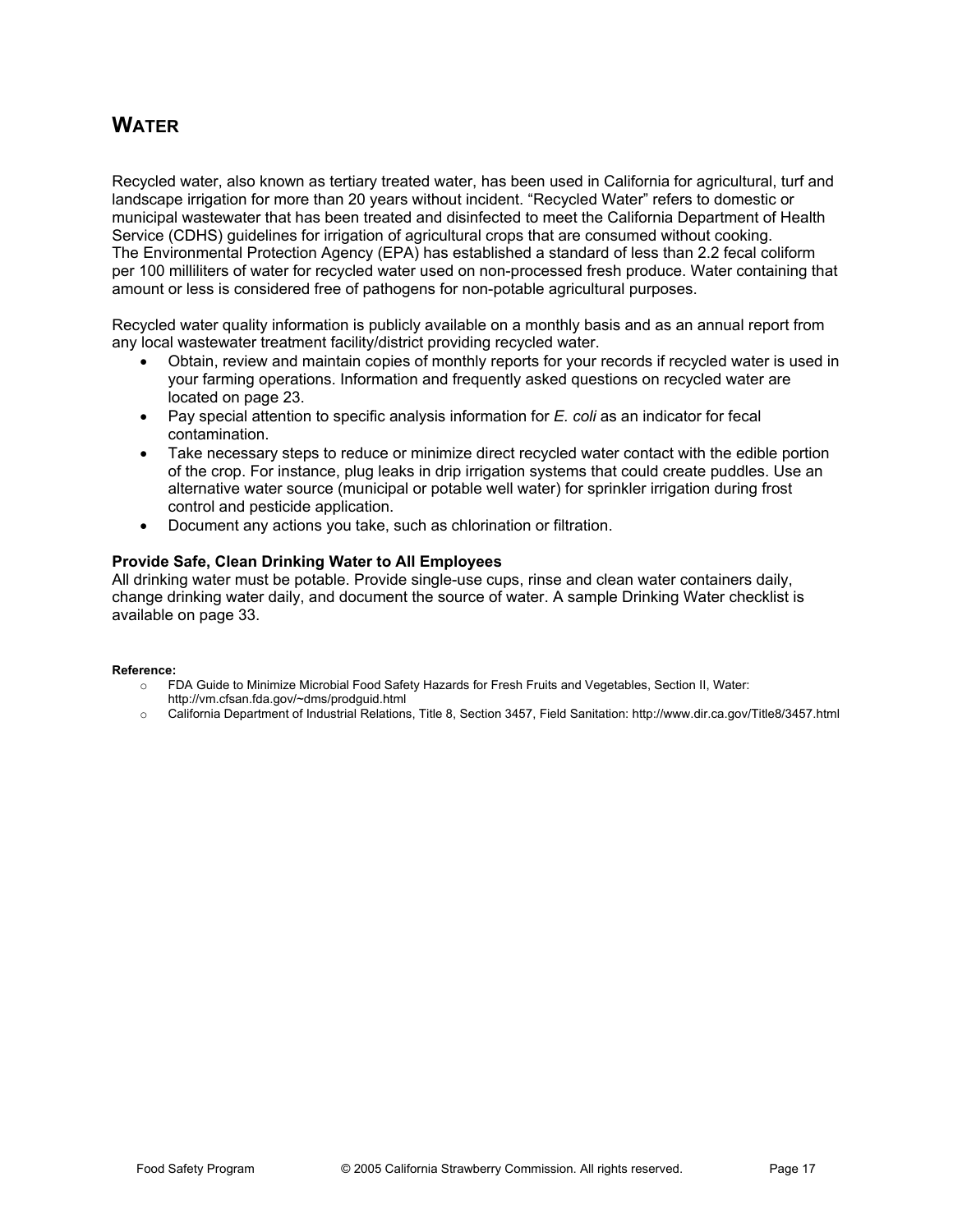# WATER

Recycled water, also known as tertiary treated water, has been used in California for agricultural, turf and landscape irrigation for more than 20 years without incident. “Recycled Water” refers to domestic or municipal wastewater that has been treated and disinfected to meet the California Department of Health Service (CDHS) guidelines for irrigation of agricultural crops that are consumed without cooking. The Environmental Protection Agency (EPA) has established a standard of less than 2.2 fecal coliform per 100 milliliters of water for recycled water used on non-processed fresh produce. Water containing that amount or less is considered free of pathogens for non-potable agricultural purposes.

Recycled water quality information is publicly available on a monthly basis and as an annual report from any local wastewater treatment facility/district providing recycled water.

- Obtain, review and maintain copies of monthly reports for your records if recycled water is used in your farming operations. Information and frequently asked questions on recycled water are located on page 23.
- Pay special attention to specific analysis information for *E. coli* as an indicator for fecal contamination.
- Take necessary steps to reduce or minimize direct recycled water contact with the edible portion of the crop. For instance, plug leaks in drip irrigation systems that could create puddles. Use an alternative water source (municipal or potable well water) for sprinkler irrigation during frost control and pesticide application.
- Document any actions you take, such as chlorination or filtration.

**Provide Safe, Clean Drinking Water to All Employees**
All drinking water must be potable. Provide single-use cups, rinse and clean water containers daily, change drinking water daily, and document the source of water. A sample Drinking Water checklist is available on page 33.

**Reference:**

- FDA Guide to Minimize Microbial Food Safety Hazards for Fresh Fruits and Vegetables, Section II, Water: http://vm.cfsan.fda.gov/~dms/prodguid.html
- California Department of Industrial Relations, Title 8, Section 3457, Field Sanitation: http://www.dir.ca.gov/Title8/3457.html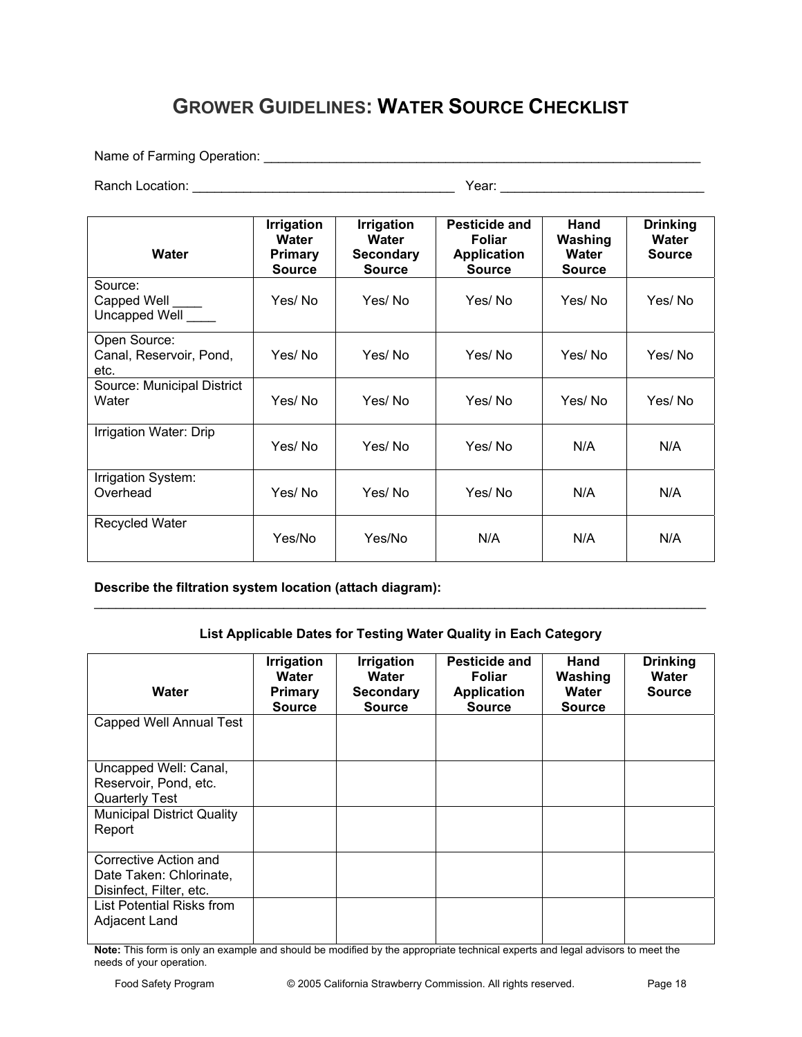# GROWER GUIDELINES: WATER SOURCE CHECKLIST

Name of Farming Operation: ______________________________________________________________

Ranch Location: ____________________________________ Year: ___________________________

| Water | Irrigation Water Primary Source | Irrigation Water Secondary Source | Pesticide and Foliar Application Source | Hand Washing Water Source | Drinking Water Source |
|---|---|---|---|---|---|
| Source: Capped Well ____ Uncapped Well ____ | Yes/ No | Yes/ No | Yes/ No | Yes/ No | Yes/ No |
| Open Source: Canal, Reservoir, Pond, etc. | Yes/ No | Yes/ No | Yes/ No | Yes/ No | Yes/ No |
| Source: Municipal District Water | Yes/ No | Yes/ No | Yes/ No | Yes/ No | Yes/ No |
| Irrigation Water: Drip | Yes/ No | Yes/ No | Yes/ No | N/A | N/A |
| Irrigation System: Overhead | Yes/ No | Yes/ No | Yes/ No | N/A | N/A |
| Recycled Water | Yes/No | Yes/No | N/A | N/A | N/A |

**Describe the filtration system location (attach diagram):**

_____________________________________________________________________________________

**List Applicable Dates for Testing Water Quality in Each Category**

| Water | Irrigation Water Primary Source | Irrigation Water Secondary Source | Pesticide and Foliar Application Source | Hand Washing Water Source | Drinking Water Source |
|---|---|---|---|---|---|
| Capped Well Annual Test | | | | | |
| Uncapped Well: Canal, Reservoir, Pond, etc. Quarterly Test | | | | | |
| Municipal District Quality Report | | | | | |
| Corrective Action and Date Taken: Chlorinate, Disinfect, Filter, etc. | | | | | |
| List Potential Risks from Adjacent Land | | | | | |

**Note:** This form is only an example and should be modified by the appropriate technical experts and legal advisors to meet the needs of your operation.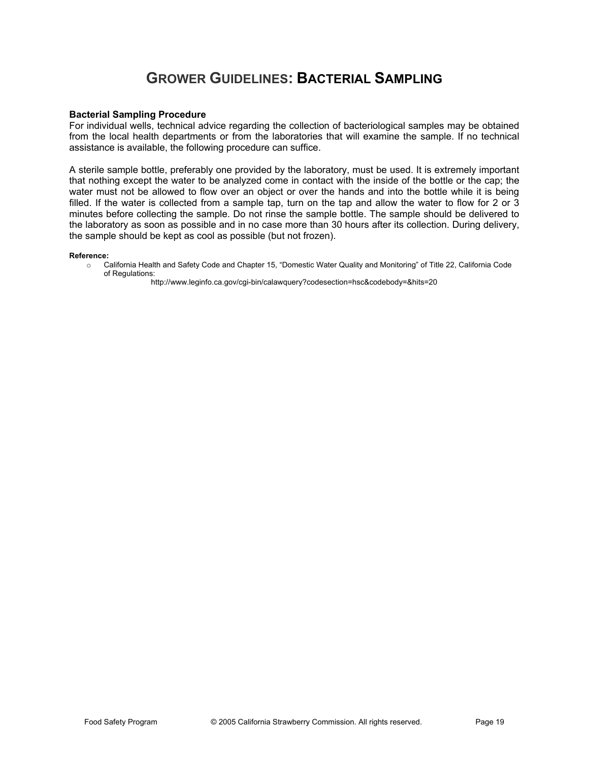# GROWER GUIDELINES: BACTERIAL SAMPLING

**Bacterial Sampling Procedure**

For individual wells, technical advice regarding the collection of bacteriological samples may be obtained from the local health departments or from the laboratories that will examine the sample. If no technical assistance is available, the following procedure can suffice.

A sterile sample bottle, preferably one provided by the laboratory, must be used. It is extremely important that nothing except the water to be analyzed come in contact with the inside of the bottle or the cap; the water must not be allowed to flow over an object or over the hands and into the bottle while it is being filled. If the water is collected from a sample tap, turn on the tap and allow the water to flow for 2 or 3 minutes before collecting the sample. Do not rinse the sample bottle. The sample should be delivered to the laboratory as soon as possible and in no case more than 30 hours after its collection. During delivery, the sample should be kept as cool as possible (but not frozen).

**Reference:**

- California Health and Safety Code and Chapter 15, "Domestic Water Quality and Monitoring" of Title 22, California Code of Regulations:
  http://www.leginfo.ca.gov/cgi-bin/calawquery?codesection=hsc&codebody=&hits=20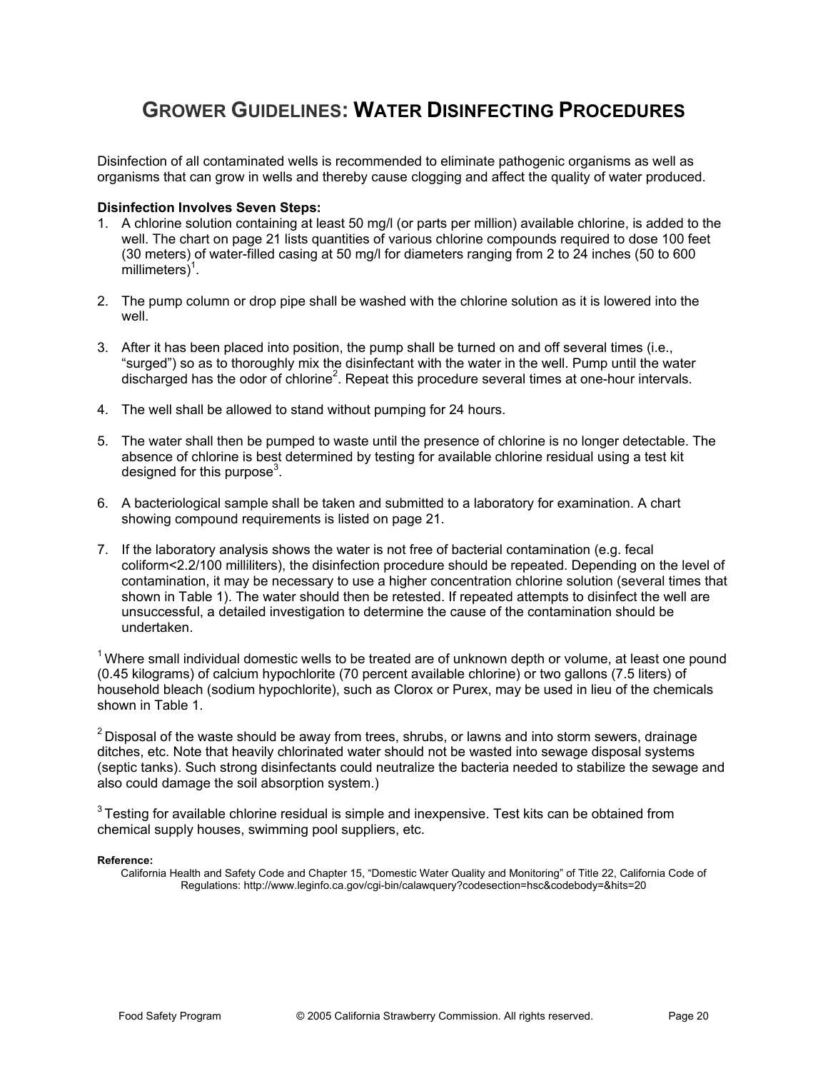# GROWER GUIDELINES: WATER DISINFECTING PROCEDURES

Disinfection of all contaminated wells is recommended to eliminate pathogenic organisms as well as organisms that can grow in wells and thereby cause clogging and affect the quality of water produced.

**Disinfection Involves Seven Steps:**

1. A chlorine solution containing at least 50 mg/l (or parts per million) available chlorine, is added to the well. The chart on page 21 lists quantities of various chlorine compounds required to dose 100 feet (30 meters) of water-filled casing at 50 mg/l for diameters ranging from 2 to 24 inches (50 to 600 millimeters)[1].

2. The pump column or drop pipe shall be washed with the chlorine solution as it is lowered into the well.

3. After it has been placed into position, the pump shall be turned on and off several times (i.e., "surged") so as to thoroughly mix the disinfectant with the water in the well. Pump until the water discharged has the odor of chlorine[2]. Repeat this procedure several times at one-hour intervals.

4. The well shall be allowed to stand without pumping for 24 hours.

5. The water shall then be pumped to waste until the presence of chlorine is no longer detectable. The absence of chlorine is best determined by testing for available chlorine residual using a test kit designed for this purpose[3].

6. A bacteriological sample shall be taken and submitted to a laboratory for examination. A chart showing compound requirements is listed on page 21.

7. If the laboratory analysis shows the water is not free of bacterial contamination (e.g. fecal coliform<2.2/100 milliliters), the disinfection procedure should be repeated. Depending on the level of contamination, it may be necessary to use a higher concentration chlorine solution (several times that shown in Table 1). The water should then be retested. If repeated attempts to disinfect the well are unsuccessful, a detailed investigation to determine the cause of the contamination should be undertaken.

[1] Where small individual domestic wells to be treated are of unknown depth or volume, at least one pound (0.45 kilograms) of calcium hypochlorite (70 percent available chlorine) or two gallons (7.5 liters) of household bleach (sodium hypochlorite), such as Clorox or Purex, may be used in lieu of the chemicals shown in Table 1.

[2] Disposal of the waste should be away from trees, shrubs, or lawns and into storm sewers, drainage ditches, etc. Note that heavily chlorinated water should not be wasted into sewage disposal systems (septic tanks). Such strong disinfectants could neutralize the bacteria needed to stabilize the sewage and also could damage the soil absorption system.)

[3] Testing for available chlorine residual is simple and inexpensive. Test kits can be obtained from chemical supply houses, swimming pool suppliers, etc.

**Reference:**

California Health and Safety Code and Chapter 15, "Domestic Water Quality and Monitoring" of Title 22, California Code of Regulations: http://www.leginfo.ca.gov/cgi-bin/calawquery?codesection=hsc&codebody=&hits=20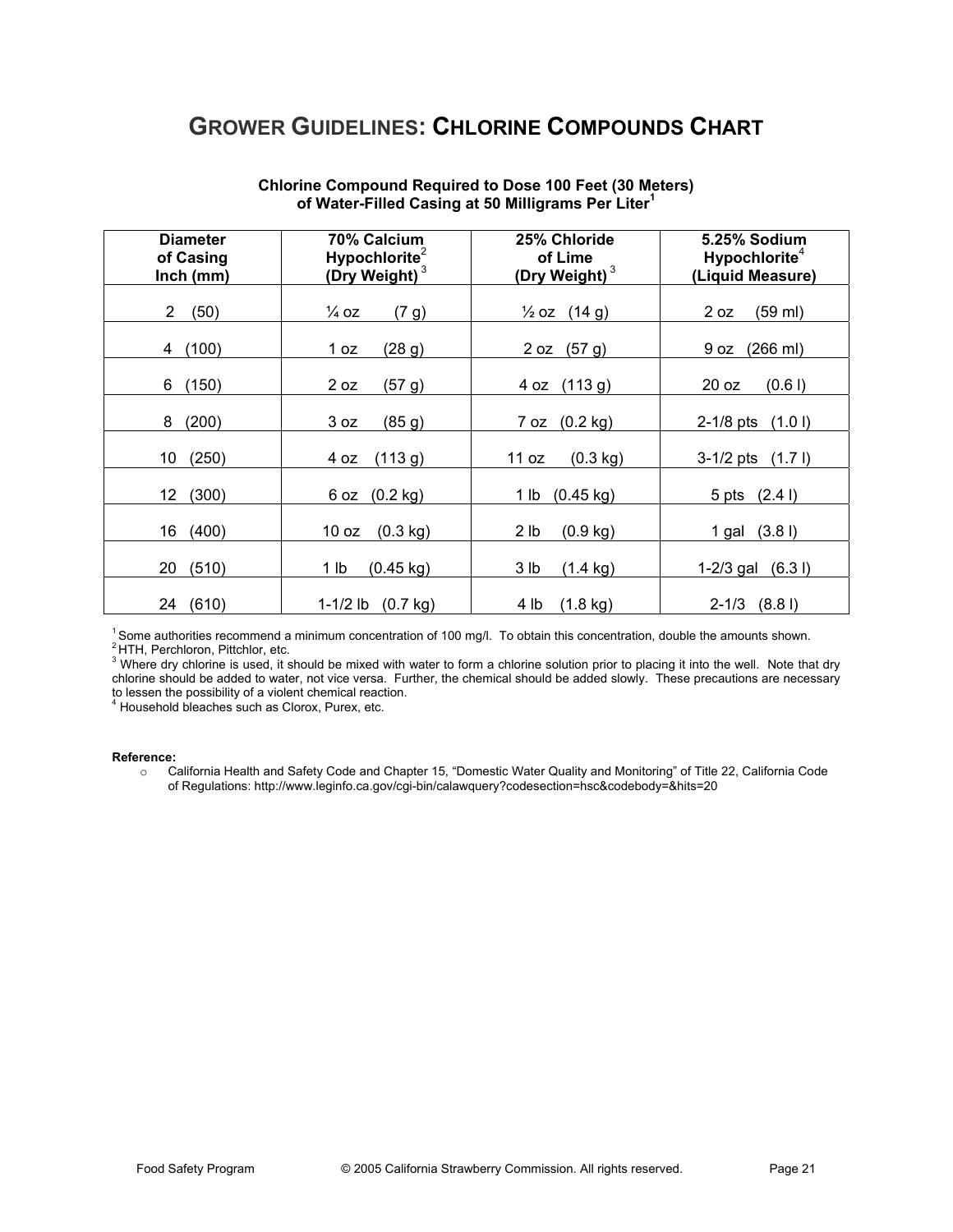# GROWER GUIDELINES: CHLORINE COMPOUNDS CHART

**Chlorine Compound Required to Dose 100 Feet (30 Meters) of Water-Filled Casing at 50 Milligrams Per Liter[1]**

| Diameter of Casing Inch (mm) | 70% Calcium Hypochlorite[2] (Dry Weight)[3] | 25% Chloride of Lime (Dry Weight)[3] | 5.25% Sodium Hypochlorite[4] (Liquid Measure) |
|---|---|---|---|
| 2 (50) | ¼ oz (7 g) | ½ oz (14 g) | 2 oz (59 ml) |
| 4 (100) | 1 oz (28 g) | 2 oz (57 g) | 9 oz (266 ml) |
| 6 (150) | 2 oz (57 g) | 4 oz (113 g) | 20 oz (0.6 l) |
| 8 (200) | 3 oz (85 g) | 7 oz (0.2 kg) | 2-1/8 pts (1.0 l) |
| 10 (250) | 4 oz (113 g) | 11 oz (0.3 kg) | 3-1/2 pts (1.7 l) |
| 12 (300) | 6 oz (0.2 kg) | 1 lb (0.45 kg) | 5 pts (2.4 l) |
| 16 (400) | 10 oz (0.3 kg) | 2 lb (0.9 kg) | 1 gal (3.8 l) |
| 20 (510) | 1 lb (0.45 kg) | 3 lb (1.4 kg) | 1-2/3 gal (6.3 l) |
| 24 (610) | 1-1/2 lb (0.7 kg) | 4 lb (1.8 kg) | 2-1/3 (8.8 l) |

[1] Some authorities recommend a minimum concentration of 100 mg/l. To obtain this concentration, double the amounts shown.
[2] HTH, Perchloron, Pittchlor, etc.
[3] Where dry chlorine is used, it should be mixed with water to form a chlorine solution prior to placing it into the well. Note that dry chlorine should be added to water, not vice versa. Further, the chemical should be added slowly. These precautions are necessary to lessen the possibility of a violent chemical reaction.
[4] Household bleaches such as Clorox, Purex, etc.

**Reference:**

- California Health and Safety Code and Chapter 15, "Domestic Water Quality and Monitoring" of Title 22, California Code of Regulations: http://www.leginfo.ca.gov/cgi-bin/calawquery?codesection=hsc&codebody=&hits=20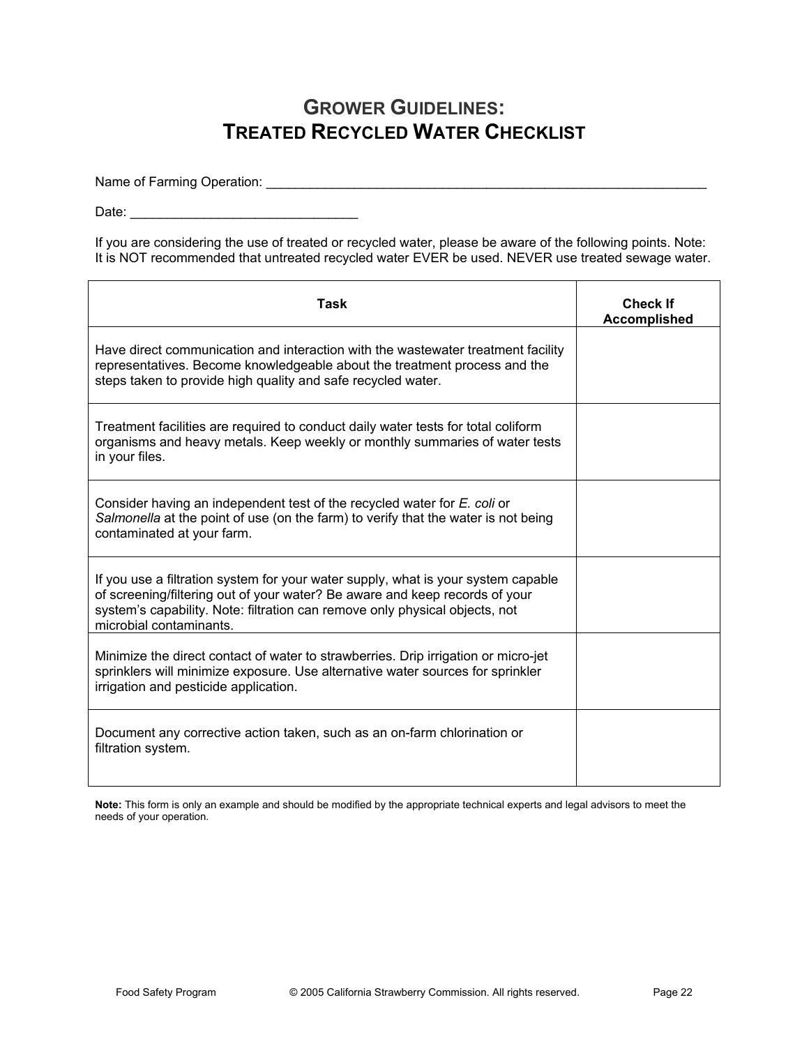# GROWER GUIDELINES:
# TREATED RECYCLED WATER CHECKLIST

Name of Farming Operation: _______________________________________________________________

Date: _______________________________

If you are considering the use of treated or recycled water, please be aware of the following points. Note: It is NOT recommended that untreated recycled water EVER be used. NEVER use treated sewage water.

| Task | Check If Accomplished |
|---|---|
| Have direct communication and interaction with the wastewater treatment facility representatives. Become knowledgeable about the treatment process and the steps taken to provide high quality and safe recycled water. | |
| Treatment facilities are required to conduct daily water tests for total coliform organisms and heavy metals. Keep weekly or monthly summaries of water tests in your files. | |
| Consider having an independent test of the recycled water for *E. coli* or *Salmonella* at the point of use (on the farm) to verify that the water is not being contaminated at your farm. | |
| If you use a filtration system for your water supply, what is your system capable of screening/filtering out of your water? Be aware and keep records of your system's capability. Note: filtration can remove only physical objects, not microbial contaminants. | |
| Minimize the direct contact of water to strawberries. Drip irrigation or micro-jet sprinklers will minimize exposure. Use alternative water sources for sprinkler irrigation and pesticide application. | |
| Document any corrective action taken, such as an on-farm chlorination or filtration system. | |

**Note:** This form is only an example and should be modified by the appropriate technical experts and legal advisors to meet the needs of your operation.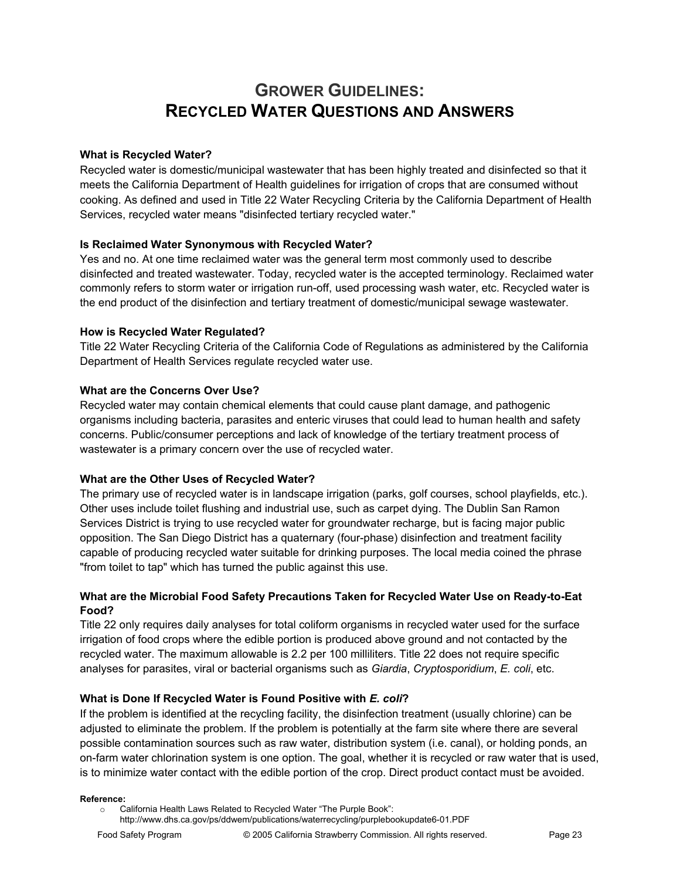# GROWER GUIDELINES: RECYCLED WATER QUESTIONS AND ANSWERS

**What is Recycled Water?**

Recycled water is domestic/municipal wastewater that has been highly treated and disinfected so that it meets the California Department of Health guidelines for irrigation of crops that are consumed without cooking. As defined and used in Title 22 Water Recycling Criteria by the California Department of Health Services, recycled water means "disinfected tertiary recycled water."

**Is Reclaimed Water Synonymous with Recycled Water?**

Yes and no. At one time reclaimed water was the general term most commonly used to describe disinfected and treated wastewater. Today, recycled water is the accepted terminology. Reclaimed water commonly refers to storm water or irrigation run-off, used processing wash water, etc. Recycled water is the end product of the disinfection and tertiary treatment of domestic/municipal sewage wastewater.

**How is Recycled Water Regulated?**

Title 22 Water Recycling Criteria of the California Code of Regulations as administered by the California Department of Health Services regulate recycled water use.

**What are the Concerns Over Use?**

Recycled water may contain chemical elements that could cause plant damage, and pathogenic organisms including bacteria, parasites and enteric viruses that could lead to human health and safety concerns. Public/consumer perceptions and lack of knowledge of the tertiary treatment process of wastewater is a primary concern over the use of recycled water.

**What are the Other Uses of Recycled Water?**

The primary use of recycled water is in landscape irrigation (parks, golf courses, school playfields, etc.). Other uses include toilet flushing and industrial use, such as carpet dying. The Dublin San Ramon Services District is trying to use recycled water for groundwater recharge, but is facing major public opposition. The San Diego District has a quaternary (four-phase) disinfection and treatment facility capable of producing recycled water suitable for drinking purposes. The local media coined the phrase "from toilet to tap" which has turned the public against this use.

**What are the Microbial Food Safety Precautions Taken for Recycled Water Use on Ready-to-Eat Food?**

Title 22 only requires daily analyses for total coliform organisms in recycled water used for the surface irrigation of food crops where the edible portion is produced above ground and not contacted by the recycled water. The maximum allowable is 2.2 per 100 milliliters. Title 22 does not require specific analyses for parasites, viral or bacterial organisms such as *Giardia*, *Cryptosporidium*, *E. coli*, etc.

**What is Done If Recycled Water is Found Positive with *E. coli*?**

If the problem is identified at the recycling facility, the disinfection treatment (usually chlorine) can be adjusted to eliminate the problem. If the problem is potentially at the farm site where there are several possible contamination sources such as raw water, distribution system (i.e. canal), or holding ponds, an on-farm water chlorination system is one option. The goal, whether it is recycled or raw water that is used, is to minimize water contact with the edible portion of the crop. Direct product contact must be avoided.

**Reference:**

- California Health Laws Related to Recycled Water "The Purple Book": http://www.dhs.ca.gov/ps/ddwem/publications/waterrecycling/purplebookupdate6-01.PDF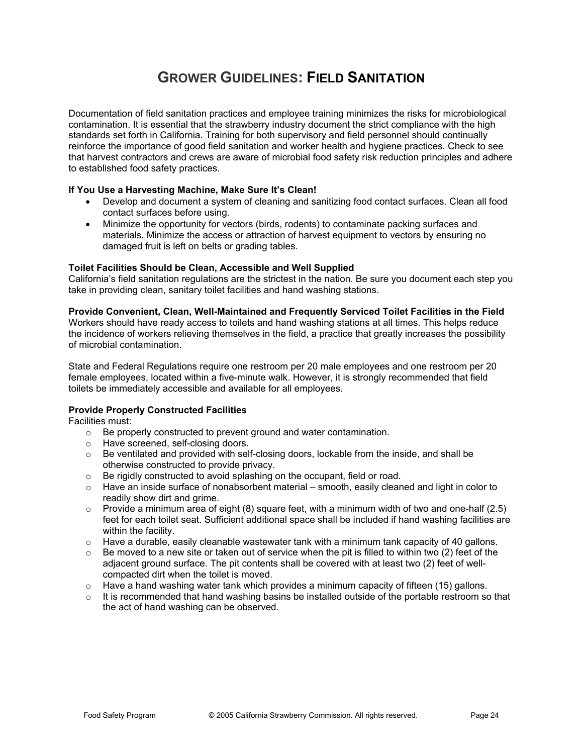# GROWER GUIDELINES: FIELD SANITATION

Documentation of field sanitation practices and employee training minimizes the risks for microbiological contamination. It is essential that the strawberry industry document the strict compliance with the high standards set forth in California. Training for both supervisory and field personnel should continually reinforce the importance of good field sanitation and worker health and hygiene practices. Check to see that harvest contractors and crews are aware of microbial food safety risk reduction principles and adhere to established food safety practices.

**If You Use a Harvesting Machine, Make Sure It's Clean!**

- Develop and document a system of cleaning and sanitizing food contact surfaces. Clean all food contact surfaces before using.
- Minimize the opportunity for vectors (birds, rodents) to contaminate packing surfaces and materials. Minimize the access or attraction of harvest equipment to vectors by ensuring no damaged fruit is left on belts or grading tables.

**Toilet Facilities Should be Clean, Accessible and Well Supplied**

California's field sanitation regulations are the strictest in the nation. Be sure you document each step you take in providing clean, sanitary toilet facilities and hand washing stations.

**Provide Convenient, Clean, Well-Maintained and Frequently Serviced Toilet Facilities in the Field**

Workers should have ready access to toilets and hand washing stations at all times. This helps reduce the incidence of workers relieving themselves in the field, a practice that greatly increases the possibility of microbial contamination.

State and Federal Regulations require one restroom per 20 male employees and one restroom per 20 female employees, located within a five-minute walk. However, it is strongly recommended that field toilets be immediately accessible and available for all employees.

**Provide Properly Constructed Facilities**

Facilities must:

- Be properly constructed to prevent ground and water contamination.
- Have screened, self-closing doors.
- Be ventilated and provided with self-closing doors, lockable from the inside, and shall be otherwise constructed to provide privacy.
- Be rigidly constructed to avoid splashing on the occupant, field or road.
- Have an inside surface of nonabsorbent material – smooth, easily cleaned and light in color to readily show dirt and grime.
- Provide a minimum area of eight (8) square feet, with a minimum width of two and one-half (2.5) feet for each toilet seat. Sufficient additional space shall be included if hand washing facilities are within the facility.
- Have a durable, easily cleanable wastewater tank with a minimum tank capacity of 40 gallons.
- Be moved to a new site or taken out of service when the pit is filled to within two (2) feet of the adjacent ground surface. The pit contents shall be covered with at least two (2) feet of well-compacted dirt when the toilet is moved.
- Have a hand washing water tank which provides a minimum capacity of fifteen (15) gallons.
- It is recommended that hand washing basins be installed outside of the portable restroom so that the act of hand washing can be observed.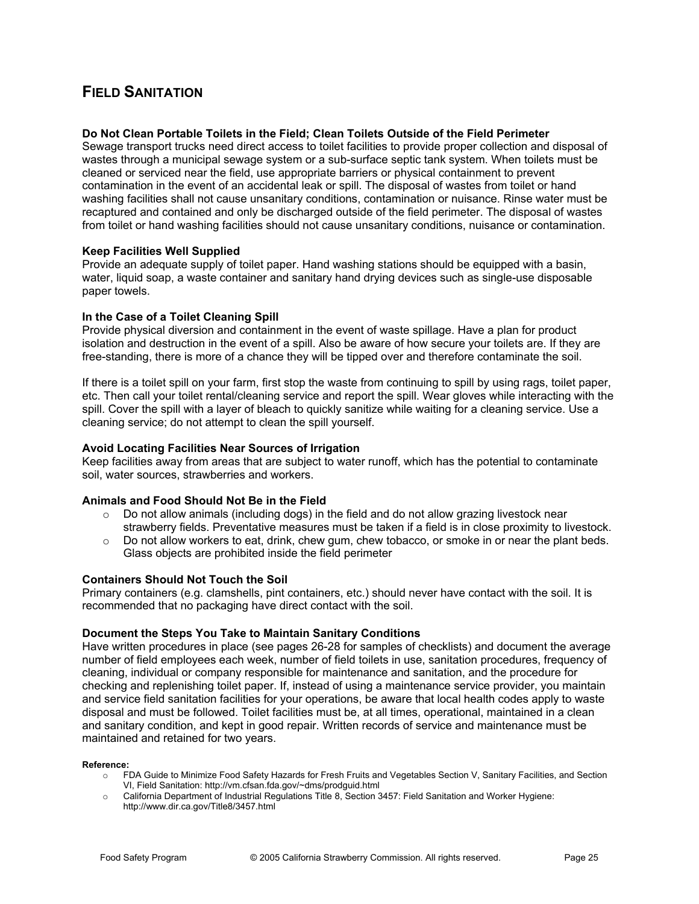## Field Sanitation

**Do Not Clean Portable Toilets in the Field; Clean Toilets Outside of the Field Perimeter**
Sewage transport trucks need direct access to toilet facilities to provide proper collection and disposal of wastes through a municipal sewage system or a sub-surface septic tank system. When toilets must be cleaned or serviced near the field, use appropriate barriers or physical containment to prevent contamination in the event of an accidental leak or spill. The disposal of wastes from toilet or hand washing facilities shall not cause unsanitary conditions, contamination or nuisance. Rinse water must be recaptured and contained and only be discharged outside of the field perimeter. The disposal of wastes from toilet or hand washing facilities should not cause unsanitary conditions, nuisance or contamination.

**Keep Facilities Well Supplied**
Provide an adequate supply of toilet paper. Hand washing stations should be equipped with a basin, water, liquid soap, a waste container and sanitary hand drying devices such as single-use disposable paper towels.

**In the Case of a Toilet Cleaning Spill**
Provide physical diversion and containment in the event of waste spillage. Have a plan for product isolation and destruction in the event of a spill. Also be aware of how secure your toilets are. If they are free-standing, there is more of a chance they will be tipped over and therefore contaminate the soil.

If there is a toilet spill on your farm, first stop the waste from continuing to spill by using rags, toilet paper, etc. Then call your toilet rental/cleaning service and report the spill. Wear gloves while interacting with the spill. Cover the spill with a layer of bleach to quickly sanitize while waiting for a cleaning service. Use a cleaning service; do not attempt to clean the spill yourself.

**Avoid Locating Facilities Near Sources of Irrigation**
Keep facilities away from areas that are subject to water runoff, which has the potential to contaminate soil, water sources, strawberries and workers.

**Animals and Food Should Not Be in the Field**

- Do not allow animals (including dogs) in the field and do not allow grazing livestock near strawberry fields. Preventative measures must be taken if a field is in close proximity to livestock.
- Do not allow workers to eat, drink, chew gum, chew tobacco, or smoke in or near the plant beds. Glass objects are prohibited inside the field perimeter

**Containers Should Not Touch the Soil**
Primary containers (e.g. clamshells, pint containers, etc.) should never have contact with the soil. It is recommended that no packaging have direct contact with the soil.

**Document the Steps You Take to Maintain Sanitary Conditions**
Have written procedures in place (see pages 26-28 for samples of checklists) and document the average number of field employees each week, number of field toilets in use, sanitation procedures, frequency of cleaning, individual or company responsible for maintenance and sanitation, and the procedure for checking and replenishing toilet paper. If, instead of using a maintenance service provider, you maintain and service field sanitation facilities for your operations, be aware that local health codes apply to waste disposal and must be followed. Toilet facilities must be, at all times, operational, maintained in a clean and sanitary condition, and kept in good repair. Written records of service and maintenance must be maintained and retained for two years.

**Reference:**

- FDA Guide to Minimize Food Safety Hazards for Fresh Fruits and Vegetables Section V, Sanitary Facilities, and Section VI, Field Sanitation: http://vm.cfsan.fda.gov/~dms/prodguid.html
- California Department of Industrial Regulations Title 8, Section 3457: Field Sanitation and Worker Hygiene: http://www.dir.ca.gov/Title8/3457.html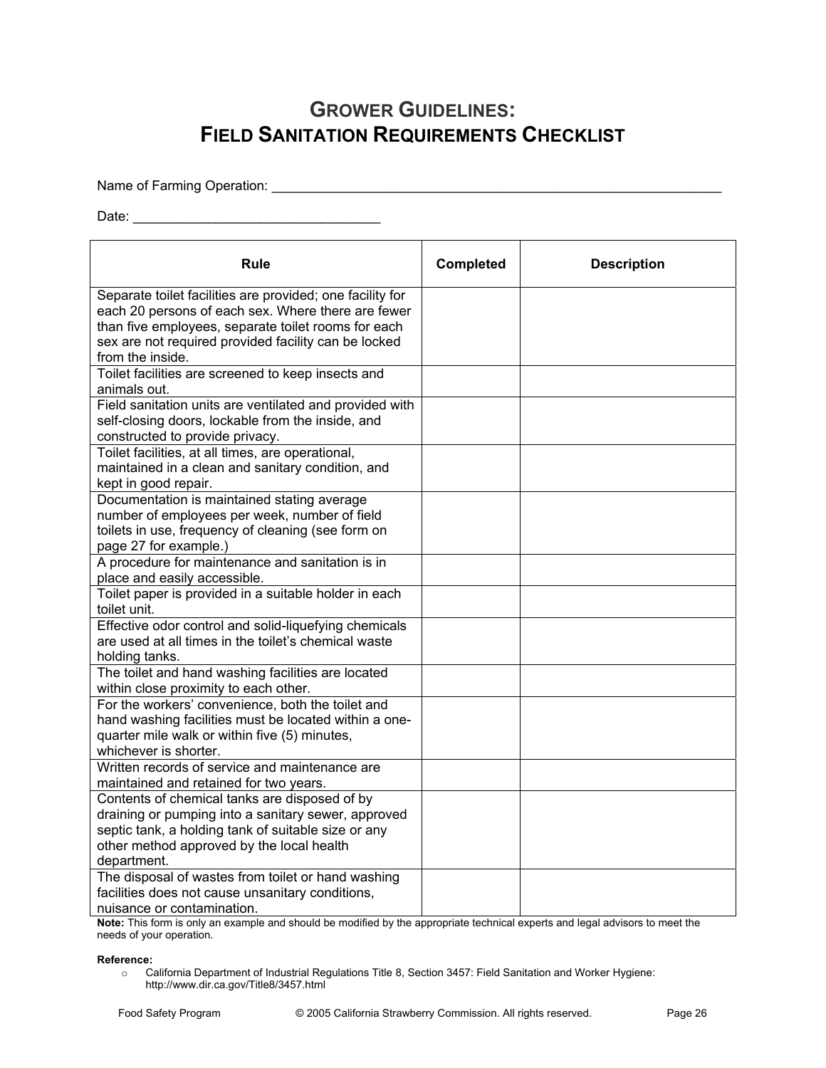# GROWER GUIDELINES: FIELD SANITATION REQUIREMENTS CHECKLIST

Name of Farming Operation: ______________________________________________________________

Date: ________________________________

| Rule | Completed | Description |
|---|---|---|
| Separate toilet facilities are provided; one facility for each 20 persons of each sex. Where there are fewer than five employees, separate toilet rooms for each sex are not required provided facility can be locked from the inside. | | |
| Toilet facilities are screened to keep insects and animals out. | | |
| Field sanitation units are ventilated and provided with self-closing doors, lockable from the inside, and constructed to provide privacy. | | |
| Toilet facilities, at all times, are operational, maintained in a clean and sanitary condition, and kept in good repair. | | |
| Documentation is maintained stating average number of employees per week, number of field toilets in use, frequency of cleaning (see form on page 27 for example.) | | |
| A procedure for maintenance and sanitation is in place and easily accessible. | | |
| Toilet paper is provided in a suitable holder in each toilet unit. | | |
| Effective odor control and solid-liquefying chemicals are used at all times in the toilet's chemical waste holding tanks. | | |
| The toilet and hand washing facilities are located within close proximity to each other. | | |
| For the workers' convenience, both the toilet and hand washing facilities must be located within a one-quarter mile walk or within five (5) minutes, whichever is shorter. | | |
| Written records of service and maintenance are maintained and retained for two years. | | |
| Contents of chemical tanks are disposed of by draining or pumping into a sanitary sewer, approved septic tank, a holding tank of suitable size or any other method approved by the local health department. | | |
| The disposal of wastes from toilet or hand washing facilities does not cause unsanitary conditions, nuisance or contamination. | | |

**Note:** This form is only an example and should be modified by the appropriate technical experts and legal advisors to meet the needs of your operation.

**Reference:**

- California Department of Industrial Regulations Title 8, Section 3457: Field Sanitation and Worker Hygiene: http://www.dir.ca.gov/Title8/3457.html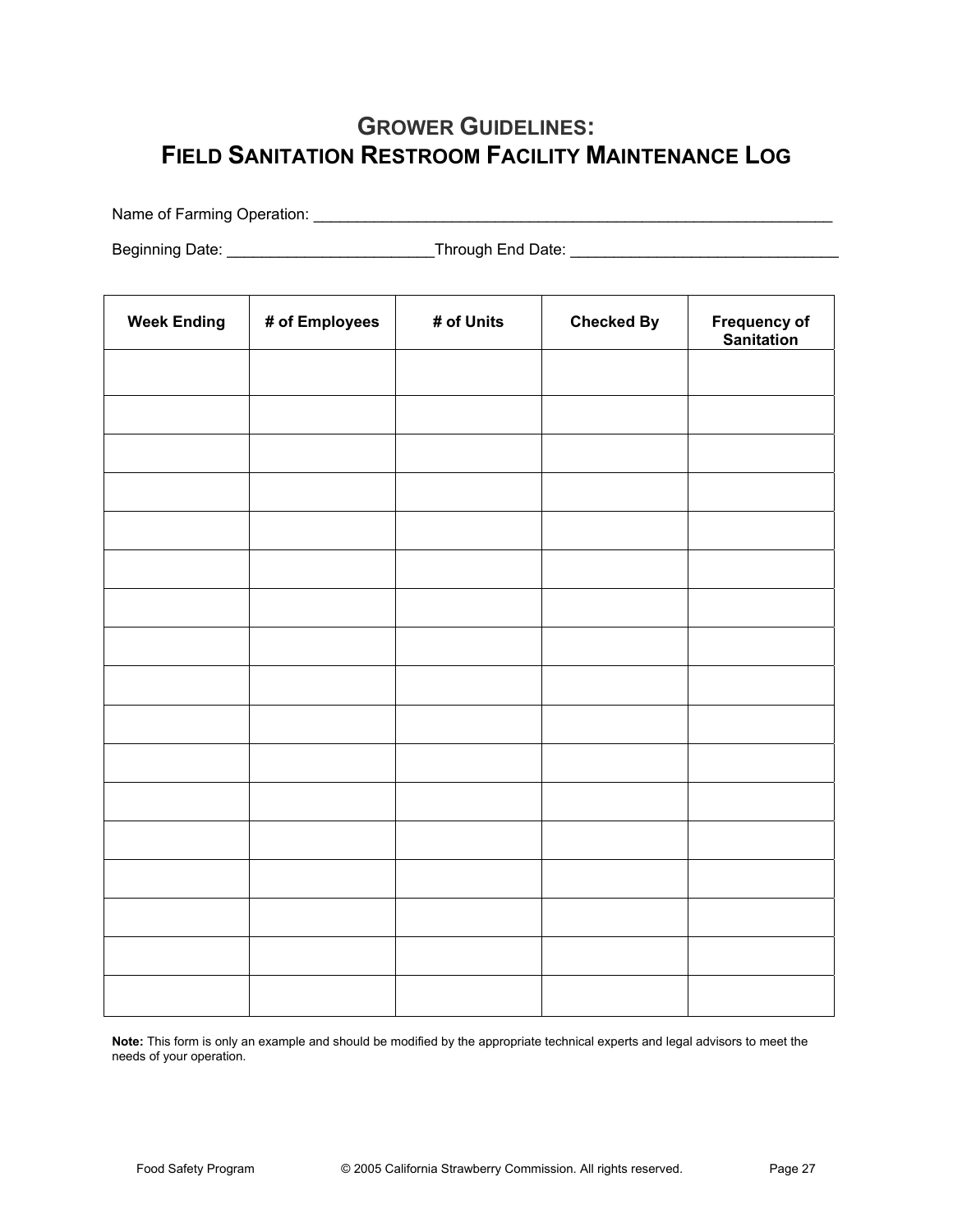# GROWER GUIDELINES:
# FIELD SANITATION RESTROOM FACILITY MAINTENANCE LOG

Name of Farming Operation: ____________________________________________________________

Beginning Date: _______________________Through End Date: _____________________________

| Week Ending | # of Employees | # of Units | Checked By | Frequency of Sanitation |
|---|---|---|---|---|
| | | | | |
| | | | | |
| | | | | |
| | | | | |
| | | | | |
| | | | | |
| | | | | |
| | | | | |
| | | | | |
| | | | | |
| | | | | |
| | | | | |
| | | | | |
| | | | | |
| | | | | |
| | | | | |
| | | | | |

**Note:** This form is only an example and should be modified by the appropriate technical experts and legal advisors to meet the needs of your operation.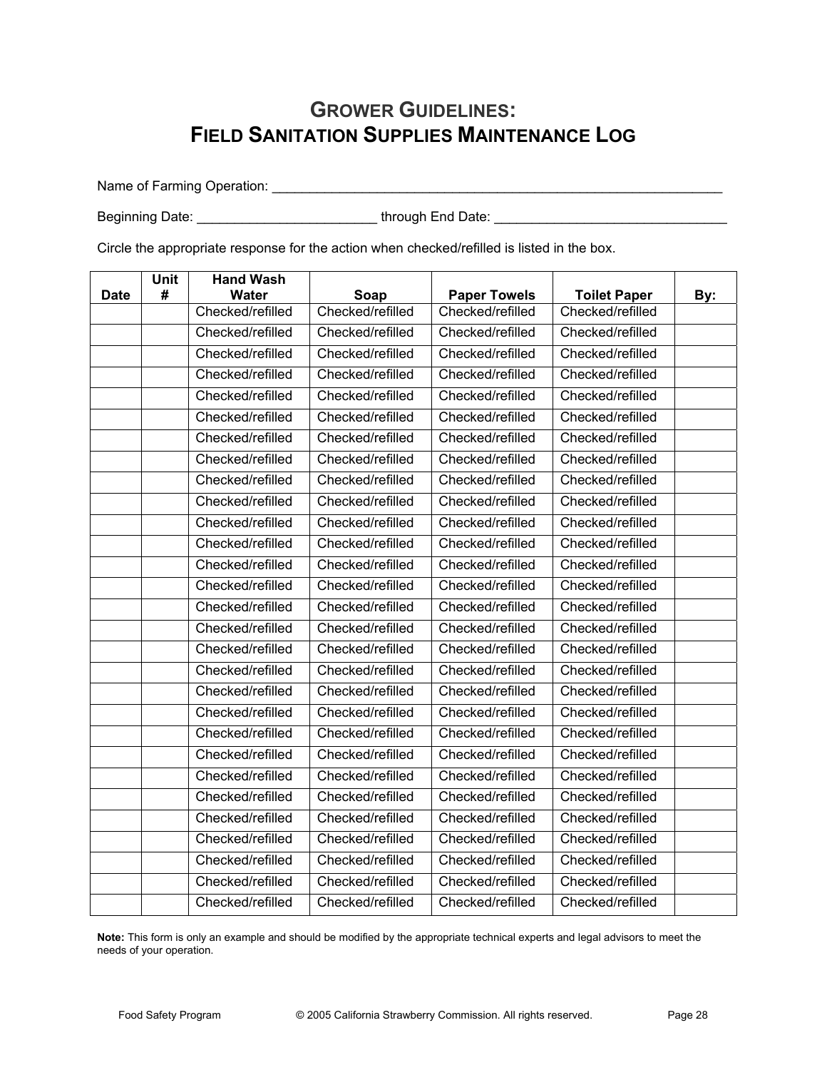# GROWER GUIDELINES:
# FIELD SANITATION SUPPLIES MAINTENANCE LOG

Name of Farming Operation: ______________________________________________________________

Beginning Date: ________________________ through End Date: ______________________________

Circle the appropriate response for the action when checked/refilled is listed in the box.

| Date | Unit # | Hand Wash Water | Soap | Paper Towels | Toilet Paper | By: |
|---|---|---|---|---|---|---|
| | | Checked/refilled | Checked/refilled | Checked/refilled | Checked/refilled | |
| | | Checked/refilled | Checked/refilled | Checked/refilled | Checked/refilled | |
| | | Checked/refilled | Checked/refilled | Checked/refilled | Checked/refilled | |
| | | Checked/refilled | Checked/refilled | Checked/refilled | Checked/refilled | |
| | | Checked/refilled | Checked/refilled | Checked/refilled | Checked/refilled | |
| | | Checked/refilled | Checked/refilled | Checked/refilled | Checked/refilled | |
| | | Checked/refilled | Checked/refilled | Checked/refilled | Checked/refilled | |
| | | Checked/refilled | Checked/refilled | Checked/refilled | Checked/refilled | |
| | | Checked/refilled | Checked/refilled | Checked/refilled | Checked/refilled | |
| | | Checked/refilled | Checked/refilled | Checked/refilled | Checked/refilled | |
| | | Checked/refilled | Checked/refilled | Checked/refilled | Checked/refilled | |
| | | Checked/refilled | Checked/refilled | Checked/refilled | Checked/refilled | |
| | | Checked/refilled | Checked/refilled | Checked/refilled | Checked/refilled | |
| | | Checked/refilled | Checked/refilled | Checked/refilled | Checked/refilled | |
| | | Checked/refilled | Checked/refilled | Checked/refilled | Checked/refilled | |
| | | Checked/refilled | Checked/refilled | Checked/refilled | Checked/refilled | |
| | | Checked/refilled | Checked/refilled | Checked/refilled | Checked/refilled | |
| | | Checked/refilled | Checked/refilled | Checked/refilled | Checked/refilled | |
| | | Checked/refilled | Checked/refilled | Checked/refilled | Checked/refilled | |
| | | Checked/refilled | Checked/refilled | Checked/refilled | Checked/refilled | |
| | | Checked/refilled | Checked/refilled | Checked/refilled | Checked/refilled | |
| | | Checked/refilled | Checked/refilled | Checked/refilled | Checked/refilled | |
| | | Checked/refilled | Checked/refilled | Checked/refilled | Checked/refilled | |
| | | Checked/refilled | Checked/refilled | Checked/refilled | Checked/refilled | |
| | | Checked/refilled | Checked/refilled | Checked/refilled | Checked/refilled | |
| | | Checked/refilled | Checked/refilled | Checked/refilled | Checked/refilled | |
| | | Checked/refilled | Checked/refilled | Checked/refilled | Checked/refilled | |
| | | Checked/refilled | Checked/refilled | Checked/refilled | Checked/refilled | |
| | | Checked/refilled | Checked/refilled | Checked/refilled | Checked/refilled | |

**Note:** This form is only an example and should be modified by the appropriate technical experts and legal advisors to meet the needs of your operation.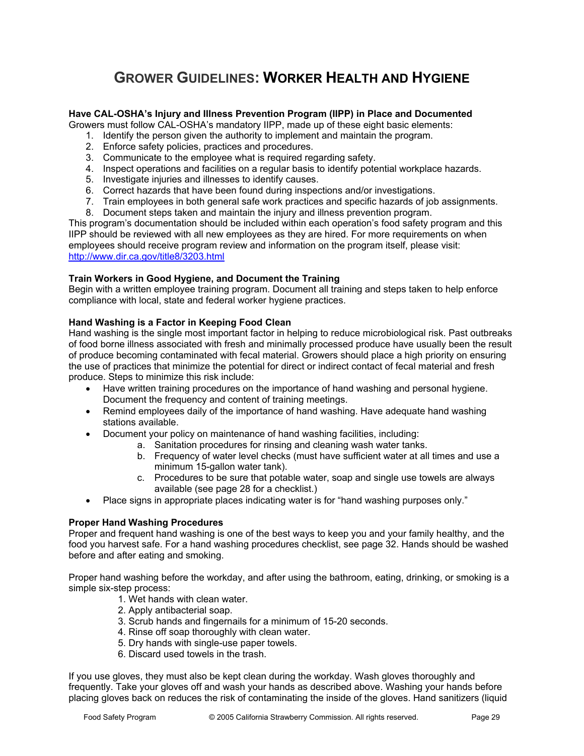# Grower Guidelines: Worker Health and Hygiene

**Have CAL-OSHA's Injury and Illness Prevention Program (IIPP) in Place and Documented**
Growers must follow CAL-OSHA's mandatory IIPP, made up of these eight basic elements:

1. Identify the person given the authority to implement and maintain the program.
2. Enforce safety policies, practices and procedures.
3. Communicate to the employee what is required regarding safety.
4. Inspect operations and facilities on a regular basis to identify potential workplace hazards.
5. Investigate injuries and illnesses to identify causes.
6. Correct hazards that have been found during inspections and/or investigations.
7. Train employees in both general safe work practices and specific hazards of job assignments.
8. Document steps taken and maintain the injury and illness prevention program.

This program's documentation should be included within each operation's food safety program and this IIPP should be reviewed with all new employees as they are hired. For more requirements on when employees should receive program review and information on the program itself, please visit: http://www.dir.ca.gov/title8/3203.html

**Train Workers in Good Hygiene, and Document the Training**
Begin with a written employee training program. Document all training and steps taken to help enforce compliance with local, state and federal worker hygiene practices.

**Hand Washing is a Factor in Keeping Food Clean**
Hand washing is the single most important factor in helping to reduce microbiological risk. Past outbreaks of food borne illness associated with fresh and minimally processed produce have usually been the result of produce becoming contaminated with fecal material. Growers should place a high priority on ensuring the use of practices that minimize the potential for direct or indirect contact of fecal material and fresh produce. Steps to minimize this risk include:

- Have written training procedures on the importance of hand washing and personal hygiene. Document the frequency and content of training meetings.
- Remind employees daily of the importance of hand washing. Have adequate hand washing stations available.
- Document your policy on maintenance of hand washing facilities, including:
    a. Sanitation procedures for rinsing and cleaning wash water tanks.
    b. Frequency of water level checks (must have sufficient water at all times and use a minimum 15-gallon water tank).
    c. Procedures to be sure that potable water, soap and single use towels are always available (see page 28 for a checklist.)
- Place signs in appropriate places indicating water is for "hand washing purposes only."

**Proper Hand Washing Procedures**
Proper and frequent hand washing is one of the best ways to keep you and your family healthy, and the food you harvest safe. For a hand washing procedures checklist, see page 32. Hands should be washed before and after eating and smoking.

Proper hand washing before the workday, and after using the bathroom, eating, drinking, or smoking is a simple six-step process:

1. Wet hands with clean water.
2. Apply antibacterial soap.
3. Scrub hands and fingernails for a minimum of 15-20 seconds.
4. Rinse off soap thoroughly with clean water.
5. Dry hands with single-use paper towels.
6. Discard used towels in the trash.

If you use gloves, they must also be kept clean during the workday. Wash gloves thoroughly and frequently. Take your gloves off and wash your hands as described above. Washing your hands before placing gloves back on reduces the risk of contaminating the inside of the gloves. Hand sanitizers (liquid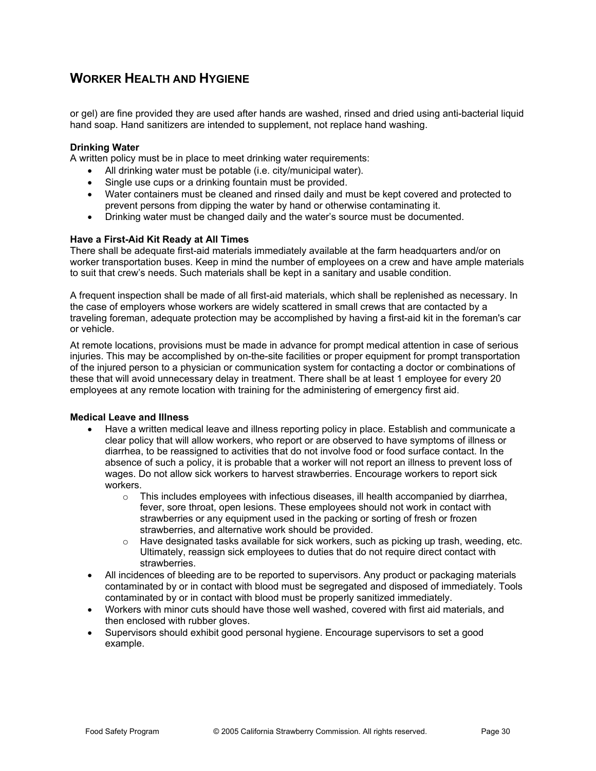## WORKER HEALTH AND HYGIENE

or gel) are fine provided they are used after hands are washed, rinsed and dried using anti-bacterial liquid hand soap. Hand sanitizers are intended to supplement, not replace hand washing.

**Drinking Water**

A written policy must be in place to meet drinking water requirements:

- All drinking water must be potable (i.e. city/municipal water).
- Single use cups or a drinking fountain must be provided.
- Water containers must be cleaned and rinsed daily and must be kept covered and protected to prevent persons from dipping the water by hand or otherwise contaminating it.
- Drinking water must be changed daily and the water's source must be documented.

**Have a First-Aid Kit Ready at All Times**

There shall be adequate first-aid materials immediately available at the farm headquarters and/or on worker transportation buses. Keep in mind the number of employees on a crew and have ample materials to suit that crew's needs. Such materials shall be kept in a sanitary and usable condition.

A frequent inspection shall be made of all first-aid materials, which shall be replenished as necessary. In the case of employers whose workers are widely scattered in small crews that are contacted by a traveling foreman, adequate protection may be accomplished by having a first-aid kit in the foreman's car or vehicle.

At remote locations, provisions must be made in advance for prompt medical attention in case of serious injuries. This may be accomplished by on-the-site facilities or proper equipment for prompt transportation of the injured person to a physician or communication system for contacting a doctor or combinations of these that will avoid unnecessary delay in treatment. There shall be at least 1 employee for every 20 employees at any remote location with training for the administering of emergency first aid.

**Medical Leave and Illness**

- Have a written medical leave and illness reporting policy in place. Establish and communicate a clear policy that will allow workers, who report or are observed to have symptoms of illness or diarrhea, to be reassigned to activities that do not involve food or food surface contact. In the absence of such a policy, it is probable that a worker will not report an illness to prevent loss of wages. Do not allow sick workers to harvest strawberries. Encourage workers to report sick workers.
  - This includes employees with infectious diseases, ill health accompanied by diarrhea, fever, sore throat, open lesions. These employees should not work in contact with strawberries or any equipment used in the packing or sorting of fresh or frozen strawberries, and alternative work should be provided.
  - Have designated tasks available for sick workers, such as picking up trash, weeding, etc. Ultimately, reassign sick employees to duties that do not require direct contact with strawberries.
- All incidences of bleeding are to be reported to supervisors. Any product or packaging materials contaminated by or in contact with blood must be segregated and disposed of immediately. Tools contaminated by or in contact with blood must be properly sanitized immediately.
- Workers with minor cuts should have those well washed, covered with first aid materials, and then enclosed with rubber gloves.
- Supervisors should exhibit good personal hygiene. Encourage supervisors to set a good example.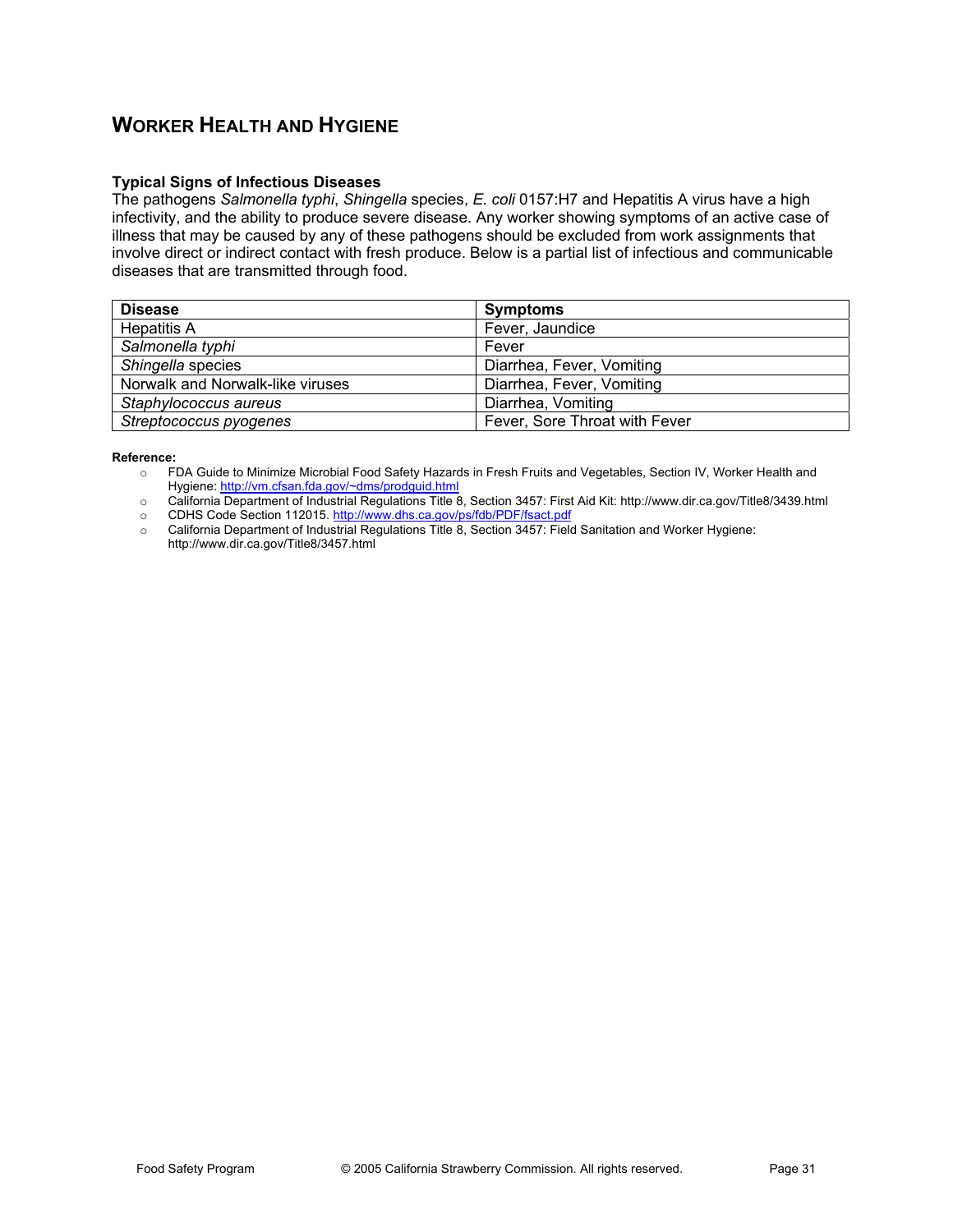# WORKER HEALTH AND HYGIENE

### Typical Signs of Infectious Diseases

The pathogens *Salmonella typhi*, *Shingella* species, *E. coli* 0157:H7 and Hepatitis A virus have a high infectivity, and the ability to produce severe disease. Any worker showing symptoms of an active case of illness that may be caused by any of these pathogens should be excluded from work assignments that involve direct or indirect contact with fresh produce. Below is a partial list of infectious and communicable diseases that are transmitted through food.

| Disease | Symptoms |
|---|---|
| Hepatitis A | Fever, Jaundice |
| *Salmonella typhi* | Fever |
| *Shingella* species | Diarrhea, Fever, Vomiting |
| Norwalk and Norwalk-like viruses | Diarrhea, Fever, Vomiting |
| *Staphylococcus aureus* | Diarrhea, Vomiting |
| *Streptococcus pyogenes* | Fever, Sore Throat with Fever |

**Reference:**

- FDA Guide to Minimize Microbial Food Safety Hazards in Fresh Fruits and Vegetables, Section IV, Worker Health and Hygiene: http://vm.cfsan.fda.gov/~dms/prodguid.html
- California Department of Industrial Regulations Title 8, Section 3457: First Aid Kit: http://www.dir.ca.gov/Title8/3439.html
- CDHS Code Section 112015. http://www.dhs.ca.gov/ps/fdb/PDF/fsact.pdf
- California Department of Industrial Regulations Title 8, Section 3457: Field Sanitation and Worker Hygiene: http://www.dir.ca.gov/Title8/3457.html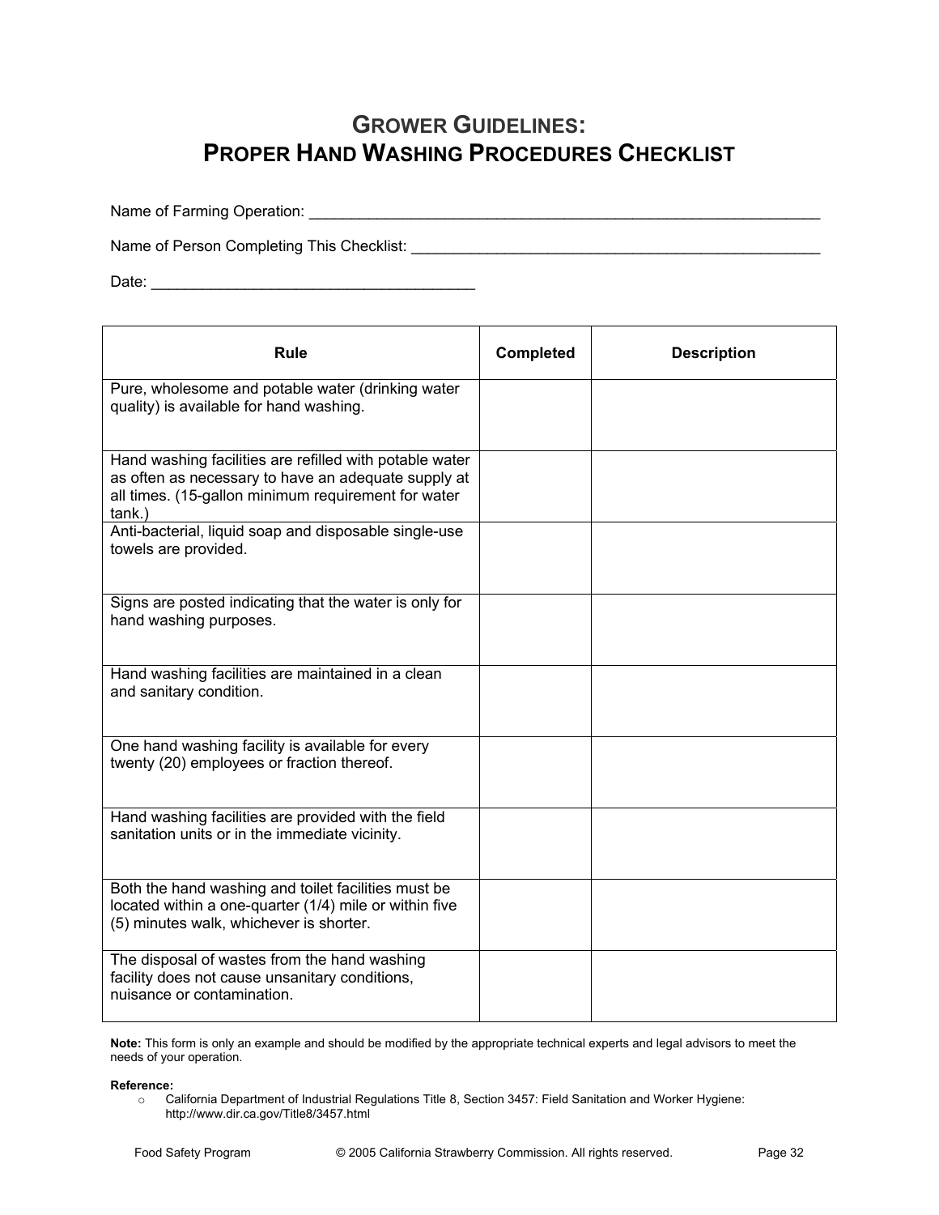# GROWER GUIDELINES: PROPER HAND WASHING PROCEDURES CHECKLIST

Name of Farming Operation: ____________________________________________________________

Name of Person Completing This Checklist: ______________________________________________

Date: ____________________________________

| Rule | Completed | Description |
|---|---|---|
| Pure, wholesome and potable water (drinking water quality) is available for hand washing. | | |
| Hand washing facilities are refilled with potable water as often as necessary to have an adequate supply at all times. (15-gallon minimum requirement for water tank.) | | |
| Anti-bacterial, liquid soap and disposable single-use towels are provided. | | |
| Signs are posted indicating that the water is only for hand washing purposes. | | |
| Hand washing facilities are maintained in a clean and sanitary condition. | | |
| One hand washing facility is available for every twenty (20) employees or fraction thereof. | | |
| Hand washing facilities are provided with the field sanitation units or in the immediate vicinity. | | |
| Both the hand washing and toilet facilities must be located within a one-quarter (1/4) mile or within five (5) minutes walk, whichever is shorter. | | |
| The disposal of wastes from the hand washing facility does not cause unsanitary conditions, nuisance or contamination. | | |

**Note:** This form is only an example and should be modified by the appropriate technical experts and legal advisors to meet the needs of your operation.

**Reference:**

- California Department of Industrial Regulations Title 8, Section 3457: Field Sanitation and Worker Hygiene: http://www.dir.ca.gov/Title8/3457.html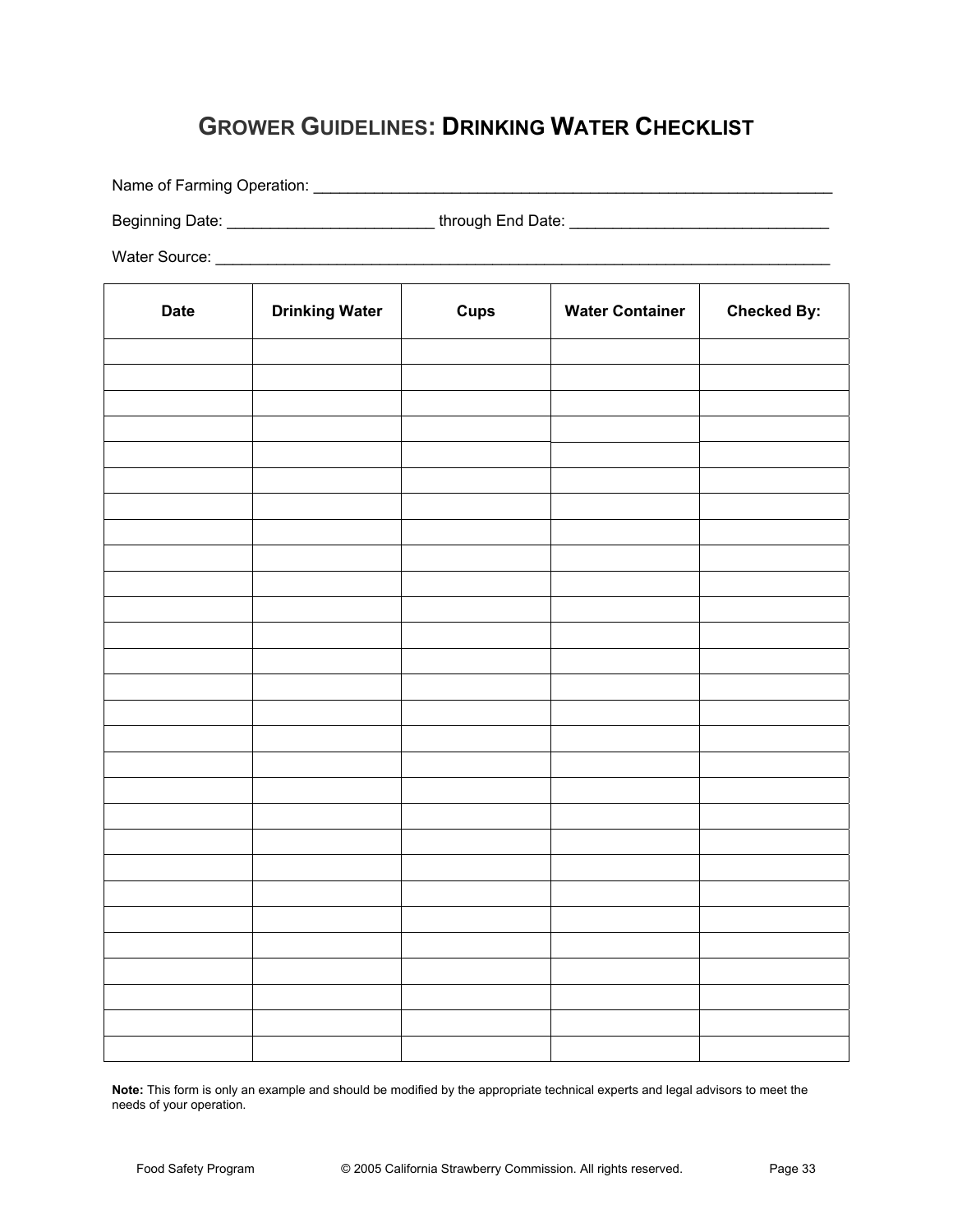# GROWER GUIDELINES: DRINKING WATER CHECKLIST

Name of Farming Operation: ____________________________________________________________

Beginning Date: ________________________ through End Date: _____________________________

Water Source: _________________________________________________________________________

| Date | Drinking Water | Cups | Water Container | Checked By: |
|---|---|---|---|---|
| | | | | |
| | | | | |
| | | | | |
| | | | | |
| | | | | |
| | | | | |
| | | | | |
| | | | | |
| | | | | |
| | | | | |
| | | | | |
| | | | | |
| | | | | |
| | | | | |
| | | | | |
| | | | | |
| | | | | |
| | | | | |
| | | | | |
| | | | | |
| | | | | |
| | | | | |
| | | | | |
| | | | | |
| | | | | |
| | | | | |
| | | | | |
| | | | | |

**Note:** This form is only an example and should be modified by the appropriate technical experts and legal advisors to meet the needs of your operation.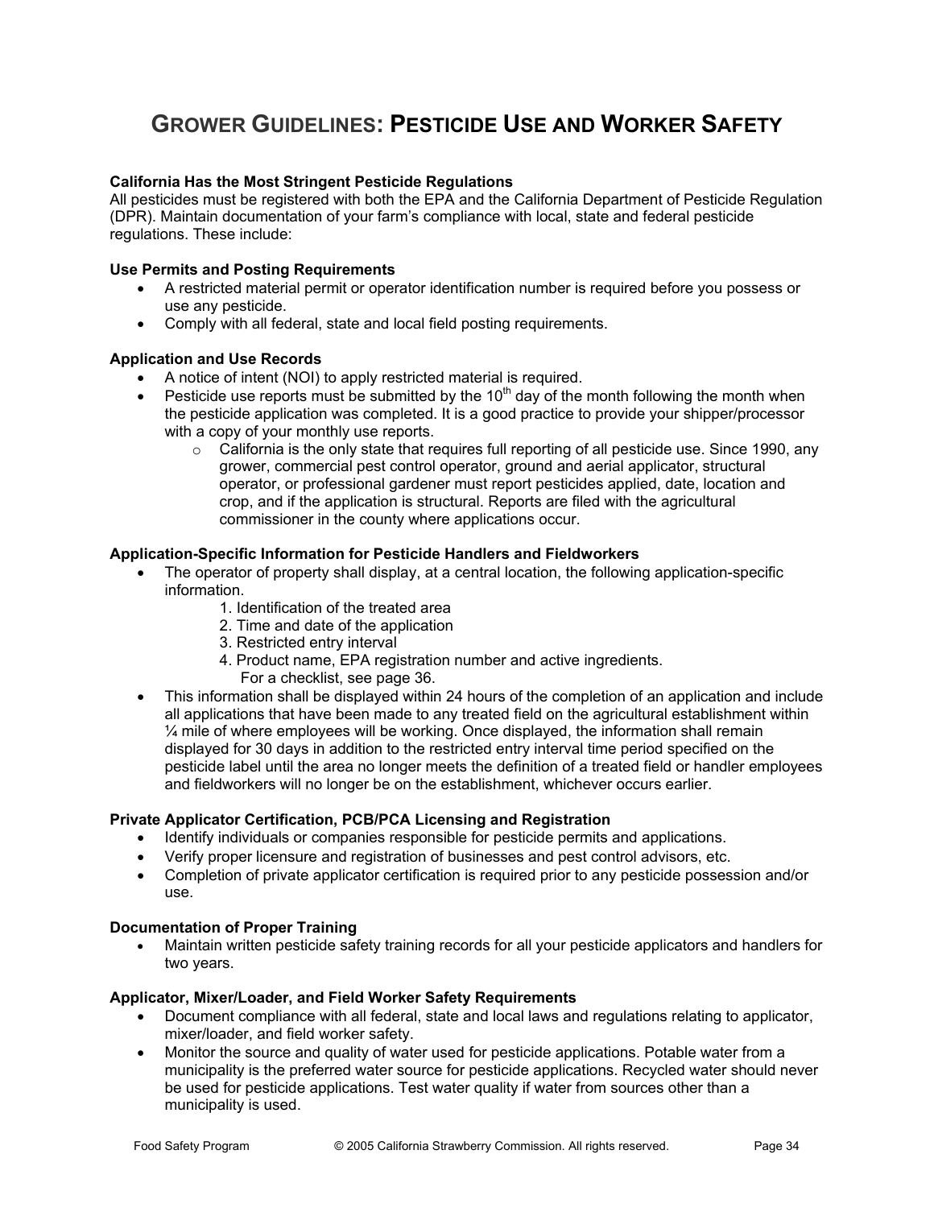# GROWER GUIDELINES: PESTICIDE USE AND WORKER SAFETY

**California Has the Most Stringent Pesticide Regulations**

All pesticides must be registered with both the EPA and the California Department of Pesticide Regulation (DPR). Maintain documentation of your farm's compliance with local, state and federal pesticide regulations. These include:

**Use Permits and Posting Requirements**

- A restricted material permit or operator identification number is required before you possess or use any pesticide.
- Comply with all federal, state and local field posting requirements.

**Application and Use Records**

- A notice of intent (NOI) to apply restricted material is required.
- Pesticide use reports must be submitted by the 10th day of the month following the month when the pesticide application was completed. It is a good practice to provide your shipper/processor with a copy of your monthly use reports.
  - California is the only state that requires full reporting of all pesticide use. Since 1990, any grower, commercial pest control operator, ground and aerial applicator, structural operator, or professional gardener must report pesticides applied, date, location and crop, and if the application is structural. Reports are filed with the agricultural commissioner in the county where applications occur.

**Application-Specific Information for Pesticide Handlers and Fieldworkers**

- The operator of property shall display, at a central location, the following application-specific information.
  1. Identification of the treated area
  2. Time and date of the application
  3. Restricted entry interval
  4. Product name, EPA registration number and active ingredients.
     For a checklist, see page 36.
- This information shall be displayed within 24 hours of the completion of an application and include all applications that have been made to any treated field on the agricultural establishment within ¼ mile of where employees will be working. Once displayed, the information shall remain displayed for 30 days in addition to the restricted entry interval time period specified on the pesticide label until the area no longer meets the definition of a treated field or handler employees and fieldworkers will no longer be on the establishment, whichever occurs earlier.

**Private Applicator Certification, PCB/PCA Licensing and Registration**

- Identify individuals or companies responsible for pesticide permits and applications.
- Verify proper licensure and registration of businesses and pest control advisors, etc.
- Completion of private applicator certification is required prior to any pesticide possession and/or use.

**Documentation of Proper Training**

- Maintain written pesticide safety training records for all your pesticide applicators and handlers for two years.

**Applicator, Mixer/Loader, and Field Worker Safety Requirements**

- Document compliance with all federal, state and local laws and regulations relating to applicator, mixer/loader, and field worker safety.
- Monitor the source and quality of water used for pesticide applications. Potable water from a municipality is the preferred water source for pesticide applications. Recycled water should never be used for pesticide applications. Test water quality if water from sources other than a municipality is used.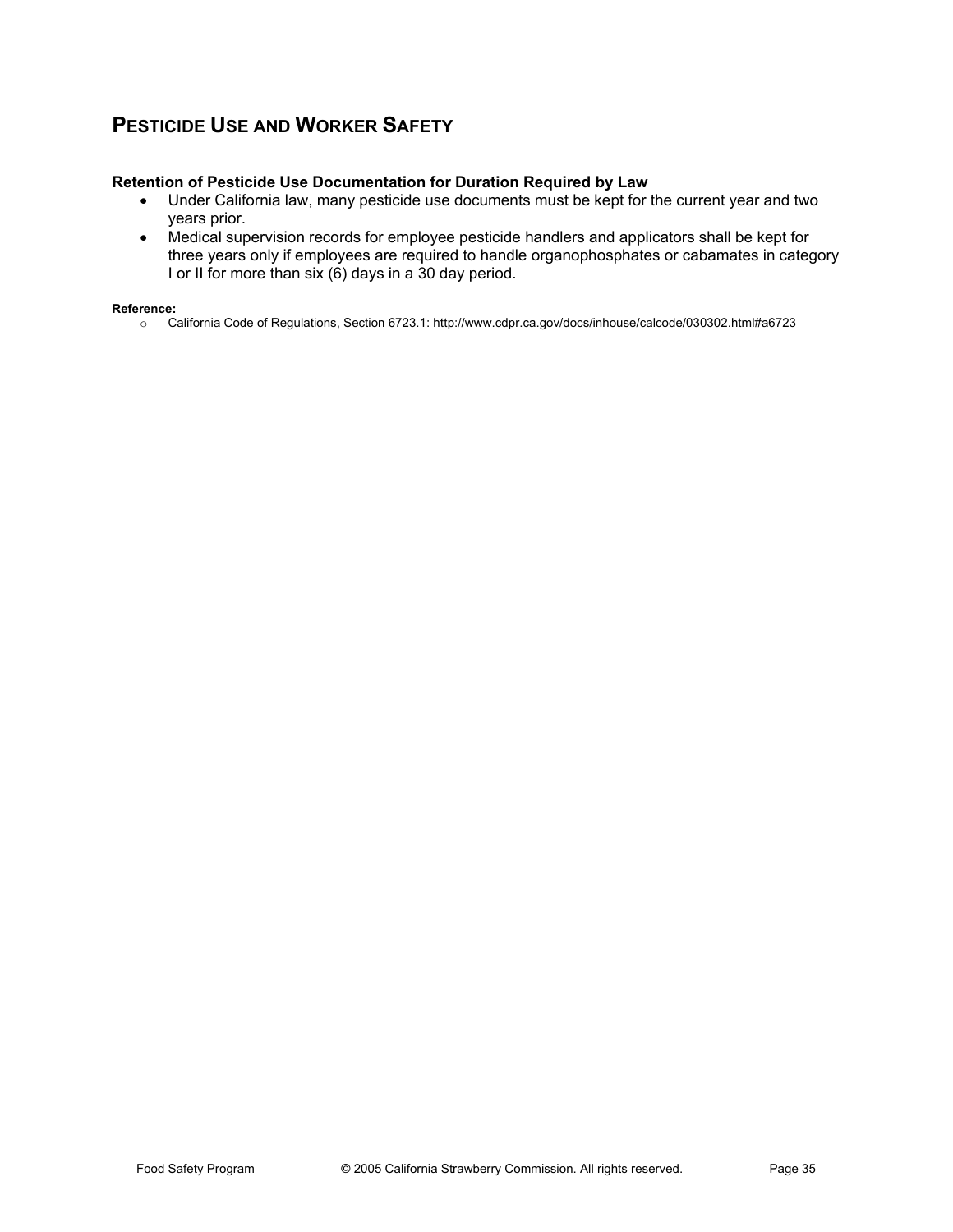## PESTICIDE USE AND WORKER SAFETY

**Retention of Pesticide Use Documentation for Duration Required by Law**

- Under California law, many pesticide use documents must be kept for the current year and two years prior.
- Medical supervision records for employee pesticide handlers and applicators shall be kept for three years only if employees are required to handle organophosphates or cabamates in category I or II for more than six (6) days in a 30 day period.

**Reference:**

- California Code of Regulations, Section 6723.1: http://www.cdpr.ca.gov/docs/inhouse/calcode/030302.html#a6723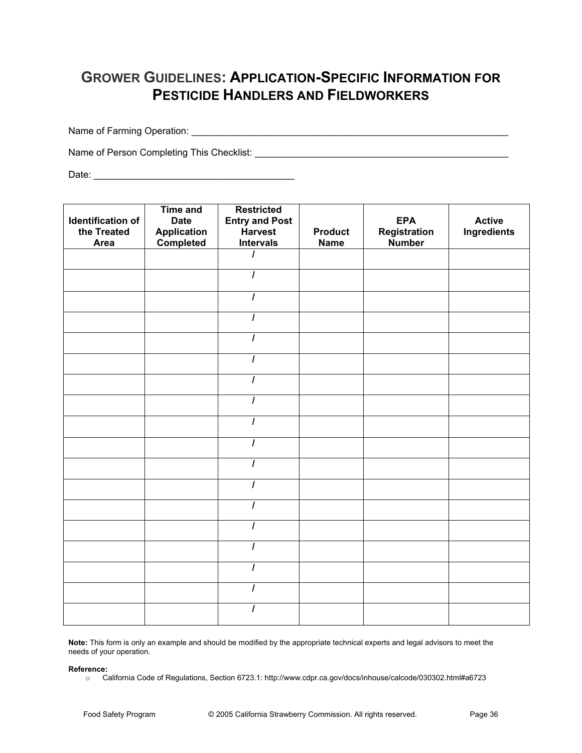# GROWER GUIDELINES: APPLICATION-SPECIFIC INFORMATION FOR PESTICIDE HANDLERS AND FIELDWORKERS

Name of Farming Operation: ___________________________________________________________

Name of Person Completing This Checklist: _______________________________________________

Date: ____________________________________

| Identification of the Treated Area | Time and Date Application Completed | Restricted Entry and Post Harvest Intervals | Product Name | EPA Registration Number | Active Ingredients |
|---|---|---|---|---|---|
| | | / | | | |
| | | / | | | |
| | | / | | | |
| | | / | | | |
| | | / | | | |
| | | / | | | |
| | | / | | | |
| | | / | | | |
| | | / | | | |
| | | / | | | |
| | | / | | | |
| | | / | | | |
| | | / | | | |
| | | / | | | |
| | | / | | | |
| | | / | | | |
| | | / | | | |
| | | / | | | |

**Note:** This form is only an example and should be modified by the appropriate technical experts and legal advisors to meet the needs of your operation.

**Reference:**

- California Code of Regulations, Section 6723.1: http://www.cdpr.ca.gov/docs/inhouse/calcode/030302.html#a6723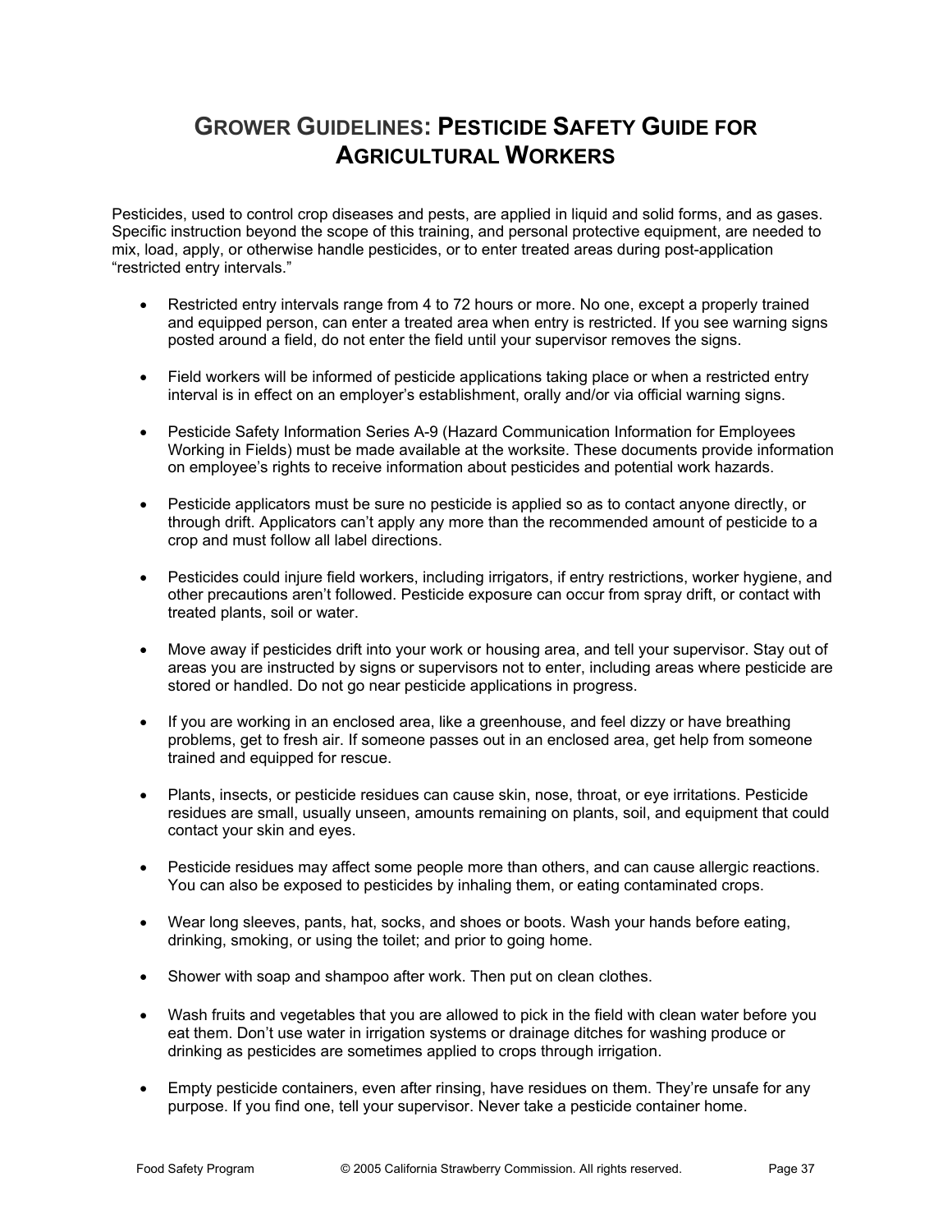# GROWER GUIDELINES: PESTICIDE SAFETY GUIDE FOR AGRICULTURAL WORKERS

Pesticides, used to control crop diseases and pests, are applied in liquid and solid forms, and as gases. Specific instruction beyond the scope of this training, and personal protective equipment, are needed to mix, load, apply, or otherwise handle pesticides, or to enter treated areas during post-application "restricted entry intervals."

- Restricted entry intervals range from 4 to 72 hours or more. No one, except a properly trained and equipped person, can enter a treated area when entry is restricted. If you see warning signs posted around a field, do not enter the field until your supervisor removes the signs.
- Field workers will be informed of pesticide applications taking place or when a restricted entry interval is in effect on an employer's establishment, orally and/or via official warning signs.
- Pesticide Safety Information Series A-9 (Hazard Communication Information for Employees Working in Fields) must be made available at the worksite. These documents provide information on employee's rights to receive information about pesticides and potential work hazards.
- Pesticide applicators must be sure no pesticide is applied so as to contact anyone directly, or through drift. Applicators can't apply any more than the recommended amount of pesticide to a crop and must follow all label directions.
- Pesticides could injure field workers, including irrigators, if entry restrictions, worker hygiene, and other precautions aren't followed. Pesticide exposure can occur from spray drift, or contact with treated plants, soil or water.
- Move away if pesticides drift into your work or housing area, and tell your supervisor. Stay out of areas you are instructed by signs or supervisors not to enter, including areas where pesticide are stored or handled. Do not go near pesticide applications in progress.
- If you are working in an enclosed area, like a greenhouse, and feel dizzy or have breathing problems, get to fresh air. If someone passes out in an enclosed area, get help from someone trained and equipped for rescue.
- Plants, insects, or pesticide residues can cause skin, nose, throat, or eye irritations. Pesticide residues are small, usually unseen, amounts remaining on plants, soil, and equipment that could contact your skin and eyes.
- Pesticide residues may affect some people more than others, and can cause allergic reactions. You can also be exposed to pesticides by inhaling them, or eating contaminated crops.
- Wear long sleeves, pants, hat, socks, and shoes or boots. Wash your hands before eating, drinking, smoking, or using the toilet; and prior to going home.
- Shower with soap and shampoo after work. Then put on clean clothes.
- Wash fruits and vegetables that you are allowed to pick in the field with clean water before you eat them. Don't use water in irrigation systems or drainage ditches for washing produce or drinking as pesticides are sometimes applied to crops through irrigation.
- Empty pesticide containers, even after rinsing, have residues on them. They're unsafe for any purpose. If you find one, tell your supervisor. Never take a pesticide container home.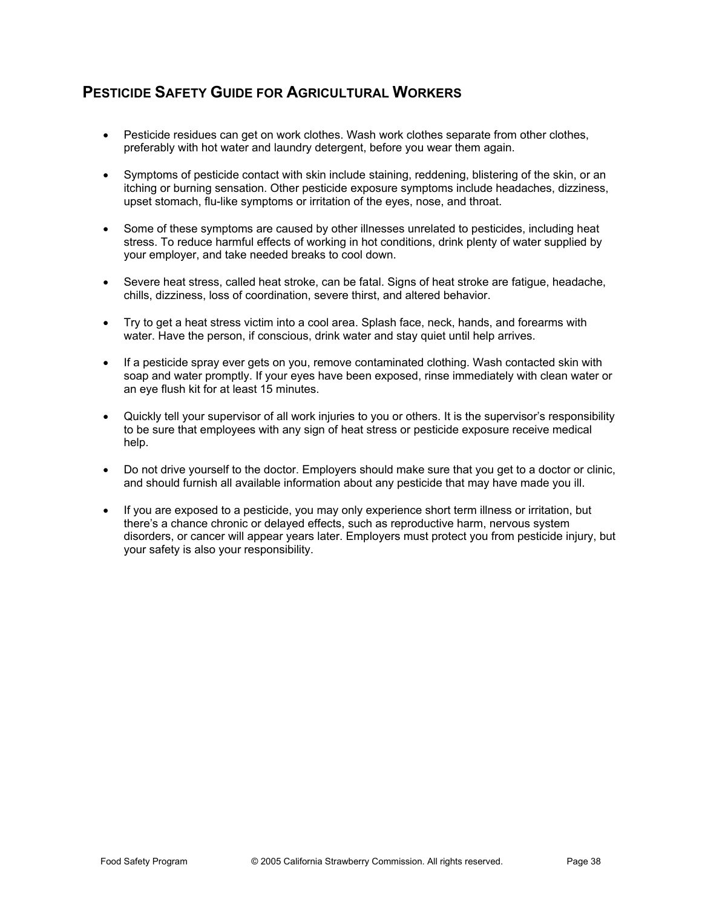## PESTICIDE SAFETY GUIDE FOR AGRICULTURAL WORKERS

- Pesticide residues can get on work clothes. Wash work clothes separate from other clothes, preferably with hot water and laundry detergent, before you wear them again.

- Symptoms of pesticide contact with skin include staining, reddening, blistering of the skin, or an itching or burning sensation. Other pesticide exposure symptoms include headaches, dizziness, upset stomach, flu-like symptoms or irritation of the eyes, nose, and throat.

- Some of these symptoms are caused by other illnesses unrelated to pesticides, including heat stress. To reduce harmful effects of working in hot conditions, drink plenty of water supplied by your employer, and take needed breaks to cool down.

- Severe heat stress, called heat stroke, can be fatal. Signs of heat stroke are fatigue, headache, chills, dizziness, loss of coordination, severe thirst, and altered behavior.

- Try to get a heat stress victim into a cool area. Splash face, neck, hands, and forearms with water. Have the person, if conscious, drink water and stay quiet until help arrives.

- If a pesticide spray ever gets on you, remove contaminated clothing. Wash contacted skin with soap and water promptly. If your eyes have been exposed, rinse immediately with clean water or an eye flush kit for at least 15 minutes.

- Quickly tell your supervisor of all work injuries to you or others. It is the supervisor's responsibility to be sure that employees with any sign of heat stress or pesticide exposure receive medical help.

- Do not drive yourself to the doctor. Employers should make sure that you get to a doctor or clinic, and should furnish all available information about any pesticide that may have made you ill.

- If you are exposed to a pesticide, you may only experience short term illness or irritation, but there's a chance chronic or delayed effects, such as reproductive harm, nervous system disorders, or cancer will appear years later. Employers must protect you from pesticide injury, but your safety is also your responsibility.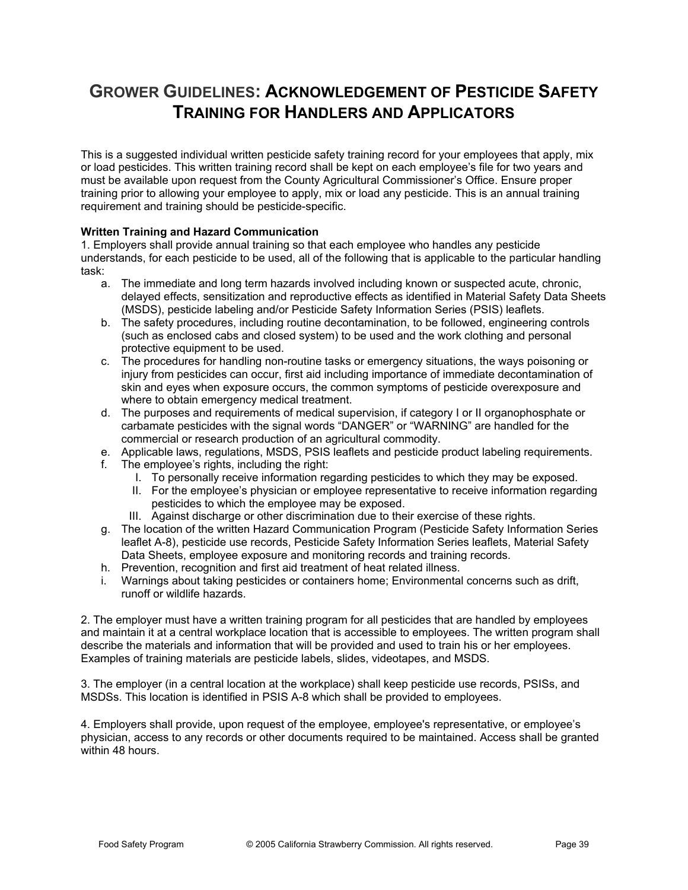# GROWER GUIDELINES: ACKNOWLEDGEMENT OF PESTICIDE SAFETY TRAINING FOR HANDLERS AND APPLICATORS

This is a suggested individual written pesticide safety training record for your employees that apply, mix or load pesticides. This written training record shall be kept on each employee's file for two years and must be available upon request from the County Agricultural Commissioner's Office. Ensure proper training prior to allowing your employee to apply, mix or load any pesticide. This is an annual training requirement and training should be pesticide-specific.

**Written Training and Hazard Communication**

1. Employers shall provide annual training so that each employee who handles any pesticide understands, for each pesticide to be used, all of the following that is applicable to the particular handling task:
   a. The immediate and long term hazards involved including known or suspected acute, chronic, delayed effects, sensitization and reproductive effects as identified in Material Safety Data Sheets (MSDS), pesticide labeling and/or Pesticide Safety Information Series (PSIS) leaflets.
   b. The safety procedures, including routine decontamination, to be followed, engineering controls (such as enclosed cabs and closed system) to be used and the work clothing and personal protective equipment to be used.
   c. The procedures for handling non-routine tasks or emergency situations, the ways poisoning or injury from pesticides can occur, first aid including importance of immediate decontamination of skin and eyes when exposure occurs, the common symptoms of pesticide overexposure and where to obtain emergency medical treatment.
   d. The purposes and requirements of medical supervision, if category I or II organophosphate or carbamate pesticides with the signal words "DANGER" or "WARNING" are handled for the commercial or research production of an agricultural commodity.
   e. Applicable laws, regulations, MSDS, PSIS leaflets and pesticide product labeling requirements.
   f. The employee's rights, including the right:
      I. To personally receive information regarding pesticides to which they may be exposed.
      II. For the employee's physician or employee representative to receive information regarding pesticides to which the employee may be exposed.
      III. Against discharge or other discrimination due to their exercise of these rights.
   g. The location of the written Hazard Communication Program (Pesticide Safety Information Series leaflet A-8), pesticide use records, Pesticide Safety Information Series leaflets, Material Safety Data Sheets, employee exposure and monitoring records and training records.
   h. Prevention, recognition and first aid treatment of heat related illness.
   i. Warnings about taking pesticides or containers home; Environmental concerns such as drift, runoff or wildlife hazards.

2. The employer must have a written training program for all pesticides that are handled by employees and maintain it at a central workplace location that is accessible to employees. The written program shall describe the materials and information that will be provided and used to train his or her employees. Examples of training materials are pesticide labels, slides, videotapes, and MSDS.

3. The employer (in a central location at the workplace) shall keep pesticide use records, PSISs, and MSDSs. This location is identified in PSIS A-8 which shall be provided to employees.

4. Employers shall provide, upon request of the employee, employee's representative, or employee's physician, access to any records or other documents required to be maintained. Access shall be granted within 48 hours.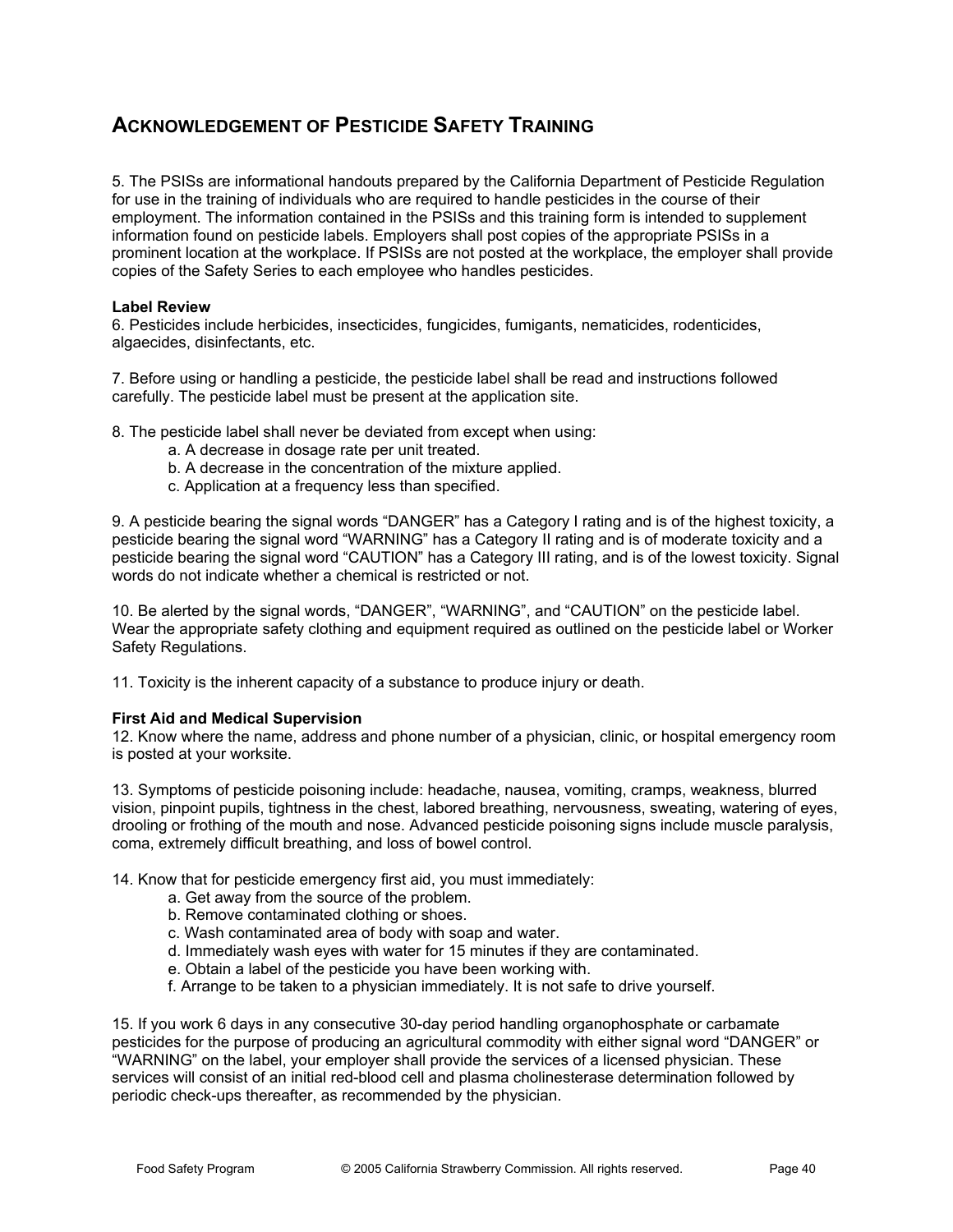## ACKNOWLEDGEMENT OF PESTICIDE SAFETY TRAINING

5. The PSISs are informational handouts prepared by the California Department of Pesticide Regulation for use in the training of individuals who are required to handle pesticides in the course of their employment. The information contained in the PSISs and this training form is intended to supplement information found on pesticide labels. Employers shall post copies of the appropriate PSISs in a prominent location at the workplace. If PSISs are not posted at the workplace, the employer shall provide copies of the Safety Series to each employee who handles pesticides.

**Label Review**

6. Pesticides include herbicides, insecticides, fungicides, fumigants, nematicides, rodenticides, algaecides, disinfectants, etc.

7. Before using or handling a pesticide, the pesticide label shall be read and instructions followed carefully. The pesticide label must be present at the application site.

8. The pesticide label shall never be deviated from except when using:
   a. A decrease in dosage rate per unit treated.
   b. A decrease in the concentration of the mixture applied.
   c. Application at a frequency less than specified.

9. A pesticide bearing the signal words "DANGER" has a Category I rating and is of the highest toxicity, a pesticide bearing the signal word "WARNING" has a Category II rating and is of moderate toxicity and a pesticide bearing the signal word "CAUTION" has a Category III rating, and is of the lowest toxicity. Signal words do not indicate whether a chemical is restricted or not.

10. Be alerted by the signal words, "DANGER", "WARNING", and "CAUTION" on the pesticide label. Wear the appropriate safety clothing and equipment required as outlined on the pesticide label or Worker Safety Regulations.

11. Toxicity is the inherent capacity of a substance to produce injury or death.

**First Aid and Medical Supervision**

12. Know where the name, address and phone number of a physician, clinic, or hospital emergency room is posted at your worksite.

13. Symptoms of pesticide poisoning include: headache, nausea, vomiting, cramps, weakness, blurred vision, pinpoint pupils, tightness in the chest, labored breathing, nervousness, sweating, watering of eyes, drooling or frothing of the mouth and nose. Advanced pesticide poisoning signs include muscle paralysis, coma, extremely difficult breathing, and loss of bowel control.

14. Know that for pesticide emergency first aid, you must immediately:
   a. Get away from the source of the problem.
   b. Remove contaminated clothing or shoes.
   c. Wash contaminated area of body with soap and water.
   d. Immediately wash eyes with water for 15 minutes if they are contaminated.
   e. Obtain a label of the pesticide you have been working with.
   f. Arrange to be taken to a physician immediately. It is not safe to drive yourself.

15. If you work 6 days in any consecutive 30-day period handling organophosphate or carbamate pesticides for the purpose of producing an agricultural commodity with either signal word "DANGER" or "WARNING" on the label, your employer shall provide the services of a licensed physician. These services will consist of an initial red-blood cell and plasma cholinesterase determination followed by periodic check-ups thereafter, as recommended by the physician.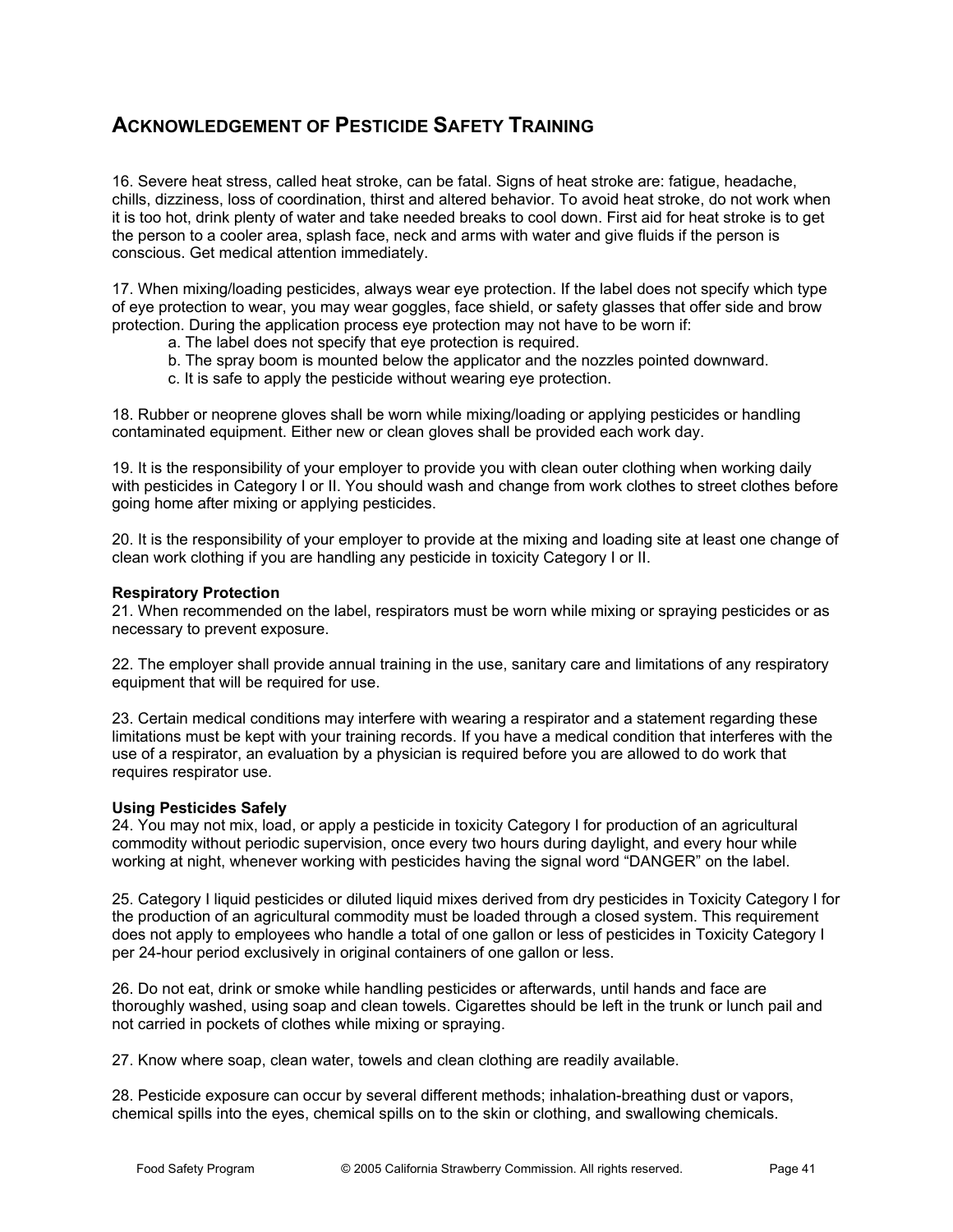## ACKNOWLEDGEMENT OF PESTICIDE SAFETY TRAINING

16. Severe heat stress, called heat stroke, can be fatal. Signs of heat stroke are: fatigue, headache, chills, dizziness, loss of coordination, thirst and altered behavior. To avoid heat stroke, do not work when it is too hot, drink plenty of water and take needed breaks to cool down. First aid for heat stroke is to get the person to a cooler area, splash face, neck and arms with water and give fluids if the person is conscious. Get medical attention immediately.

17. When mixing/loading pesticides, always wear eye protection. If the label does not specify which type of eye protection to wear, you may wear goggles, face shield, or safety glasses that offer side and brow protection. During the application process eye protection may not have to be worn if:

   a. The label does not specify that eye protection is required.
   b. The spray boom is mounted below the applicator and the nozzles pointed downward.
   c. It is safe to apply the pesticide without wearing eye protection.

18. Rubber or neoprene gloves shall be worn while mixing/loading or applying pesticides or handling contaminated equipment. Either new or clean gloves shall be provided each work day.

19. It is the responsibility of your employer to provide you with clean outer clothing when working daily with pesticides in Category I or II. You should wash and change from work clothes to street clothes before going home after mixing or applying pesticides.

20. It is the responsibility of your employer to provide at the mixing and loading site at least one change of clean work clothing if you are handling any pesticide in toxicity Category I or II.

**Respiratory Protection**

21. When recommended on the label, respirators must be worn while mixing or spraying pesticides or as necessary to prevent exposure.

22. The employer shall provide annual training in the use, sanitary care and limitations of any respiratory equipment that will be required for use.

23. Certain medical conditions may interfere with wearing a respirator and a statement regarding these limitations must be kept with your training records. If you have a medical condition that interferes with the use of a respirator, an evaluation by a physician is required before you are allowed to do work that requires respirator use.

**Using Pesticides Safely**

24. You may not mix, load, or apply a pesticide in toxicity Category I for production of an agricultural commodity without periodic supervision, once every two hours during daylight, and every hour while working at night, whenever working with pesticides having the signal word "DANGER" on the label.

25. Category I liquid pesticides or diluted liquid mixes derived from dry pesticides in Toxicity Category I for the production of an agricultural commodity must be loaded through a closed system. This requirement does not apply to employees who handle a total of one gallon or less of pesticides in Toxicity Category I per 24-hour period exclusively in original containers of one gallon or less.

26. Do not eat, drink or smoke while handling pesticides or afterwards, until hands and face are thoroughly washed, using soap and clean towels. Cigarettes should be left in the trunk or lunch pail and not carried in pockets of clothes while mixing or spraying.

27. Know where soap, clean water, towels and clean clothing are readily available.

28. Pesticide exposure can occur by several different methods; inhalation-breathing dust or vapors, chemical spills into the eyes, chemical spills on to the skin or clothing, and swallowing chemicals.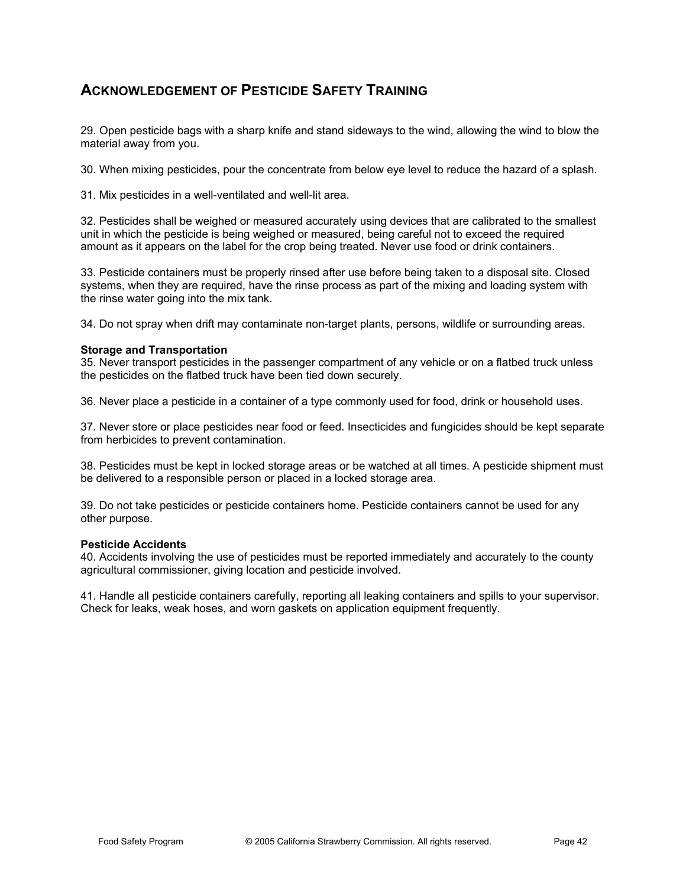## ACKNOWLEDGEMENT OF PESTICIDE SAFETY TRAINING

29. Open pesticide bags with a sharp knife and stand sideways to the wind, allowing the wind to blow the material away from you.

30. When mixing pesticides, pour the concentrate from below eye level to reduce the hazard of a splash.

31. Mix pesticides in a well-ventilated and well-lit area.

32. Pesticides shall be weighed or measured accurately using devices that are calibrated to the smallest unit in which the pesticide is being weighed or measured, being careful not to exceed the required amount as it appears on the label for the crop being treated. Never use food or drink containers.

33. Pesticide containers must be properly rinsed after use before being taken to a disposal site. Closed systems, when they are required, have the rinse process as part of the mixing and loading system with the rinse water going into the mix tank.

34. Do not spray when drift may contaminate non-target plants, persons, wildlife or surrounding areas.

**Storage and Transportation**

35. Never transport pesticides in the passenger compartment of any vehicle or on a flatbed truck unless the pesticides on the flatbed truck have been tied down securely.

36. Never place a pesticide in a container of a type commonly used for food, drink or household uses.

37. Never store or place pesticides near food or feed. Insecticides and fungicides should be kept separate from herbicides to prevent contamination.

38. Pesticides must be kept in locked storage areas or be watched at all times. A pesticide shipment must be delivered to a responsible person or placed in a locked storage area.

39. Do not take pesticides or pesticide containers home. Pesticide containers cannot be used for any other purpose.

**Pesticide Accidents**

40. Accidents involving the use of pesticides must be reported immediately and accurately to the county agricultural commissioner, giving location and pesticide involved.

41. Handle all pesticide containers carefully, reporting all leaking containers and spills to your supervisor. Check for leaks, weak hoses, and worn gaskets on application equipment frequently.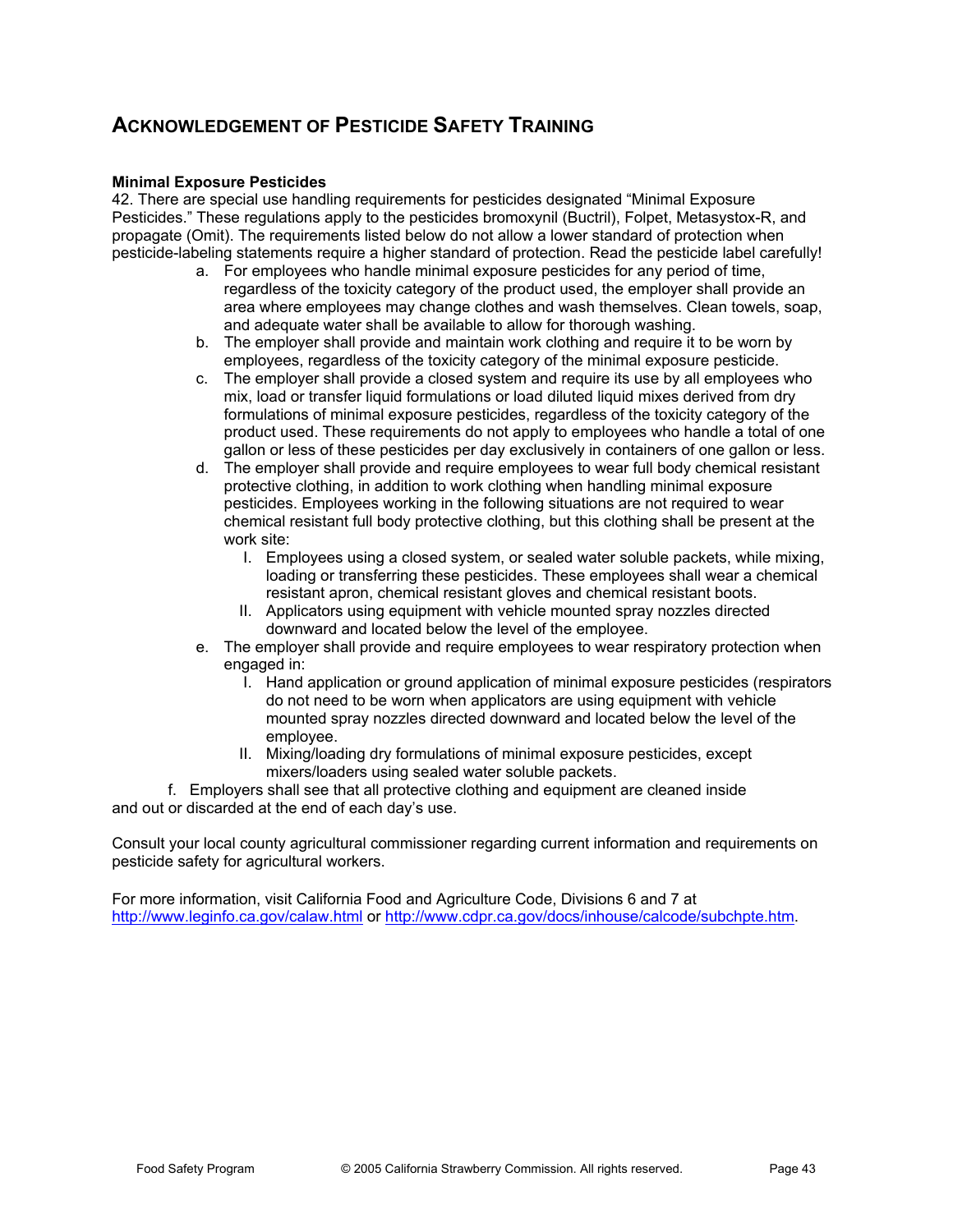## ACKNOWLEDGEMENT OF PESTICIDE SAFETY TRAINING

**Minimal Exposure Pesticides**

42. There are special use handling requirements for pesticides designated "Minimal Exposure Pesticides." These regulations apply to the pesticides bromoxynil (Buctril), Folpet, Metasystox-R, and propagate (Omit). The requirements listed below do not allow a lower standard of protection when pesticide-labeling statements require a higher standard of protection. Read the pesticide label carefully!

   a. For employees who handle minimal exposure pesticides for any period of time, regardless of the toxicity category of the product used, the employer shall provide an area where employees may change clothes and wash themselves. Clean towels, soap, and adequate water shall be available to allow for thorough washing.
   b. The employer shall provide and maintain work clothing and require it to be worn by employees, regardless of the toxicity category of the minimal exposure pesticide.
   c. The employer shall provide a closed system and require its use by all employees who mix, load or transfer liquid formulations or load diluted liquid mixes derived from dry formulations of minimal exposure pesticides, regardless of the toxicity category of the product used. These requirements do not apply to employees who handle a total of one gallon or less of these pesticides per day exclusively in containers of one gallon or less.
   d. The employer shall provide and require employees to wear full body chemical resistant protective clothing, in addition to work clothing when handling minimal exposure pesticides. Employees working in the following situations are not required to wear chemical resistant full body protective clothing, but this clothing shall be present at the work site:
      I. Employees using a closed system, or sealed water soluble packets, while mixing, loading or transferring these pesticides. These employees shall wear a chemical resistant apron, chemical resistant gloves and chemical resistant boots.
      II. Applicators using equipment with vehicle mounted spray nozzles directed downward and located below the level of the employee.
   e. The employer shall provide and require employees to wear respiratory protection when engaged in:
      I. Hand application or ground application of minimal exposure pesticides (respirators do not need to be worn when applicators are using equipment with vehicle mounted spray nozzles directed downward and located below the level of the employee.
      II. Mixing/loading dry formulations of minimal exposure pesticides, except mixers/loaders using sealed water soluble packets.
   f. Employers shall see that all protective clothing and equipment are cleaned inside and out or discarded at the end of each day's use.

Consult your local county agricultural commissioner regarding current information and requirements on pesticide safety for agricultural workers.

For more information, visit California Food and Agriculture Code, Divisions 6 and 7 at http://www.leginfo.ca.gov/calaw.html or http://www.cdpr.ca.gov/docs/inhouse/calcode/subchpte.htm.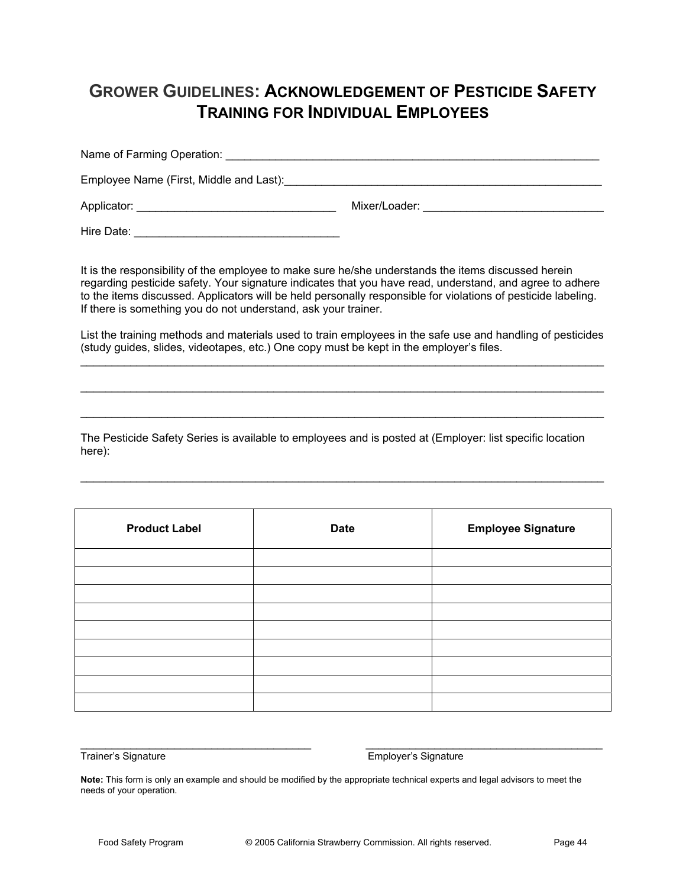# GROWER GUIDELINES: ACKNOWLEDGEMENT OF PESTICIDE SAFETY TRAINING FOR INDIVIDUAL EMPLOYEES

Name of Farming Operation: _______________________________________________________________

Employee Name (First, Middle and Last):_____________________________________________________

Applicator: ________________________________ Mixer/Loader: _____________________________

Hire Date: _________________________________

It is the responsibility of the employee to make sure he/she understands the items discussed herein regarding pesticide safety. Your signature indicates that you have read, understand, and agree to adhere to the items discussed. Applicators will be held personally responsible for violations of pesticide labeling. If there is something you do not understand, ask your trainer.

List the training methods and materials used to train employees in the safe use and handling of pesticides (study guides, slides, videotapes, etc.) One copy must be kept in the employer's files.

_________________________________________________________________________________________

_________________________________________________________________________________________

_________________________________________________________________________________________

The Pesticide Safety Series is available to employees and is posted at (Employer: list specific location here):

_________________________________________________________________________________________

| Product Label | Date | Employee Signature |
|---|---|---|
| | | |
| | | |
| | | |
| | | |
| | | |
| | | |
| | | |
| | | |
| | | |

________________________________________ ________________________________________

Trainer's Signature Employer's Signature

**Note:** This form is only an example and should be modified by the appropriate technical experts and legal advisors to meet the needs of your operation.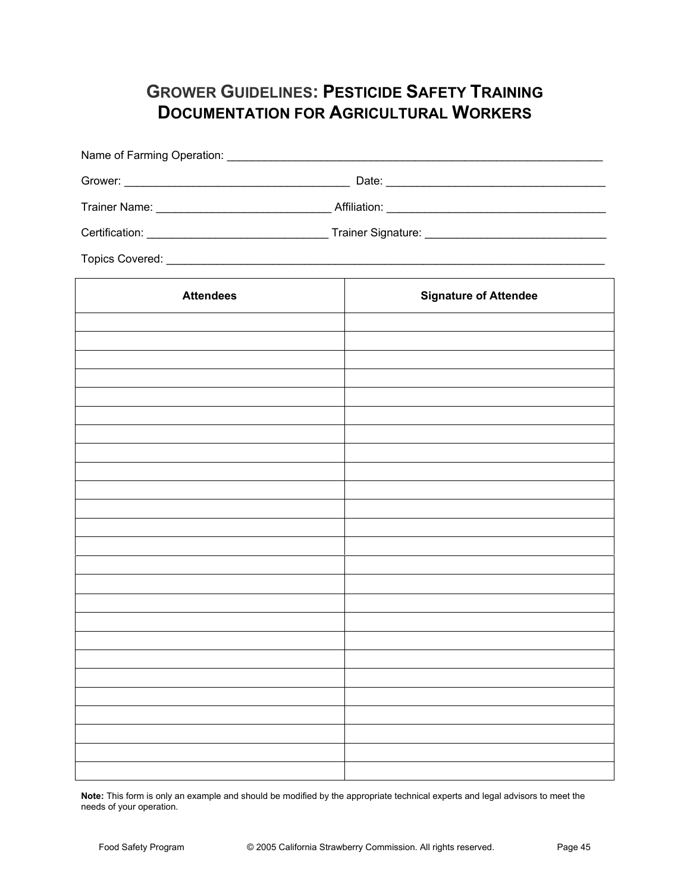# GROWER GUIDELINES: PESTICIDE SAFETY TRAINING DOCUMENTATION FOR AGRICULTURAL WORKERS

Name of Farming Operation: ____________________________________________________________

Grower: ___________________________________ Date: __________________________________

Trainer Name: ___________________________ Affiliation: __________________________________

Certification: ____________________________ Trainer Signature: ____________________________

Topics Covered: _______________________________________________________________________

| Attendees | Signature of Attendee |
|---|---|
| | |
| | |
| | |
| | |
| | |
| | |
| | |
| | |
| | |
| | |
| | |
| | |
| | |
| | |
| | |
| | |
| | |
| | |
| | |
| | |
| | |
| | |
| | |
| | |
| | |

**Note:** This form is only an example and should be modified by the appropriate technical experts and legal advisors to meet the needs of your operation.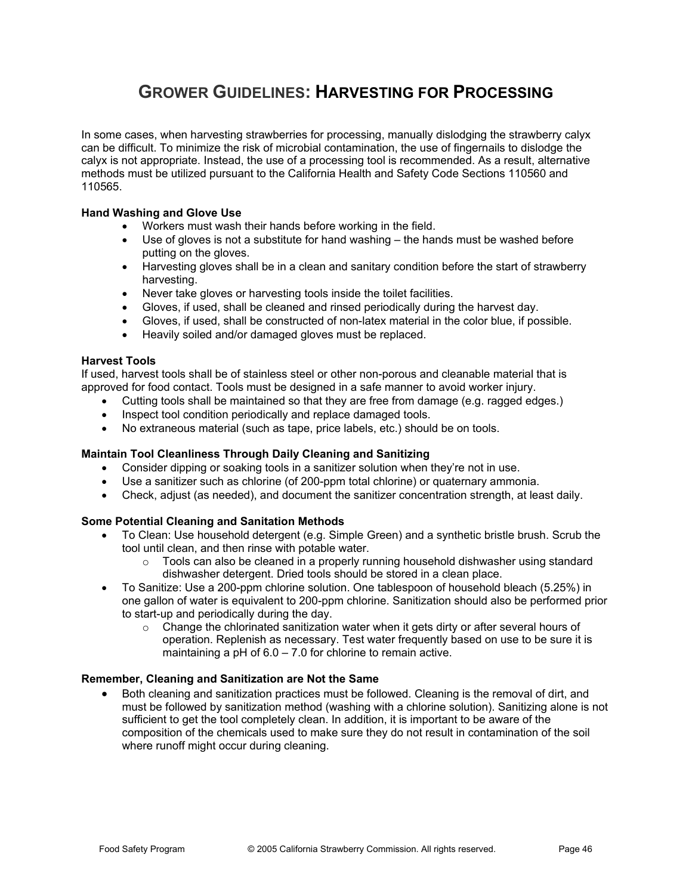# GROWER GUIDELINES: HARVESTING FOR PROCESSING

In some cases, when harvesting strawberries for processing, manually dislodging the strawberry calyx can be difficult. To minimize the risk of microbial contamination, the use of fingernails to dislodge the calyx is not appropriate. Instead, the use of a processing tool is recommended. As a result, alternative methods must be utilized pursuant to the California Health and Safety Code Sections 110560 and 110565.

**Hand Washing and Glove Use**

- Workers must wash their hands before working in the field.
- Use of gloves is not a substitute for hand washing – the hands must be washed before putting on the gloves.
- Harvesting gloves shall be in a clean and sanitary condition before the start of strawberry harvesting.
- Never take gloves or harvesting tools inside the toilet facilities.
- Gloves, if used, shall be cleaned and rinsed periodically during the harvest day.
- Gloves, if used, shall be constructed of non-latex material in the color blue, if possible.
- Heavily soiled and/or damaged gloves must be replaced.

**Harvest Tools**

If used, harvest tools shall be of stainless steel or other non-porous and cleanable material that is approved for food contact. Tools must be designed in a safe manner to avoid worker injury.

- Cutting tools shall be maintained so that they are free from damage (e.g. ragged edges.)
- Inspect tool condition periodically and replace damaged tools.
- No extraneous material (such as tape, price labels, etc.) should be on tools.

**Maintain Tool Cleanliness Through Daily Cleaning and Sanitizing**

- Consider dipping or soaking tools in a sanitizer solution when they're not in use.
- Use a sanitizer such as chlorine (of 200-ppm total chlorine) or quaternary ammonia.
- Check, adjust (as needed), and document the sanitizer concentration strength, at least daily.

**Some Potential Cleaning and Sanitation Methods**

- To Clean: Use household detergent (e.g. Simple Green) and a synthetic bristle brush. Scrub the tool until clean, and then rinse with potable water.
  - Tools can also be cleaned in a properly running household dishwasher using standard dishwasher detergent. Dried tools should be stored in a clean place.
- To Sanitize: Use a 200-ppm chlorine solution. One tablespoon of household bleach (5.25%) in one gallon of water is equivalent to 200-ppm chlorine. Sanitization should also be performed prior to start-up and periodically during the day.
  - Change the chlorinated sanitization water when it gets dirty or after several hours of operation. Replenish as necessary. Test water frequently based on use to be sure it is maintaining a pH of 6.0 – 7.0 for chlorine to remain active.

**Remember, Cleaning and Sanitization are Not the Same**

- Both cleaning and sanitization practices must be followed. Cleaning is the removal of dirt, and must be followed by sanitization method (washing with a chlorine solution). Sanitizing alone is not sufficient to get the tool completely clean. In addition, it is important to be aware of the composition of the chemicals used to make sure they do not result in contamination of the soil where runoff might occur during cleaning.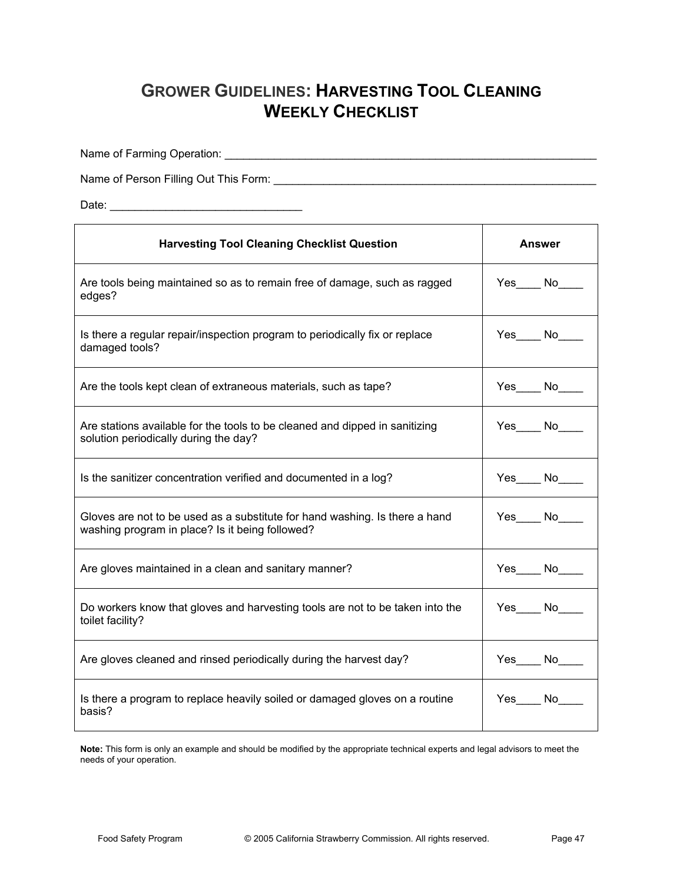# Grower Guidelines: Harvesting Tool Cleaning Weekly Checklist

Name of Farming Operation: ______________________________________________________________

Name of Person Filling Out This Form: ____________________________________________________

Date: ______________________________

| Harvesting Tool Cleaning Checklist Question | Answer |
|---|---|
| Are tools being maintained so as to remain free of damage, such as ragged edges? | Yes____ No____ |
| Is there a regular repair/inspection program to periodically fix or replace damaged tools? | Yes____ No____ |
| Are the tools kept clean of extraneous materials, such as tape? | Yes____ No____ |
| Are stations available for the tools to be cleaned and dipped in sanitizing solution periodically during the day? | Yes____ No____ |
| Is the sanitizer concentration verified and documented in a log? | Yes____ No____ |
| Gloves are not to be used as a substitute for hand washing. Is there a hand washing program in place? Is it being followed? | Yes____ No____ |
| Are gloves maintained in a clean and sanitary manner? | Yes____ No____ |
| Do workers know that gloves and harvesting tools are not to be taken into the toilet facility? | Yes____ No____ |
| Are gloves cleaned and rinsed periodically during the harvest day? | Yes____ No____ |
| Is there a program to replace heavily soiled or damaged gloves on a routine basis? | Yes____ No____ |

**Note:** This form is only an example and should be modified by the appropriate technical experts and legal advisors to meet the needs of your operation.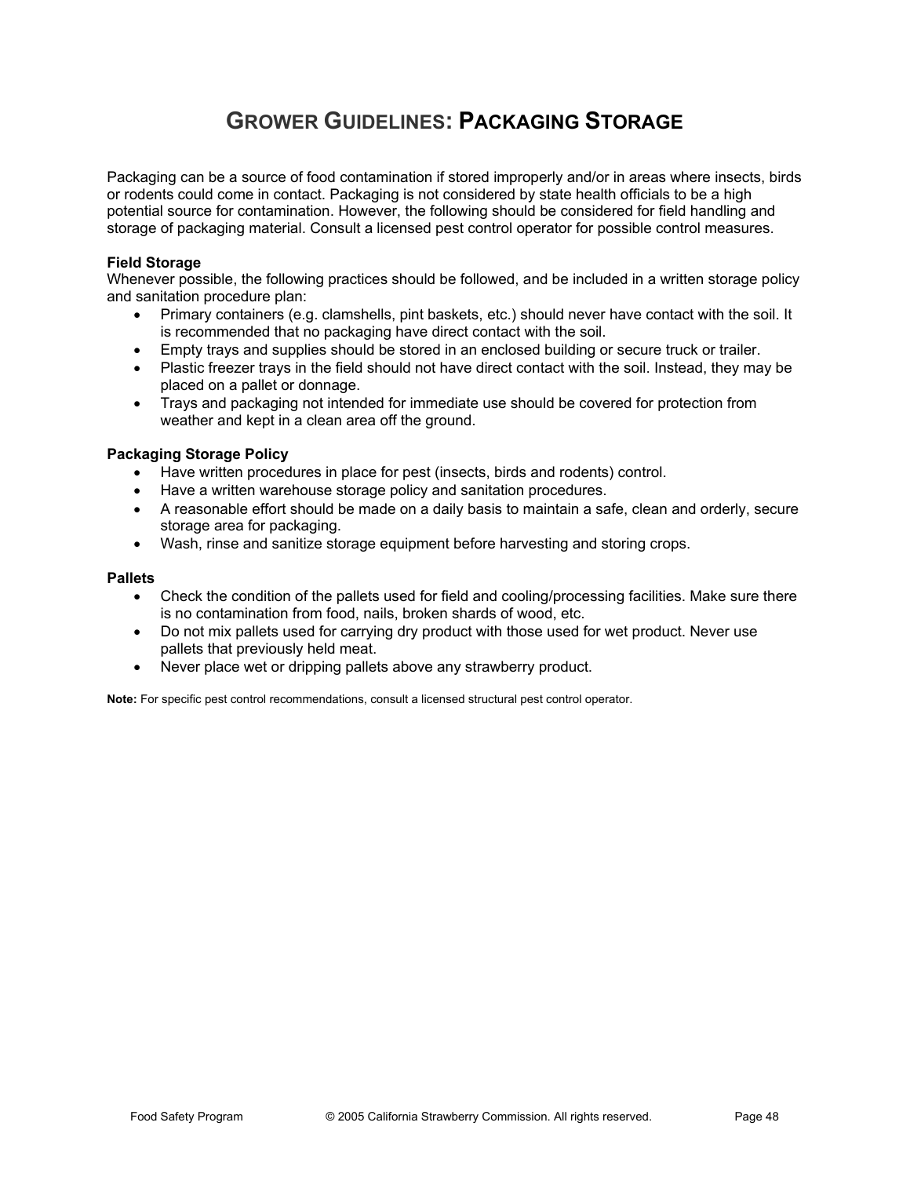# GROWER GUIDELINES: PACKAGING STORAGE

Packaging can be a source of food contamination if stored improperly and/or in areas where insects, birds or rodents could come in contact. Packaging is not considered by state health officials to be a high potential source for contamination. However, the following should be considered for field handling and storage of packaging material. Consult a licensed pest control operator for possible control measures.

**Field Storage**
Whenever possible, the following practices should be followed, and be included in a written storage policy and sanitation procedure plan:

- Primary containers (e.g. clamshells, pint baskets, etc.) should never have contact with the soil. It is recommended that no packaging have direct contact with the soil.
- Empty trays and supplies should be stored in an enclosed building or secure truck or trailer.
- Plastic freezer trays in the field should not have direct contact with the soil. Instead, they may be placed on a pallet or donnage.
- Trays and packaging not intended for immediate use should be covered for protection from weather and kept in a clean area off the ground.

**Packaging Storage Policy**

- Have written procedures in place for pest (insects, birds and rodents) control.
- Have a written warehouse storage policy and sanitation procedures.
- A reasonable effort should be made on a daily basis to maintain a safe, clean and orderly, secure storage area for packaging.
- Wash, rinse and sanitize storage equipment before harvesting and storing crops.

**Pallets**

- Check the condition of the pallets used for field and cooling/processing facilities. Make sure there is no contamination from food, nails, broken shards of wood, etc.
- Do not mix pallets used for carrying dry product with those used for wet product. Never use pallets that previously held meat.
- Never place wet or dripping pallets above any strawberry product.

**Note:** For specific pest control recommendations, consult a licensed structural pest control operator.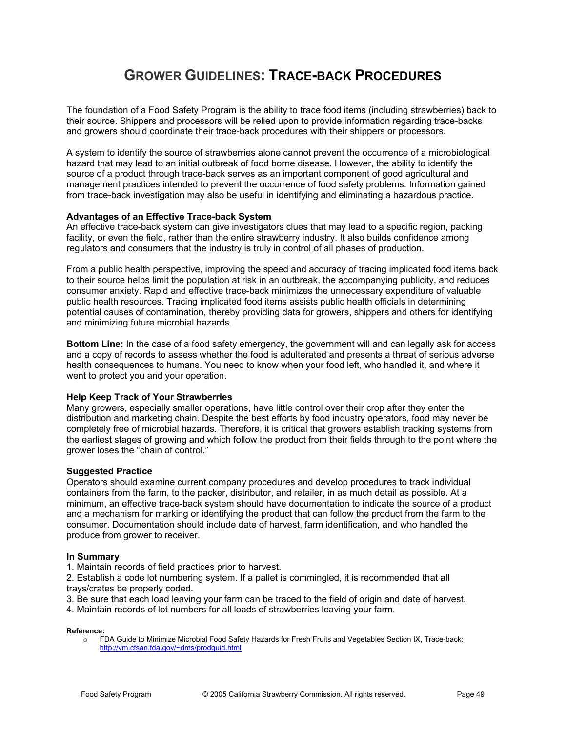# GROWER GUIDELINES: TRACE-BACK PROCEDURES

The foundation of a Food Safety Program is the ability to trace food items (including strawberries) back to their source. Shippers and processors will be relied upon to provide information regarding trace-backs and growers should coordinate their trace-back procedures with their shippers or processors.

A system to identify the source of strawberries alone cannot prevent the occurrence of a microbiological hazard that may lead to an initial outbreak of food borne disease. However, the ability to identify the source of a product through trace-back serves as an important component of good agricultural and management practices intended to prevent the occurrence of food safety problems. Information gained from trace-back investigation may also be useful in identifying and eliminating a hazardous practice.

**Advantages of an Effective Trace-back System**

An effective trace-back system can give investigators clues that may lead to a specific region, packing facility, or even the field, rather than the entire strawberry industry. It also builds confidence among regulators and consumers that the industry is truly in control of all phases of production.

From a public health perspective, improving the speed and accuracy of tracing implicated food items back to their source helps limit the population at risk in an outbreak, the accompanying publicity, and reduces consumer anxiety. Rapid and effective trace-back minimizes the unnecessary expenditure of valuable public health resources. Tracing implicated food items assists public health officials in determining potential causes of contamination, thereby providing data for growers, shippers and others for identifying and minimizing future microbial hazards.

**Bottom Line:** In the case of a food safety emergency, the government will and can legally ask for access and a copy of records to assess whether the food is adulterated and presents a threat of serious adverse health consequences to humans. You need to know when your food left, who handled it, and where it went to protect you and your operation.

**Help Keep Track of Your Strawberries**

Many growers, especially smaller operations, have little control over their crop after they enter the distribution and marketing chain. Despite the best efforts by food industry operators, food may never be completely free of microbial hazards. Therefore, it is critical that growers establish tracking systems from the earliest stages of growing and which follow the product from their fields through to the point where the grower loses the "chain of control."

**Suggested Practice**

Operators should examine current company procedures and develop procedures to track individual containers from the farm, to the packer, distributor, and retailer, in as much detail as possible. At a minimum, an effective trace-back system should have documentation to indicate the source of a product and a mechanism for marking or identifying the product that can follow the product from the farm to the consumer. Documentation should include date of harvest, farm identification, and who handled the produce from grower to receiver.

**In Summary**

1. Maintain records of field practices prior to harvest.
2. Establish a code lot numbering system. If a pallet is commingled, it is recommended that all trays/crates be properly coded.
3. Be sure that each load leaving your farm can be traced to the field of origin and date of harvest.
4. Maintain records of lot numbers for all loads of strawberries leaving your farm.

**Reference:**

- FDA Guide to Minimize Microbial Food Safety Hazards for Fresh Fruits and Vegetables Section IX, Trace-back: http://vm.cfsan.fda.gov/~dms/prodguid.html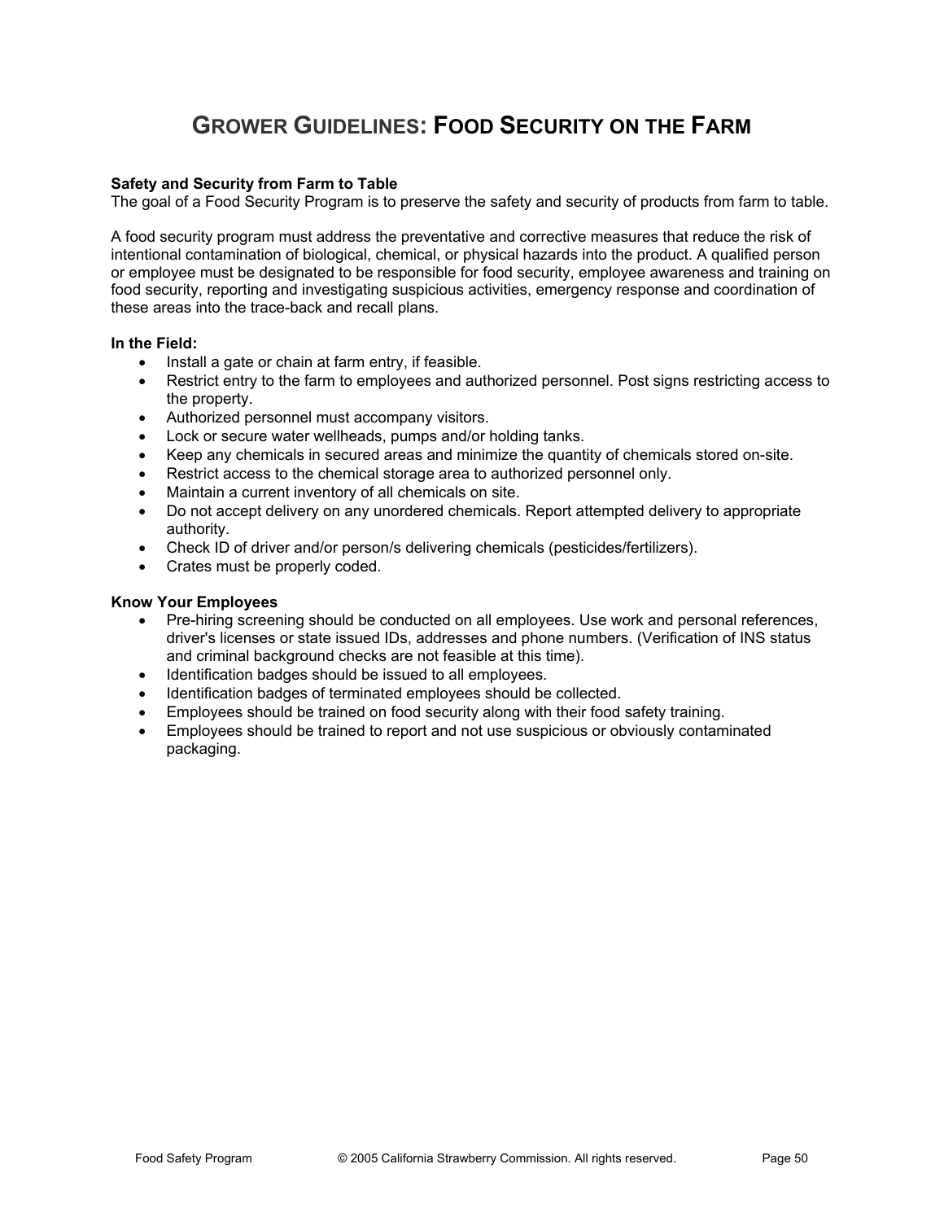# GROWER GUIDELINES: FOOD SECURITY ON THE FARM

**Safety and Security from Farm to Table**
The goal of a Food Security Program is to preserve the safety and security of products from farm to table.

A food security program must address the preventative and corrective measures that reduce the risk of intentional contamination of biological, chemical, or physical hazards into the product. A qualified person or employee must be designated to be responsible for food security, employee awareness and training on food security, reporting and investigating suspicious activities, emergency response and coordination of these areas into the trace-back and recall plans.

**In the Field:**

- Install a gate or chain at farm entry, if feasible.
- Restrict entry to the farm to employees and authorized personnel. Post signs restricting access to the property.
- Authorized personnel must accompany visitors.
- Lock or secure water wellheads, pumps and/or holding tanks.
- Keep any chemicals in secured areas and minimize the quantity of chemicals stored on-site.
- Restrict access to the chemical storage area to authorized personnel only.
- Maintain a current inventory of all chemicals on site.
- Do not accept delivery on any unordered chemicals. Report attempted delivery to appropriate authority.
- Check ID of driver and/or person/s delivering chemicals (pesticides/fertilizers).
- Crates must be properly coded.

**Know Your Employees**

- Pre-hiring screening should be conducted on all employees. Use work and personal references, driver's licenses or state issued IDs, addresses and phone numbers. (Verification of INS status and criminal background checks are not feasible at this time).
- Identification badges should be issued to all employees.
- Identification badges of terminated employees should be collected.
- Employees should be trained on food security along with their food safety training.
- Employees should be trained to report and not use suspicious or obviously contaminated packaging.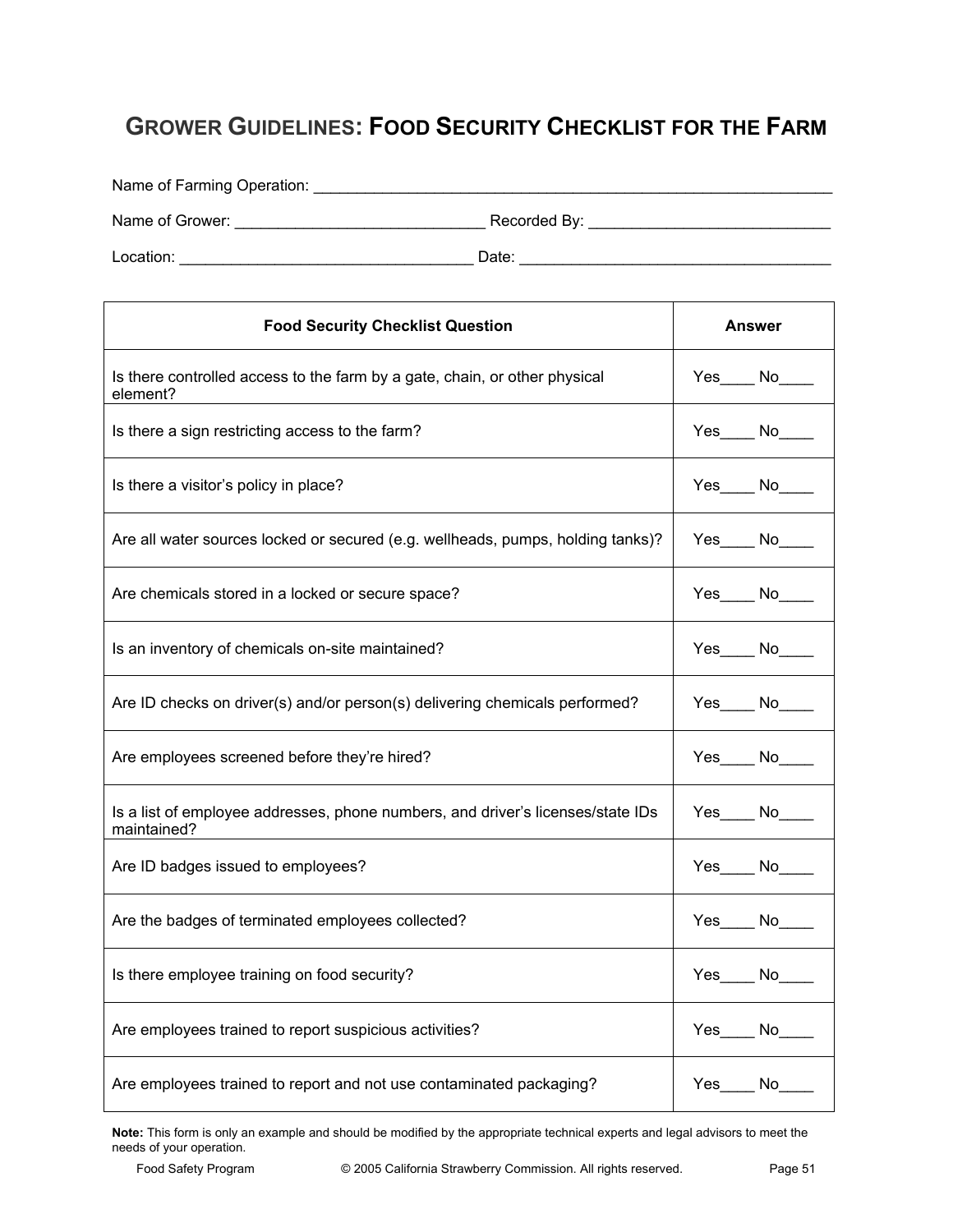# GROWER GUIDELINES: FOOD SECURITY CHECKLIST FOR THE FARM

Name of Farming Operation: ____________________________________________________________

Name of Grower: ____________________________ Recorded By: ___________________________

Location: _________________________________ Date: ___________________________________

| Food Security Checklist Question | Answer |
|---|---|
| Is there controlled access to the farm by a gate, chain, or other physical element? | Yes____ No____ |
| Is there a sign restricting access to the farm? | Yes____ No____ |
| Is there a visitor's policy in place? | Yes____ No____ |
| Are all water sources locked or secured (e.g. wellheads, pumps, holding tanks)? | Yes____ No____ |
| Are chemicals stored in a locked or secure space? | Yes____ No____ |
| Is an inventory of chemicals on-site maintained? | Yes____ No____ |
| Are ID checks on driver(s) and/or person(s) delivering chemicals performed? | Yes____ No____ |
| Are employees screened before they're hired? | Yes____ No____ |
| Is a list of employee addresses, phone numbers, and driver's licenses/state IDs maintained? | Yes____ No____ |
| Are ID badges issued to employees? | Yes____ No____ |
| Are the badges of terminated employees collected? | Yes____ No____ |
| Is there employee training on food security? | Yes____ No____ |
| Are employees trained to report suspicious activities? | Yes____ No____ |
| Are employees trained to report and not use contaminated packaging? | Yes____ No____ |

**Note:** This form is only an example and should be modified by the appropriate technical experts and legal advisors to meet the needs of your operation.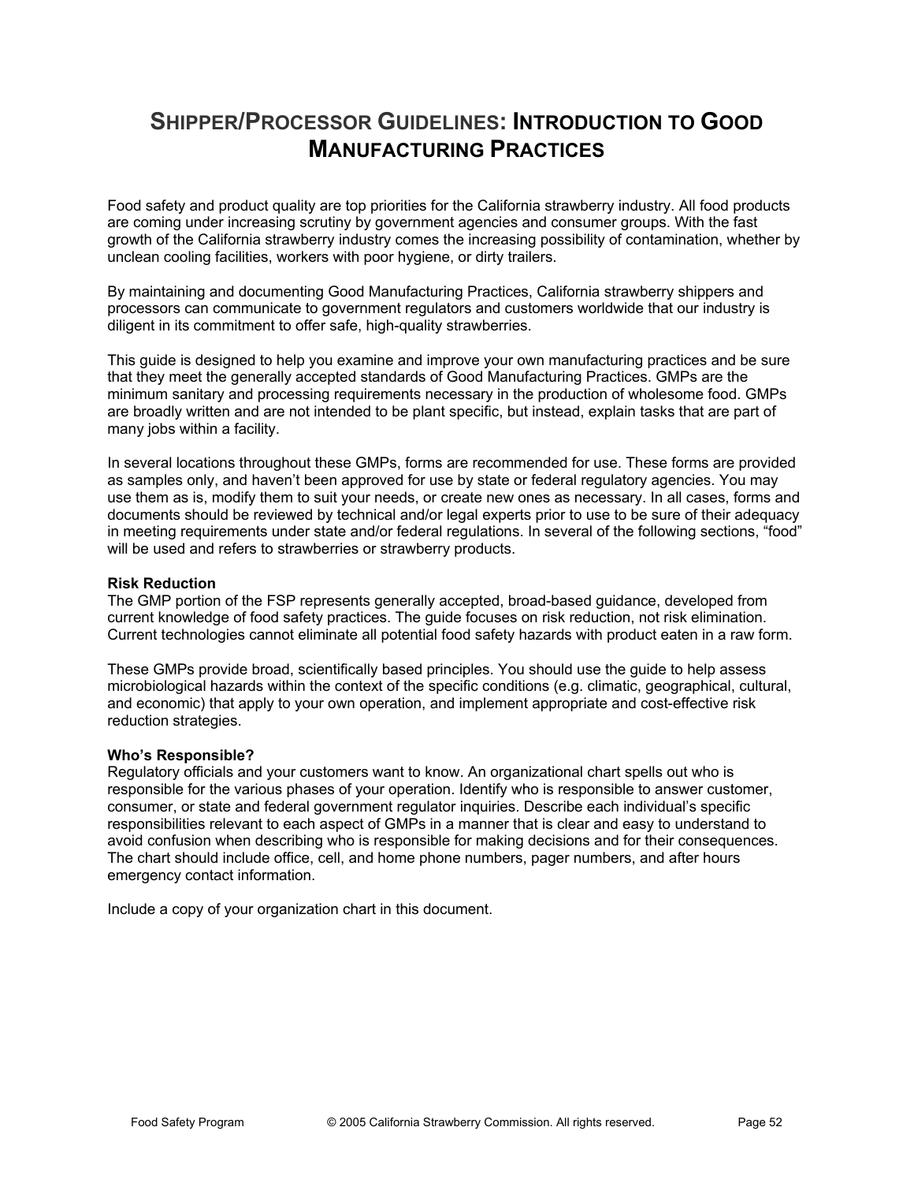# Shipper/Processor Guidelines: Introduction to Good Manufacturing Practices

Food safety and product quality are top priorities for the California strawberry industry. All food products are coming under increasing scrutiny by government agencies and consumer groups. With the fast growth of the California strawberry industry comes the increasing possibility of contamination, whether by unclean cooling facilities, workers with poor hygiene, or dirty trailers.

By maintaining and documenting Good Manufacturing Practices, California strawberry shippers and processors can communicate to government regulators and customers worldwide that our industry is diligent in its commitment to offer safe, high-quality strawberries.

This guide is designed to help you examine and improve your own manufacturing practices and be sure that they meet the generally accepted standards of Good Manufacturing Practices. GMPs are the minimum sanitary and processing requirements necessary in the production of wholesome food. GMPs are broadly written and are not intended to be plant specific, but instead, explain tasks that are part of many jobs within a facility.

In several locations throughout these GMPs, forms are recommended for use. These forms are provided as samples only, and haven't been approved for use by state or federal regulatory agencies. You may use them as is, modify them to suit your needs, or create new ones as necessary. In all cases, forms and documents should be reviewed by technical and/or legal experts prior to use to be sure of their adequacy in meeting requirements under state and/or federal regulations. In several of the following sections, "food" will be used and refers to strawberries or strawberry products.

**Risk Reduction**

The GMP portion of the FSP represents generally accepted, broad-based guidance, developed from current knowledge of food safety practices. The guide focuses on risk reduction, not risk elimination. Current technologies cannot eliminate all potential food safety hazards with product eaten in a raw form.

These GMPs provide broad, scientifically based principles. You should use the guide to help assess microbiological hazards within the context of the specific conditions (e.g. climatic, geographical, cultural, and economic) that apply to your own operation, and implement appropriate and cost-effective risk reduction strategies.

**Who's Responsible?**

Regulatory officials and your customers want to know. An organizational chart spells out who is responsible for the various phases of your operation. Identify who is responsible to answer customer, consumer, or state and federal government regulator inquiries. Describe each individual's specific responsibilities relevant to each aspect of GMPs in a manner that is clear and easy to understand to avoid confusion when describing who is responsible for making decisions and for their consequences. The chart should include office, cell, and home phone numbers, pager numbers, and after hours emergency contact information.

Include a copy of your organization chart in this document.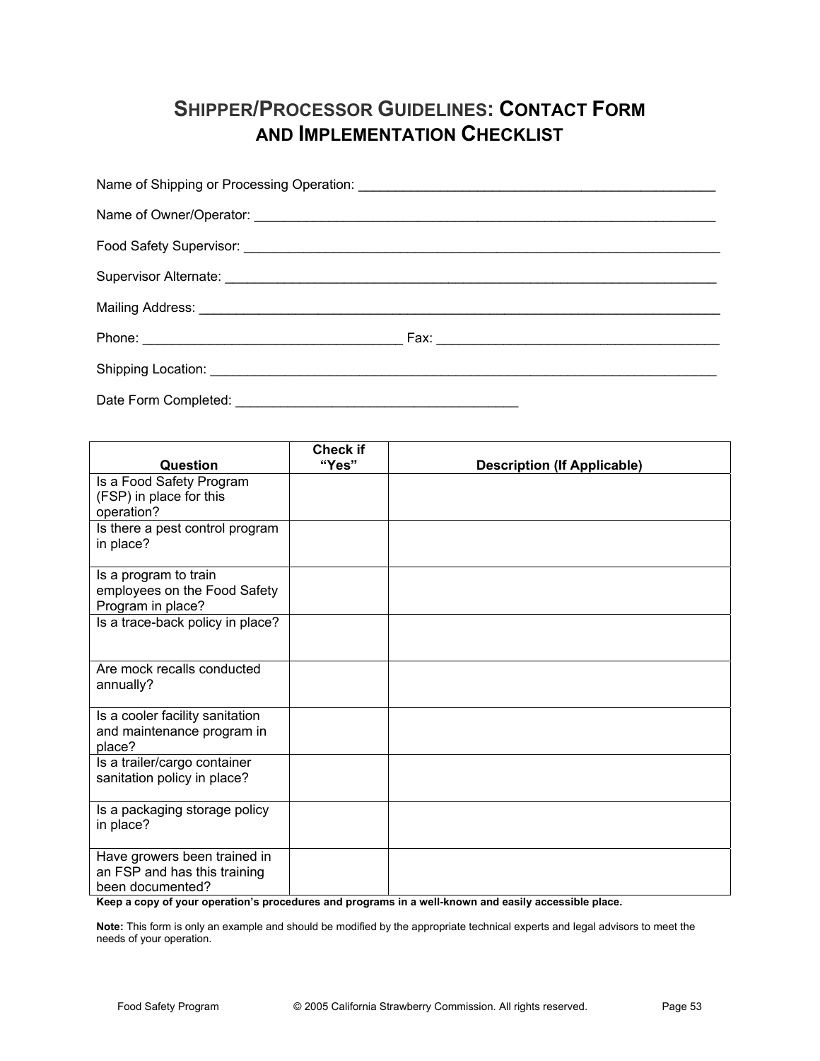# SHIPPER/PROCESSOR GUIDELINES: CONTACT FORM AND IMPLEMENTATION CHECKLIST

Name of Shipping or Processing Operation: ______________________________________________

Name of Owner/Operator: ____________________________________________________________

Food Safety Supervisor: ______________________________________________________________

Supervisor Alternate: _________________________________________________________________

Mailing Address: _____________________________________________________________________

Phone: _________________________________ Fax: ____________________________________

Shipping Location: ___________________________________________________________________

Date Form Completed: ____________________________________

| Question | Check if "Yes" | Description (If Applicable) |
|---|---|---|
| Is a Food Safety Program (FSP) in place for this operation? | | |
| Is there a pest control program in place? | | |
| Is a program to train employees on the Food Safety Program in place? | | |
| Is a trace-back policy in place? | | |
| Are mock recalls conducted annually? | | |
| Is a cooler facility sanitation and maintenance program in place? | | |
| Is a trailer/cargo container sanitation policy in place? | | |
| Is a packaging storage policy in place? | | |
| Have growers been trained in an FSP and has this training been documented? | | |

**Keep a copy of your operation's procedures and programs in a well-known and easily accessible place.**

**Note:** This form is only an example and should be modified by the appropriate technical experts and legal advisors to meet the needs of your operation.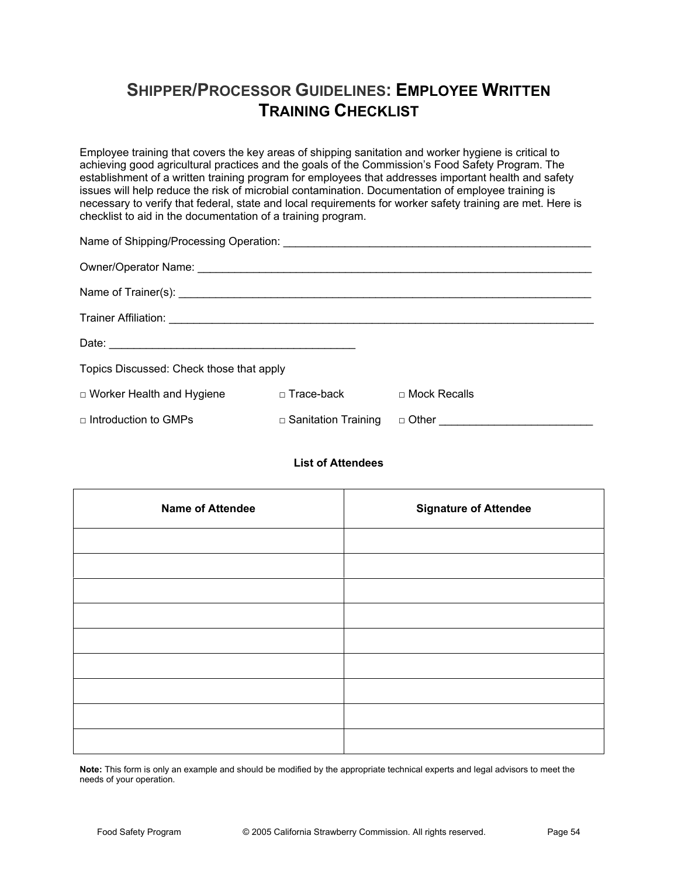# Shipper/Processor Guidelines: Employee Written Training Checklist

Employee training that covers the key areas of shipping sanitation and worker hygiene is critical to achieving good agricultural practices and the goals of the Commission's Food Safety Program. The establishment of a written training program for employees that addresses important health and safety issues will help reduce the risk of microbial contamination. Documentation of employee training is necessary to verify that federal, state and local requirements for worker safety training are met. Here is checklist to aid in the documentation of a training program.

Name of Shipping/Processing Operation: ___________________________________________________

Owner/Operator Name: ______________________________________________________________

Name of Trainer(s): ________________________________________________________________

Trainer Affiliation: _________________________________________________________________

Date: ______________________________________

Topics Discussed: Check those that apply

□ Worker Health and Hygiene □ Trace-back □ Mock Recalls

□ Introduction to GMPs □ Sanitation Training □ Other ________________________

**List of Attendees**

| Name of Attendee | Signature of Attendee |
|---|---|
| | |
| | |
| | |
| | |
| | |
| | |
| | |
| | |
| | |

**Note:** This form is only an example and should be modified by the appropriate technical experts and legal advisors to meet the needs of your operation.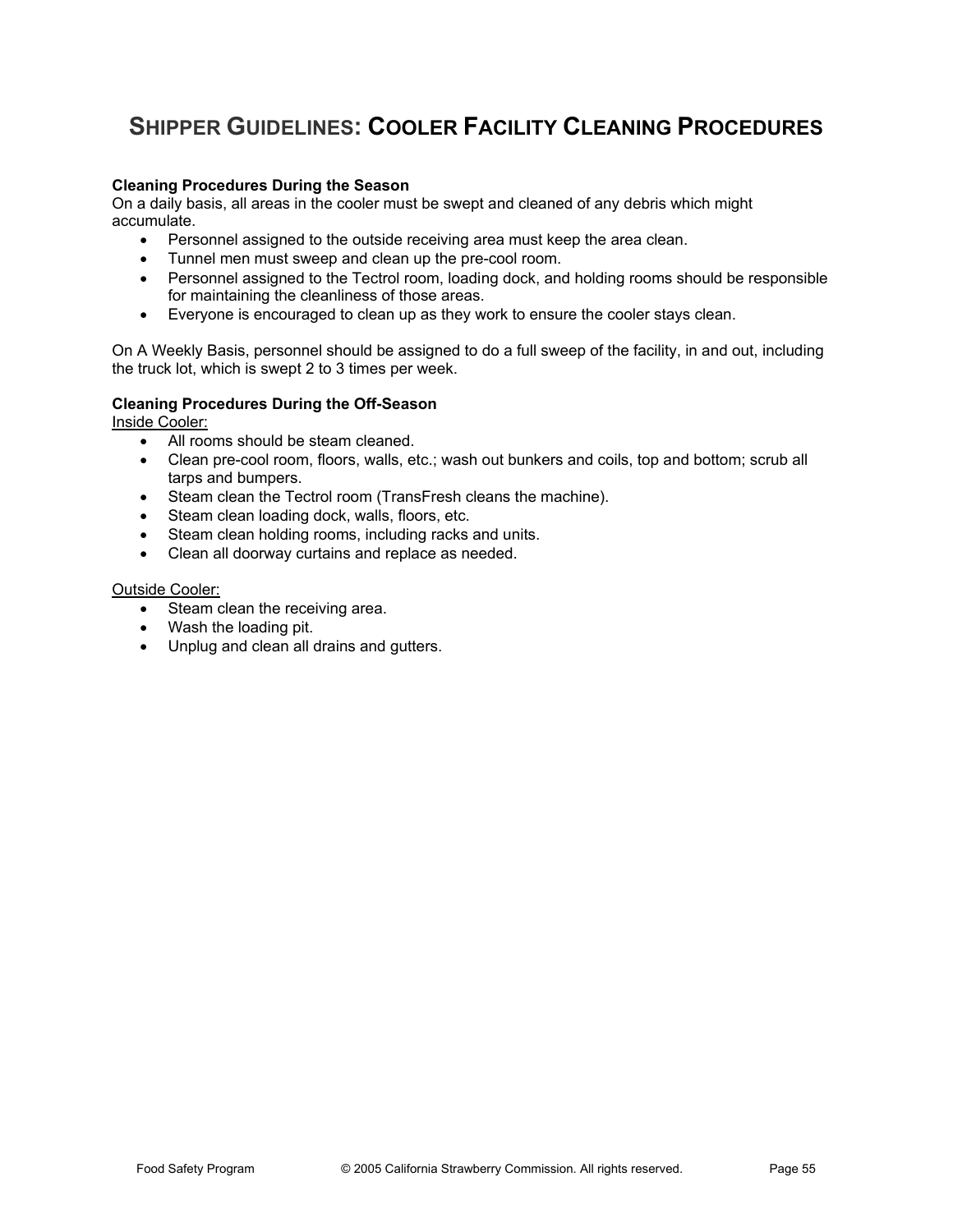# SHIPPER GUIDELINES: COOLER FACILITY CLEANING PROCEDURES

**Cleaning Procedures During the Season**

On a daily basis, all areas in the cooler must be swept and cleaned of any debris which might accumulate.

- Personnel assigned to the outside receiving area must keep the area clean.
- Tunnel men must sweep and clean up the pre-cool room.
- Personnel assigned to the Tectrol room, loading dock, and holding rooms should be responsible for maintaining the cleanliness of those areas.
- Everyone is encouraged to clean up as they work to ensure the cooler stays clean.

On A Weekly Basis, personnel should be assigned to do a full sweep of the facility, in and out, including the truck lot, which is swept 2 to 3 times per week.

**Cleaning Procedures During the Off-Season**

Inside Cooler:

- All rooms should be steam cleaned.
- Clean pre-cool room, floors, walls, etc.; wash out bunkers and coils, top and bottom; scrub all tarps and bumpers.
- Steam clean the Tectrol room (TransFresh cleans the machine).
- Steam clean loading dock, walls, floors, etc.
- Steam clean holding rooms, including racks and units.
- Clean all doorway curtains and replace as needed.

Outside Cooler:

- Steam clean the receiving area.
- Wash the loading pit.
- Unplug and clean all drains and gutters.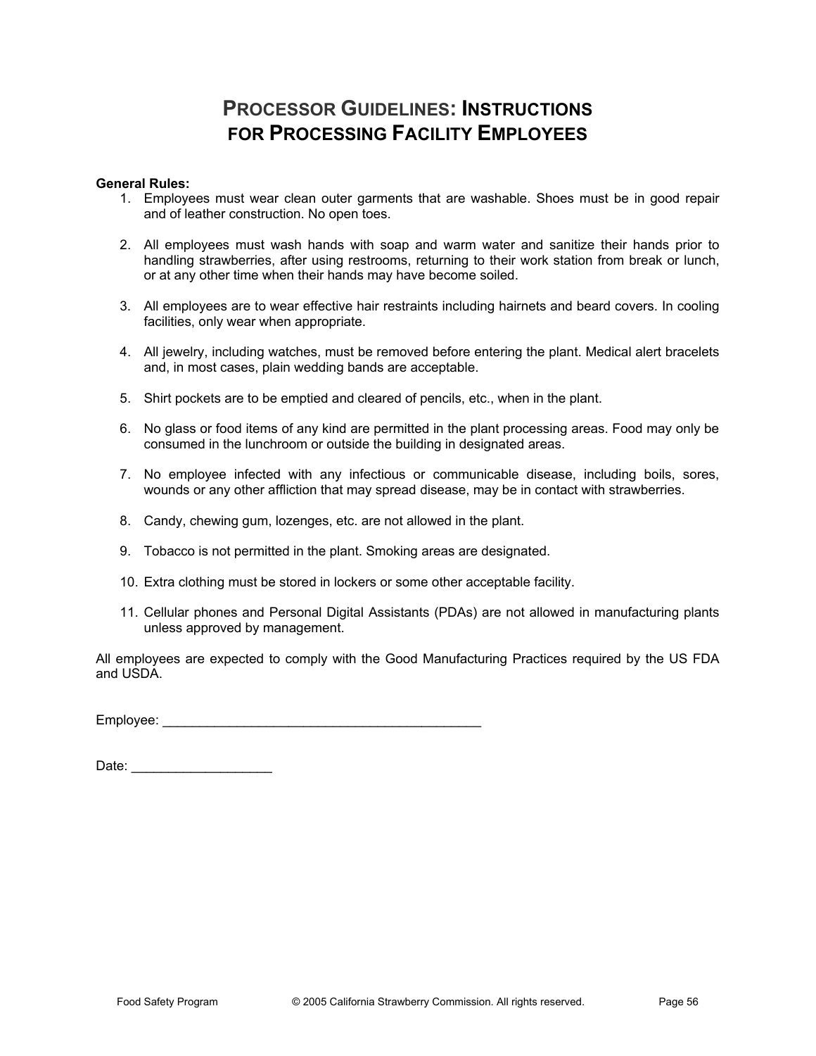# Processor Guidelines: Instructions for Processing Facility Employees

**General Rules:**

1. Employees must wear clean outer garments that are washable. Shoes must be in good repair and of leather construction. No open toes.

2. All employees must wash hands with soap and warm water and sanitize their hands prior to handling strawberries, after using restrooms, returning to their work station from break or lunch, or at any other time when their hands may have become soiled.

3. All employees are to wear effective hair restraints including hairnets and beard covers. In cooling facilities, only wear when appropriate.

4. All jewelry, including watches, must be removed before entering the plant. Medical alert bracelets and, in most cases, plain wedding bands are acceptable.

5. Shirt pockets are to be emptied and cleared of pencils, etc., when in the plant.

6. No glass or food items of any kind are permitted in the plant processing areas. Food may only be consumed in the lunchroom or outside the building in designated areas.

7. No employee infected with any infectious or communicable disease, including boils, sores, wounds or any other affliction that may spread disease, may be in contact with strawberries.

8. Candy, chewing gum, lozenges, etc. are not allowed in the plant.

9. Tobacco is not permitted in the plant. Smoking areas are designated.

10. Extra clothing must be stored in lockers or some other acceptable facility.

11. Cellular phones and Personal Digital Assistants (PDAs) are not allowed in manufacturing plants unless approved by management.

All employees are expected to comply with the Good Manufacturing Practices required by the US FDA and USDA.

Employee: ____________________________________________

Date: ___________________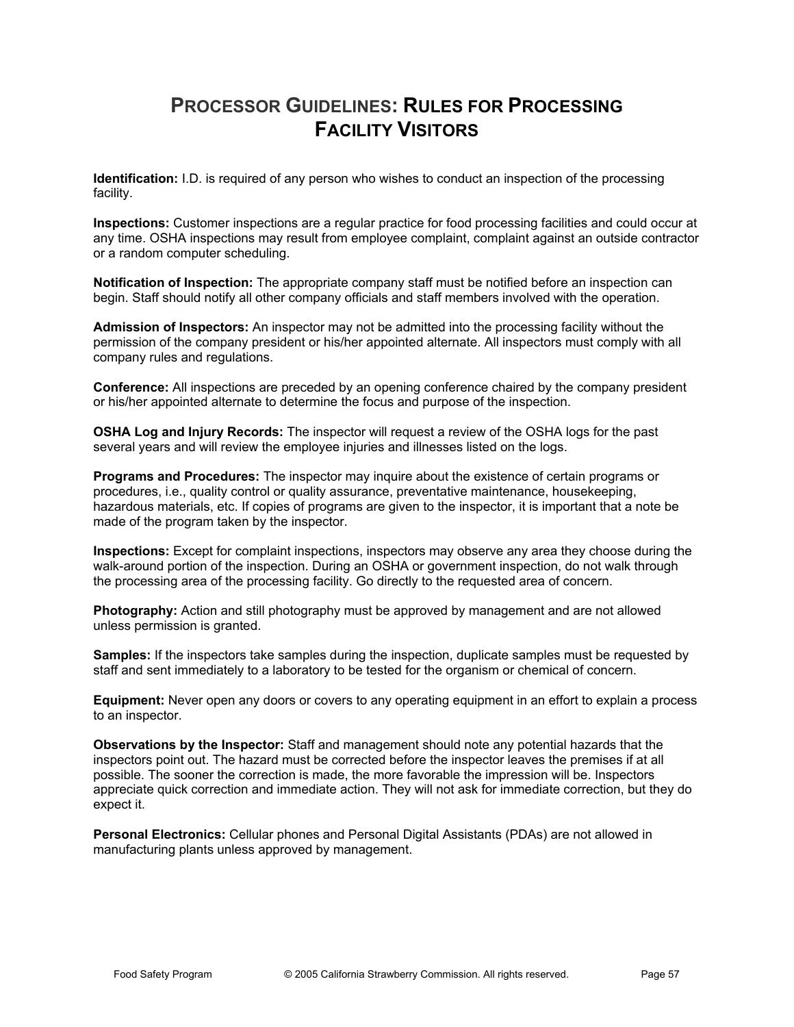# PROCESSOR GUIDELINES: RULES FOR PROCESSING FACILITY VISITORS

**Identification:** I.D. is required of any person who wishes to conduct an inspection of the processing facility.

**Inspections:** Customer inspections are a regular practice for food processing facilities and could occur at any time. OSHA inspections may result from employee complaint, complaint against an outside contractor or a random computer scheduling.

**Notification of Inspection:** The appropriate company staff must be notified before an inspection can begin. Staff should notify all other company officials and staff members involved with the operation.

**Admission of Inspectors:** An inspector may not be admitted into the processing facility without the permission of the company president or his/her appointed alternate. All inspectors must comply with all company rules and regulations.

**Conference:** All inspections are preceded by an opening conference chaired by the company president or his/her appointed alternate to determine the focus and purpose of the inspection.

**OSHA Log and Injury Records:** The inspector will request a review of the OSHA logs for the past several years and will review the employee injuries and illnesses listed on the logs.

**Programs and Procedures:** The inspector may inquire about the existence of certain programs or procedures, i.e., quality control or quality assurance, preventative maintenance, housekeeping, hazardous materials, etc. If copies of programs are given to the inspector, it is important that a note be made of the program taken by the inspector.

**Inspections:** Except for complaint inspections, inspectors may observe any area they choose during the walk-around portion of the inspection. During an OSHA or government inspection, do not walk through the processing area of the processing facility. Go directly to the requested area of concern.

**Photography:** Action and still photography must be approved by management and are not allowed unless permission is granted.

**Samples:** If the inspectors take samples during the inspection, duplicate samples must be requested by staff and sent immediately to a laboratory to be tested for the organism or chemical of concern.

**Equipment:** Never open any doors or covers to any operating equipment in an effort to explain a process to an inspector.

**Observations by the Inspector:** Staff and management should note any potential hazards that the inspectors point out. The hazard must be corrected before the inspector leaves the premises if at all possible. The sooner the correction is made, the more favorable the impression will be. Inspectors appreciate quick correction and immediate action. They will not ask for immediate correction, but they do expect it.

**Personal Electronics:** Cellular phones and Personal Digital Assistants (PDAs) are not allowed in manufacturing plants unless approved by management.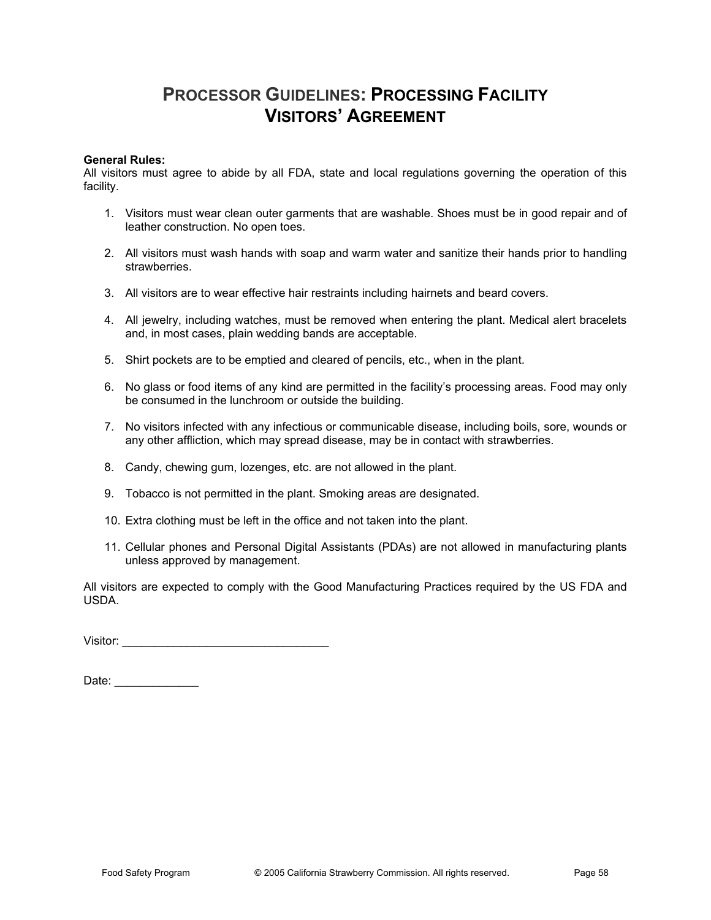# Processor Guidelines: Processing Facility Visitors' Agreement

**General Rules:**
All visitors must agree to abide by all FDA, state and local regulations governing the operation of this facility.

1. Visitors must wear clean outer garments that are washable. Shoes must be in good repair and of leather construction. No open toes.

2. All visitors must wash hands with soap and warm water and sanitize their hands prior to handling strawberries.

3. All visitors are to wear effective hair restraints including hairnets and beard covers.

4. All jewelry, including watches, must be removed when entering the plant. Medical alert bracelets and, in most cases, plain wedding bands are acceptable.

5. Shirt pockets are to be emptied and cleared of pencils, etc., when in the plant.

6. No glass or food items of any kind are permitted in the facility's processing areas. Food may only be consumed in the lunchroom or outside the building.

7. No visitors infected with any infectious or communicable disease, including boils, sore, wounds or any other affliction, which may spread disease, may be in contact with strawberries.

8. Candy, chewing gum, lozenges, etc. are not allowed in the plant.

9. Tobacco is not permitted in the plant. Smoking areas are designated.

10. Extra clothing must be left in the office and not taken into the plant.

11. Cellular phones and Personal Digital Assistants (PDAs) are not allowed in manufacturing plants unless approved by management.

All visitors are expected to comply with the Good Manufacturing Practices required by the US FDA and USDA.

Visitor: ________________________________

Date: _____________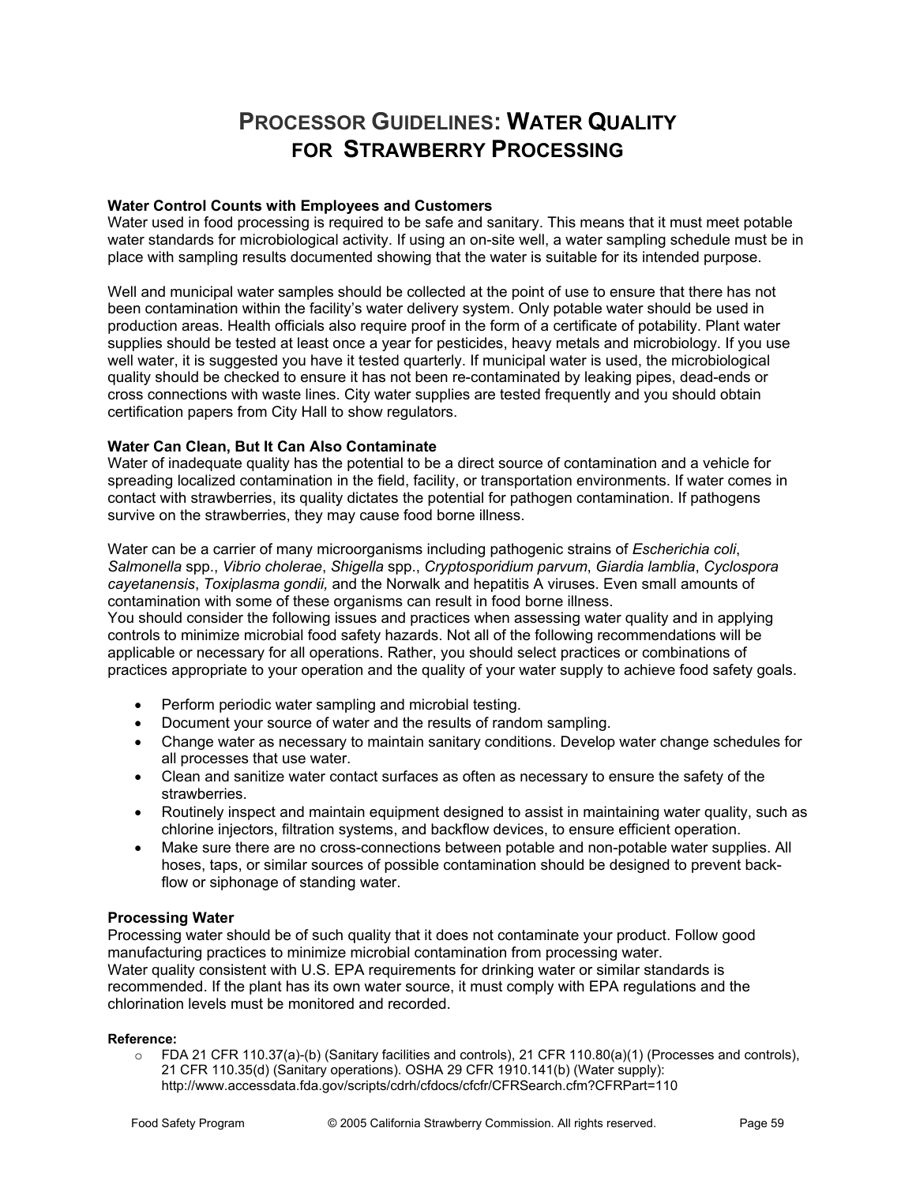# Processor Guidelines: Water Quality for Strawberry Processing

**Water Control Counts with Employees and Customers**

Water used in food processing is required to be safe and sanitary. This means that it must meet potable water standards for microbiological activity. If using an on-site well, a water sampling schedule must be in place with sampling results documented showing that the water is suitable for its intended purpose.

Well and municipal water samples should be collected at the point of use to ensure that there has not been contamination within the facility's water delivery system. Only potable water should be used in production areas. Health officials also require proof in the form of a certificate of potability. Plant water supplies should be tested at least once a year for pesticides, heavy metals and microbiology. If you use well water, it is suggested you have it tested quarterly. If municipal water is used, the microbiological quality should be checked to ensure it has not been re-contaminated by leaking pipes, dead-ends or cross connections with waste lines. City water supplies are tested frequently and you should obtain certification papers from City Hall to show regulators.

**Water Can Clean, But It Can Also Contaminate**

Water of inadequate quality has the potential to be a direct source of contamination and a vehicle for spreading localized contamination in the field, facility, or transportation environments. If water comes in contact with strawberries, its quality dictates the potential for pathogen contamination. If pathogens survive on the strawberries, they may cause food borne illness.

Water can be a carrier of many microorganisms including pathogenic strains of *Escherichia coli*, *Salmonella* spp., *Vibrio cholerae*, *Shigella* spp., *Cryptosporidium parvum*, *Giardia lamblia*, *Cyclospora cayetanensis*, *Toxiplasma gondii,* and the Norwalk and hepatitis A viruses. Even small amounts of contamination with some of these organisms can result in food borne illness.
You should consider the following issues and practices when assessing water quality and in applying controls to minimize microbial food safety hazards. Not all of the following recommendations will be applicable or necessary for all operations. Rather, you should select practices or combinations of practices appropriate to your operation and the quality of your water supply to achieve food safety goals.

- Perform periodic water sampling and microbial testing.
- Document your source of water and the results of random sampling.
- Change water as necessary to maintain sanitary conditions. Develop water change schedules for all processes that use water.
- Clean and sanitize water contact surfaces as often as necessary to ensure the safety of the strawberries.
- Routinely inspect and maintain equipment designed to assist in maintaining water quality, such as chlorine injectors, filtration systems, and backflow devices, to ensure efficient operation.
- Make sure there are no cross-connections between potable and non-potable water supplies. All hoses, taps, or similar sources of possible contamination should be designed to prevent back-flow or siphonage of standing water.

**Processing Water**

Processing water should be of such quality that it does not contaminate your product. Follow good manufacturing practices to minimize microbial contamination from processing water.
Water quality consistent with U.S. EPA requirements for drinking water or similar standards is recommended. If the plant has its own water source, it must comply with EPA regulations and the chlorination levels must be monitored and recorded.

**Reference:**

- FDA 21 CFR 110.37(a)-(b) (Sanitary facilities and controls), 21 CFR 110.80(a)(1) (Processes and controls), 21 CFR 110.35(d) (Sanitary operations). OSHA 29 CFR 1910.141(b) (Water supply): http://www.accessdata.fda.gov/scripts/cdrh/cfdocs/cfcfr/CFRSearch.cfm?CFRPart=110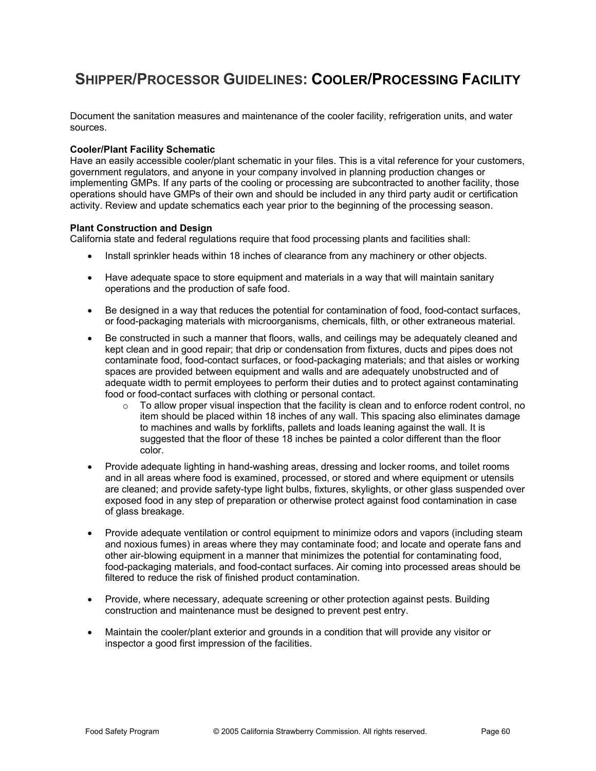# SHIPPER/PROCESSOR GUIDELINES: COOLER/PROCESSING FACILITY

Document the sanitation measures and maintenance of the cooler facility, refrigeration units, and water sources.

**Cooler/Plant Facility Schematic**

Have an easily accessible cooler/plant schematic in your files. This is a vital reference for your customers, government regulators, and anyone in your company involved in planning production changes or implementing GMPs. If any parts of the cooling or processing are subcontracted to another facility, those operations should have GMPs of their own and should be included in any third party audit or certification activity. Review and update schematics each year prior to the beginning of the processing season.

**Plant Construction and Design**

California state and federal regulations require that food processing plants and facilities shall:

- Install sprinkler heads within 18 inches of clearance from any machinery or other objects.
- Have adequate space to store equipment and materials in a way that will maintain sanitary operations and the production of safe food.
- Be designed in a way that reduces the potential for contamination of food, food-contact surfaces, or food-packaging materials with microorganisms, chemicals, filth, or other extraneous material.
- Be constructed in such a manner that floors, walls, and ceilings may be adequately cleaned and kept clean and in good repair; that drip or condensation from fixtures, ducts and pipes does not contaminate food, food-contact surfaces, or food-packaging materials; and that aisles or working spaces are provided between equipment and walls and are adequately unobstructed and of adequate width to permit employees to perform their duties and to protect against contaminating food or food-contact surfaces with clothing or personal contact.
    - To allow proper visual inspection that the facility is clean and to enforce rodent control, no item should be placed within 18 inches of any wall. This spacing also eliminates damage to machines and walls by forklifts, pallets and loads leaning against the wall. It is suggested that the floor of these 18 inches be painted a color different than the floor color.
- Provide adequate lighting in hand-washing areas, dressing and locker rooms, and toilet rooms and in all areas where food is examined, processed, or stored and where equipment or utensils are cleaned; and provide safety-type light bulbs, fixtures, skylights, or other glass suspended over exposed food in any step of preparation or otherwise protect against food contamination in case of glass breakage.
- Provide adequate ventilation or control equipment to minimize odors and vapors (including steam and noxious fumes) in areas where they may contaminate food; and locate and operate fans and other air-blowing equipment in a manner that minimizes the potential for contaminating food, food-packaging materials, and food-contact surfaces. Air coming into processed areas should be filtered to reduce the risk of finished product contamination.
- Provide, where necessary, adequate screening or other protection against pests. Building construction and maintenance must be designed to prevent pest entry.
- Maintain the cooler/plant exterior and grounds in a condition that will provide any visitor or inspector a good first impression of the facilities.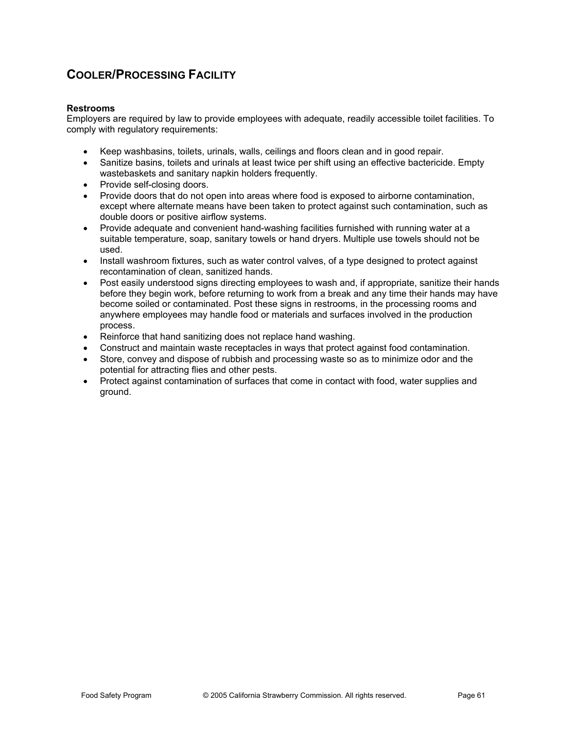## Cooler/Processing Facility

**Restrooms**

Employers are required by law to provide employees with adequate, readily accessible toilet facilities. To comply with regulatory requirements:

- Keep washbasins, toilets, urinals, walls, ceilings and floors clean and in good repair.
- Sanitize basins, toilets and urinals at least twice per shift using an effective bactericide. Empty wastebaskets and sanitary napkin holders frequently.
- Provide self-closing doors.
- Provide doors that do not open into areas where food is exposed to airborne contamination, except where alternate means have been taken to protect against such contamination, such as double doors or positive airflow systems.
- Provide adequate and convenient hand-washing facilities furnished with running water at a suitable temperature, soap, sanitary towels or hand dryers. Multiple use towels should not be used.
- Install washroom fixtures, such as water control valves, of a type designed to protect against recontamination of clean, sanitized hands.
- Post easily understood signs directing employees to wash and, if appropriate, sanitize their hands before they begin work, before returning to work from a break and any time their hands may have become soiled or contaminated. Post these signs in restrooms, in the processing rooms and anywhere employees may handle food or materials and surfaces involved in the production process.
- Reinforce that hand sanitizing does not replace hand washing.
- Construct and maintain waste receptacles in ways that protect against food contamination.
- Store, convey and dispose of rubbish and processing waste so as to minimize odor and the potential for attracting flies and other pests.
- Protect against contamination of surfaces that come in contact with food, water supplies and ground.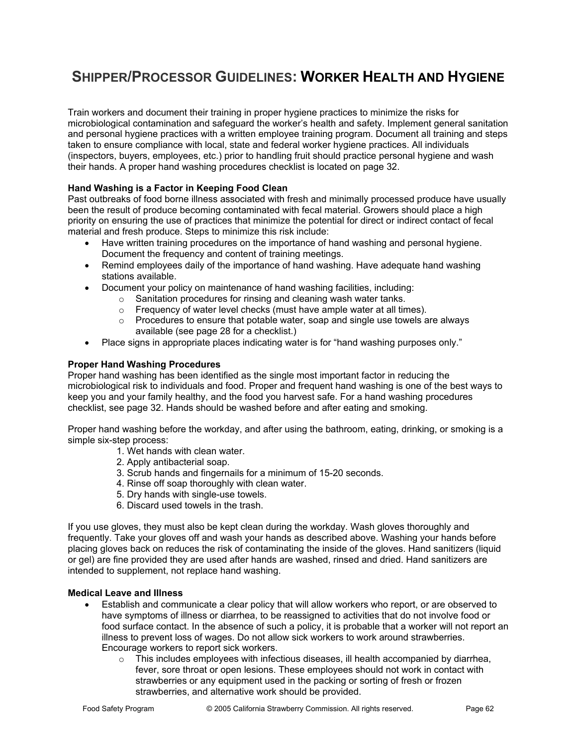# Shipper/Processor Guidelines: Worker Health and Hygiene

Train workers and document their training in proper hygiene practices to minimize the risks for microbiological contamination and safeguard the worker's health and safety. Implement general sanitation and personal hygiene practices with a written employee training program. Document all training and steps taken to ensure compliance with local, state and federal worker hygiene practices. All individuals (inspectors, buyers, employees, etc.) prior to handling fruit should practice personal hygiene and wash their hands. A proper hand washing procedures checklist is located on page 32.

**Hand Washing is a Factor in Keeping Food Clean**

Past outbreaks of food borne illness associated with fresh and minimally processed produce have usually been the result of produce becoming contaminated with fecal material. Growers should place a high priority on ensuring the use of practices that minimize the potential for direct or indirect contact of fecal material and fresh produce. Steps to minimize this risk include:

- Have written training procedures on the importance of hand washing and personal hygiene. Document the frequency and content of training meetings.
- Remind employees daily of the importance of hand washing. Have adequate hand washing stations available.
- Document your policy on maintenance of hand washing facilities, including:
  - Sanitation procedures for rinsing and cleaning wash water tanks.
  - Frequency of water level checks (must have ample water at all times).
  - Procedures to ensure that potable water, soap and single use towels are always available (see page 28 for a checklist.)
- Place signs in appropriate places indicating water is for "hand washing purposes only."

**Proper Hand Washing Procedures**

Proper hand washing has been identified as the single most important factor in reducing the microbiological risk to individuals and food. Proper and frequent hand washing is one of the best ways to keep you and your family healthy, and the food you harvest safe. For a hand washing procedures checklist, see page 32. Hands should be washed before and after eating and smoking.

Proper hand washing before the workday, and after using the bathroom, eating, drinking, or smoking is a simple six-step process:

1. Wet hands with clean water.
2. Apply antibacterial soap.
3. Scrub hands and fingernails for a minimum of 15-20 seconds.
4. Rinse off soap thoroughly with clean water.
5. Dry hands with single-use towels.
6. Discard used towels in the trash.

If you use gloves, they must also be kept clean during the workday. Wash gloves thoroughly and frequently. Take your gloves off and wash your hands as described above. Washing your hands before placing gloves back on reduces the risk of contaminating the inside of the gloves. Hand sanitizers (liquid or gel) are fine provided they are used after hands are washed, rinsed and dried. Hand sanitizers are intended to supplement, not replace hand washing.

**Medical Leave and Illness**

- Establish and communicate a clear policy that will allow workers who report, or are observed to have symptoms of illness or diarrhea, to be reassigned to activities that do not involve food or food surface contact. In the absence of such a policy, it is probable that a worker will not report an illness to prevent loss of wages. Do not allow sick workers to work around strawberries. Encourage workers to report sick workers.
  - This includes employees with infectious diseases, ill health accompanied by diarrhea, fever, sore throat or open lesions. These employees should not work in contact with strawberries or any equipment used in the packing or sorting of fresh or frozen strawberries, and alternative work should be provided.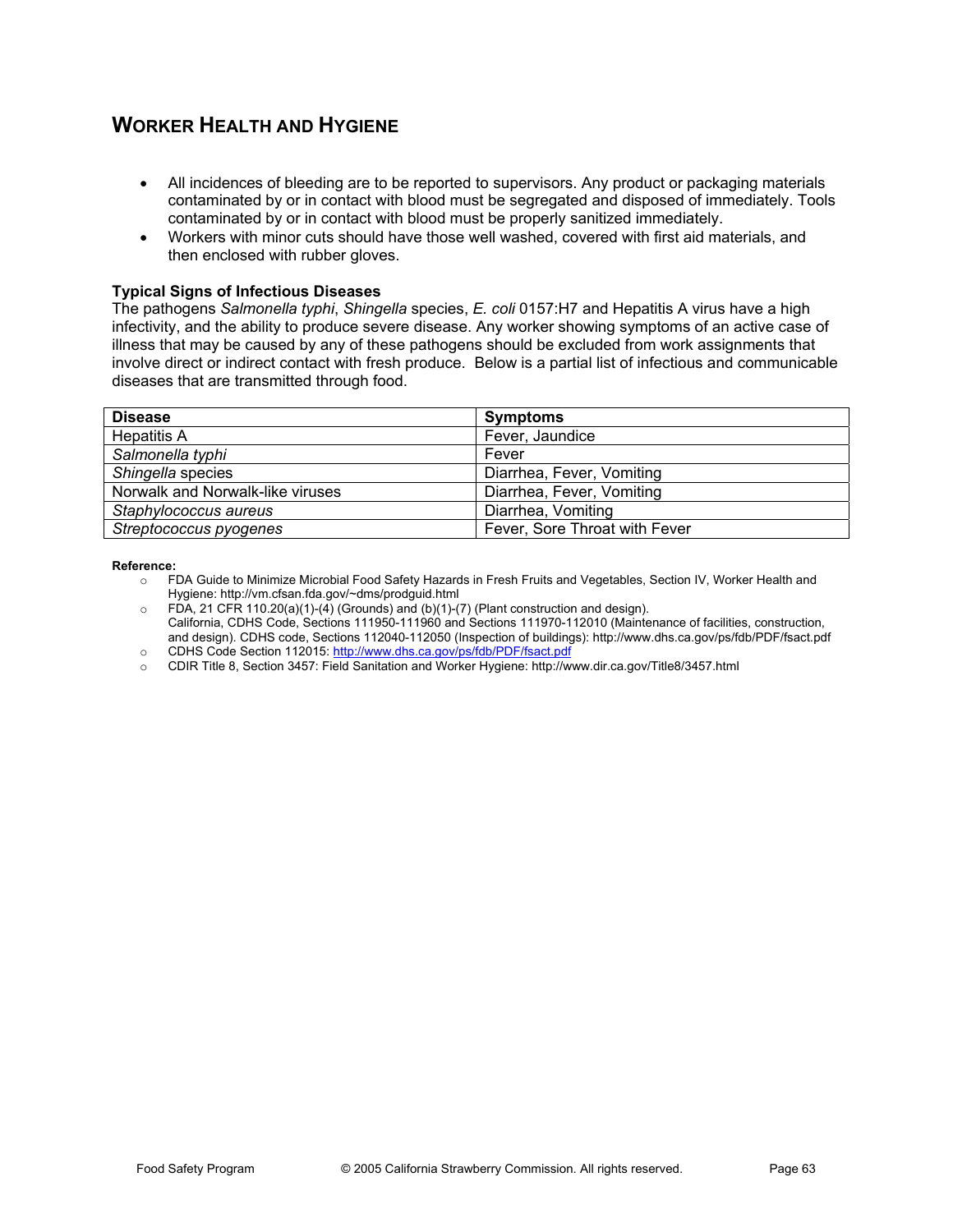## Worker Health and Hygiene

- All incidences of bleeding are to be reported to supervisors. Any product or packaging materials contaminated by or in contact with blood must be segregated and disposed of immediately. Tools contaminated by or in contact with blood must be properly sanitized immediately.
- Workers with minor cuts should have those well washed, covered with first aid materials, and then enclosed with rubber gloves.

### Typical Signs of Infectious Diseases

The pathogens *Salmonella typhi*, *Shingella* species, *E. coli* 0157:H7 and Hepatitis A virus have a high infectivity, and the ability to produce severe disease. Any worker showing symptoms of an active case of illness that may be caused by any of these pathogens should be excluded from work assignments that involve direct or indirect contact with fresh produce. Below is a partial list of infectious and communicable diseases that are transmitted through food.

| Disease | Symptoms |
|---|---|
| Hepatitis A | Fever, Jaundice |
| *Salmonella typhi* | Fever |
| *Shingella* species | Diarrhea, Fever, Vomiting |
| Norwalk and Norwalk-like viruses | Diarrhea, Fever, Vomiting |
| *Staphylococcus aureus* | Diarrhea, Vomiting |
| *Streptococcus pyogenes* | Fever, Sore Throat with Fever |

**Reference:**

- FDA Guide to Minimize Microbial Food Safety Hazards in Fresh Fruits and Vegetables, Section IV, Worker Health and Hygiene: http://vm.cfsan.fda.gov/~dms/prodguid.html
- FDA, 21 CFR 110.20(a)(1)-(4) (Grounds) and (b)(1)-(7) (Plant construction and design). California, CDHS Code, Sections 111950-111960 and Sections 111970-112010 (Maintenance of facilities, construction, and design). CDHS code, Sections 112040-112050 (Inspection of buildings): http://www.dhs.ca.gov/ps/fdb/PDF/fsact.pdf
- CDHS Code Section 112015: http://www.dhs.ca.gov/ps/fdb/PDF/fsact.pdf
- CDIR Title 8, Section 3457: Field Sanitation and Worker Hygiene: http://www.dir.ca.gov/Title8/3457.html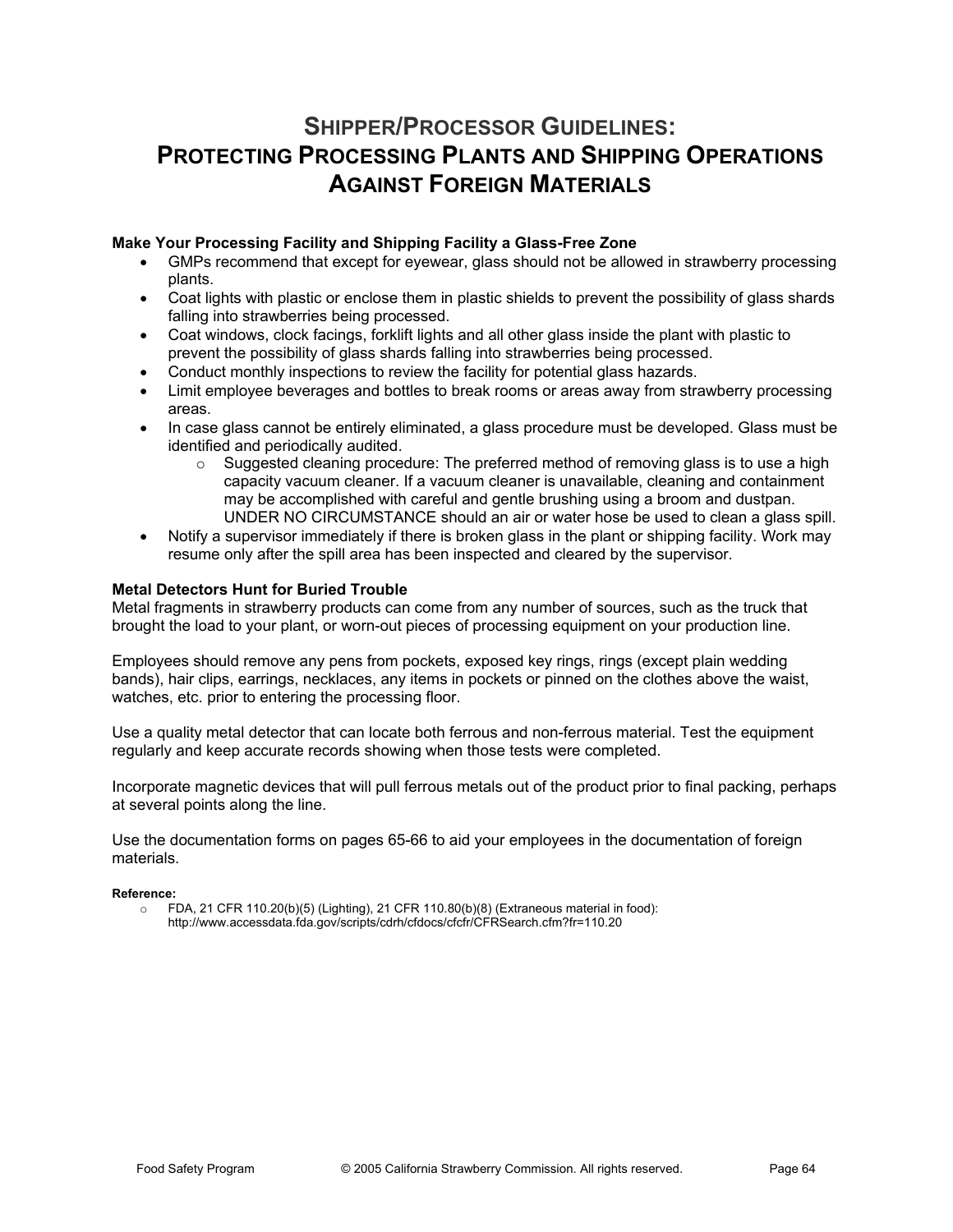# Shipper/Processor Guidelines: Protecting Processing Plants and Shipping Operations Against Foreign Materials

**Make Your Processing Facility and Shipping Facility a Glass-Free Zone**

- GMPs recommend that except for eyewear, glass should not be allowed in strawberry processing plants.
- Coat lights with plastic or enclose them in plastic shields to prevent the possibility of glass shards falling into strawberries being processed.
- Coat windows, clock facings, forklift lights and all other glass inside the plant with plastic to prevent the possibility of glass shards falling into strawberries being processed.
- Conduct monthly inspections to review the facility for potential glass hazards.
- Limit employee beverages and bottles to break rooms or areas away from strawberry processing areas.
- In case glass cannot be entirely eliminated, a glass procedure must be developed. Glass must be identified and periodically audited.
  - Suggested cleaning procedure: The preferred method of removing glass is to use a high capacity vacuum cleaner. If a vacuum cleaner is unavailable, cleaning and containment may be accomplished with careful and gentle brushing using a broom and dustpan. UNDER NO CIRCUMSTANCE should an air or water hose be used to clean a glass spill.
- Notify a supervisor immediately if there is broken glass in the plant or shipping facility. Work may resume only after the spill area has been inspected and cleared by the supervisor.

**Metal Detectors Hunt for Buried Trouble**

Metal fragments in strawberry products can come from any number of sources, such as the truck that brought the load to your plant, or worn-out pieces of processing equipment on your production line.

Employees should remove any pens from pockets, exposed key rings, rings (except plain wedding bands), hair clips, earrings, necklaces, any items in pockets or pinned on the clothes above the waist, watches, etc. prior to entering the processing floor.

Use a quality metal detector that can locate both ferrous and non-ferrous material. Test the equipment regularly and keep accurate records showing when those tests were completed.

Incorporate magnetic devices that will pull ferrous metals out of the product prior to final packing, perhaps at several points along the line.

Use the documentation forms on pages 65-66 to aid your employees in the documentation of foreign materials.

**Reference:**

- FDA, 21 CFR 110.20(b)(5) (Lighting), 21 CFR 110.80(b)(8) (Extraneous material in food): http://www.accessdata.fda.gov/scripts/cdrh/cfdocs/cfcfr/CFRSearch.cfm?fr=110.20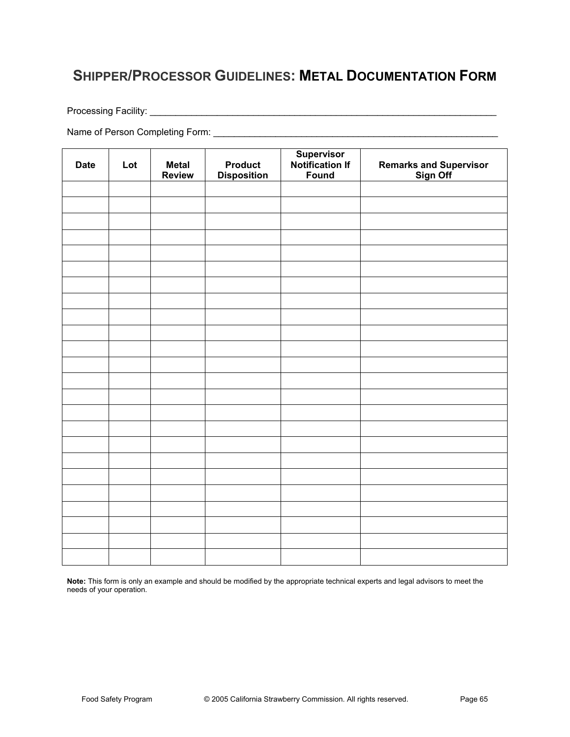# SHIPPER/PROCESSOR GUIDELINES: METAL DOCUMENTATION FORM

Processing Facility: ______________________________________________________________________

Name of Person Completing Form: _________________________________________________________

| Date | Lot | Metal Review | Product Disposition | Supervisor Notification If Found | Remarks and Supervisor Sign Off |
|---|---|---|---|---|---|
| | | | | | |
| | | | | | |
| | | | | | |
| | | | | | |
| | | | | | |
| | | | | | |
| | | | | | |
| | | | | | |
| | | | | | |
| | | | | | |
| | | | | | |
| | | | | | |
| | | | | | |
| | | | | | |
| | | | | | |
| | | | | | |
| | | | | | |
| | | | | | |
| | | | | | |
| | | | | | |
| | | | | | |
| | | | | | |
| | | | | | |
| | | | | | |

**Note:** This form is only an example and should be modified by the appropriate technical experts and legal advisors to meet the needs of your operation.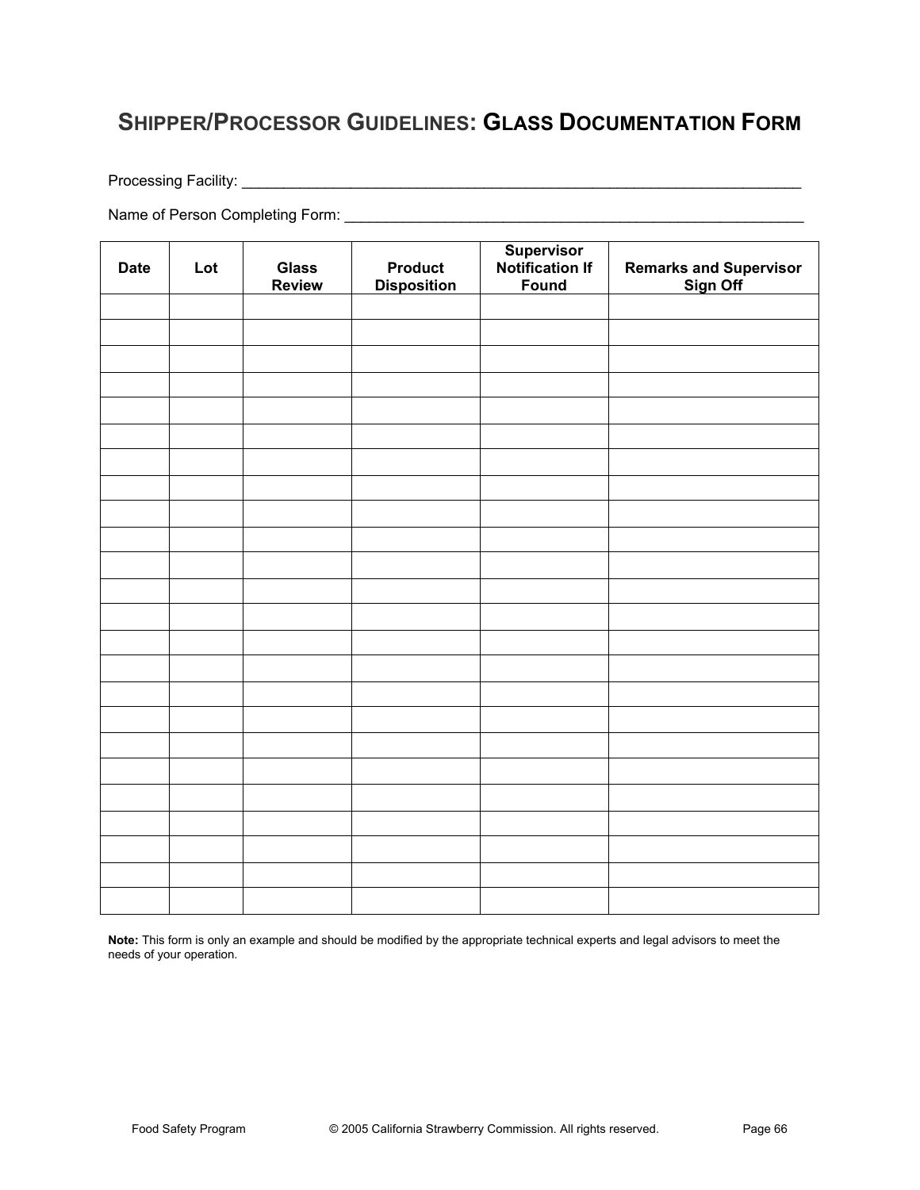# Shipper/Processor Guidelines: Glass Documentation Form

Processing Facility: ___________________________________________________________________

Name of Person Completing Form: ____________________________________________________

| Date | Lot | Glass Review | Product Disposition | Supervisor Notification If Found | Remarks and Supervisor Sign Off |
|---|---|---|---|---|---|
| | | | | | |
| | | | | | |
| | | | | | |
| | | | | | |
| | | | | | |
| | | | | | |
| | | | | | |
| | | | | | |
| | | | | | |
| | | | | | |
| | | | | | |
| | | | | | |
| | | | | | |
| | | | | | |
| | | | | | |
| | | | | | |
| | | | | | |
| | | | | | |
| | | | | | |
| | | | | | |
| | | | | | |
| | | | | | |
| | | | | | |
| | | | | | |

**Note:** This form is only an example and should be modified by the appropriate technical experts and legal advisors to meet the needs of your operation.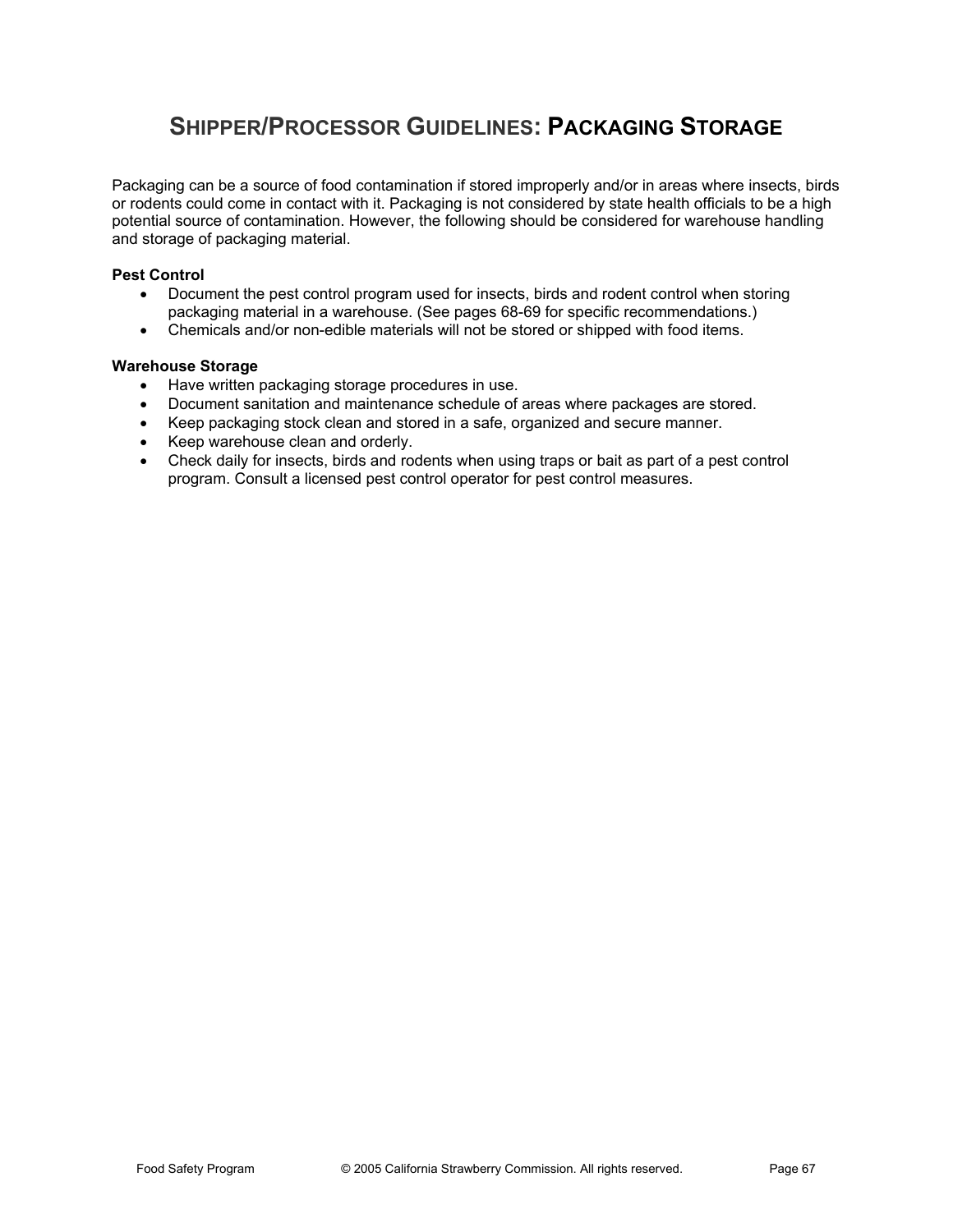# SHIPPER/PROCESSOR GUIDELINES: PACKAGING STORAGE

Packaging can be a source of food contamination if stored improperly and/or in areas where insects, birds or rodents could come in contact with it. Packaging is not considered by state health officials to be a high potential source of contamination. However, the following should be considered for warehouse handling and storage of packaging material.

**Pest Control**

- Document the pest control program used for insects, birds and rodent control when storing packaging material in a warehouse. (See pages 68-69 for specific recommendations.)
- Chemicals and/or non-edible materials will not be stored or shipped with food items.

**Warehouse Storage**

- Have written packaging storage procedures in use.
- Document sanitation and maintenance schedule of areas where packages are stored.
- Keep packaging stock clean and stored in a safe, organized and secure manner.
- Keep warehouse clean and orderly.
- Check daily for insects, birds and rodents when using traps or bait as part of a pest control program. Consult a licensed pest control operator for pest control measures.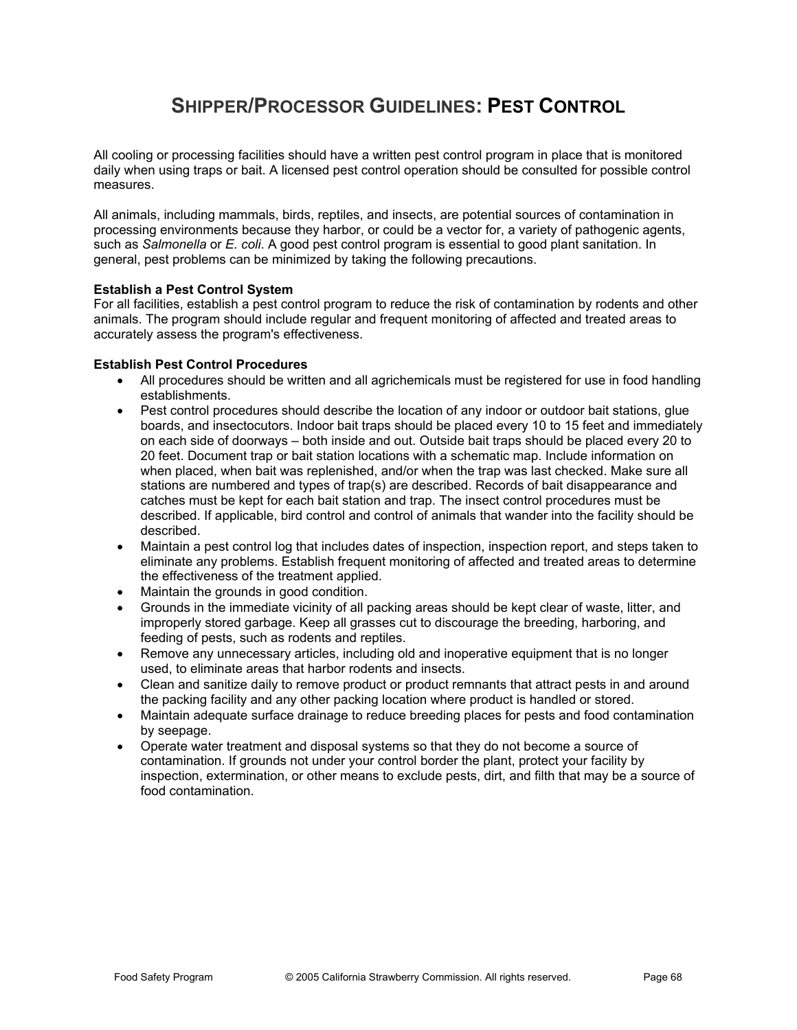# SHIPPER/PROCESSOR GUIDELINES: PEST CONTROL

All cooling or processing facilities should have a written pest control program in place that is monitored daily when using traps or bait. A licensed pest control operation should be consulted for possible control measures.

All animals, including mammals, birds, reptiles, and insects, are potential sources of contamination in processing environments because they harbor, or could be a vector for, a variety of pathogenic agents, such as *Salmonella* or *E. coli*. A good pest control program is essential to good plant sanitation. In general, pest problems can be minimized by taking the following precautions.

**Establish a Pest Control System**
For all facilities, establish a pest control program to reduce the risk of contamination by rodents and other animals. The program should include regular and frequent monitoring of affected and treated areas to accurately assess the program's effectiveness.

**Establish Pest Control Procedures**

- All procedures should be written and all agrichemicals must be registered for use in food handling establishments.
- Pest control procedures should describe the location of any indoor or outdoor bait stations, glue boards, and insectocutors. Indoor bait traps should be placed every 10 to 15 feet and immediately on each side of doorways – both inside and out. Outside bait traps should be placed every 20 to 20 feet. Document trap or bait station locations with a schematic map. Include information on when placed, when bait was replenished, and/or when the trap was last checked. Make sure all stations are numbered and types of trap(s) are described. Records of bait disappearance and catches must be kept for each bait station and trap. The insect control procedures must be described. If applicable, bird control and control of animals that wander into the facility should be described.
- Maintain a pest control log that includes dates of inspection, inspection report, and steps taken to eliminate any problems. Establish frequent monitoring of affected and treated areas to determine the effectiveness of the treatment applied.
- Maintain the grounds in good condition.
- Grounds in the immediate vicinity of all packing areas should be kept clear of waste, litter, and improperly stored garbage. Keep all grasses cut to discourage the breeding, harboring, and feeding of pests, such as rodents and reptiles.
- Remove any unnecessary articles, including old and inoperative equipment that is no longer used, to eliminate areas that harbor rodents and insects.
- Clean and sanitize daily to remove product or product remnants that attract pests in and around the packing facility and any other packing location where product is handled or stored.
- Maintain adequate surface drainage to reduce breeding places for pests and food contamination by seepage.
- Operate water treatment and disposal systems so that they do not become a source of contamination. If grounds not under your control border the plant, protect your facility by inspection, extermination, or other means to exclude pests, dirt, and filth that may be a source of food contamination.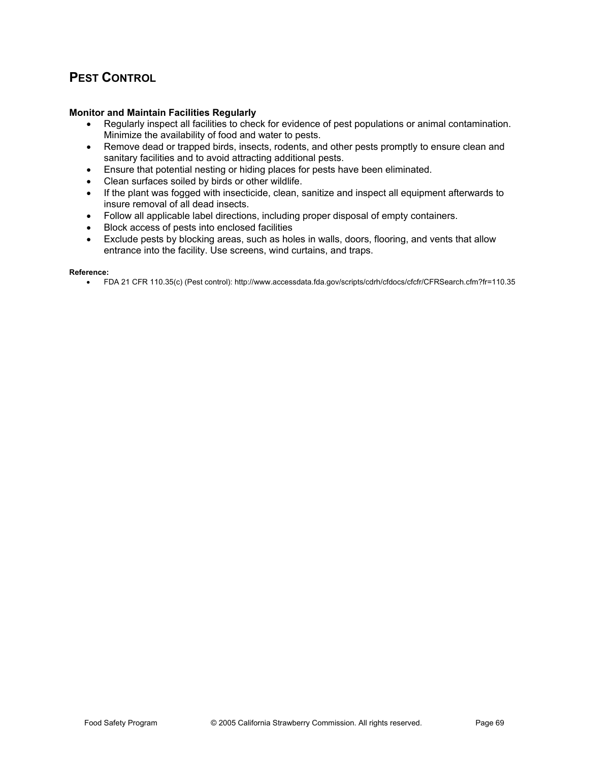## PEST CONTROL

**Monitor and Maintain Facilities Regularly**

- Regularly inspect all facilities to check for evidence of pest populations or animal contamination. Minimize the availability of food and water to pests.
- Remove dead or trapped birds, insects, rodents, and other pests promptly to ensure clean and sanitary facilities and to avoid attracting additional pests.
- Ensure that potential nesting or hiding places for pests have been eliminated.
- Clean surfaces soiled by birds or other wildlife.
- If the plant was fogged with insecticide, clean, sanitize and inspect all equipment afterwards to insure removal of all dead insects.
- Follow all applicable label directions, including proper disposal of empty containers.
- Block access of pests into enclosed facilities
- Exclude pests by blocking areas, such as holes in walls, doors, flooring, and vents that allow entrance into the facility. Use screens, wind curtains, and traps.

**Reference:**

- FDA 21 CFR 110.35(c) (Pest control): http://www.accessdata.fda.gov/scripts/cdrh/cfdocs/cfcfr/CFRSearch.cfm?fr=110.35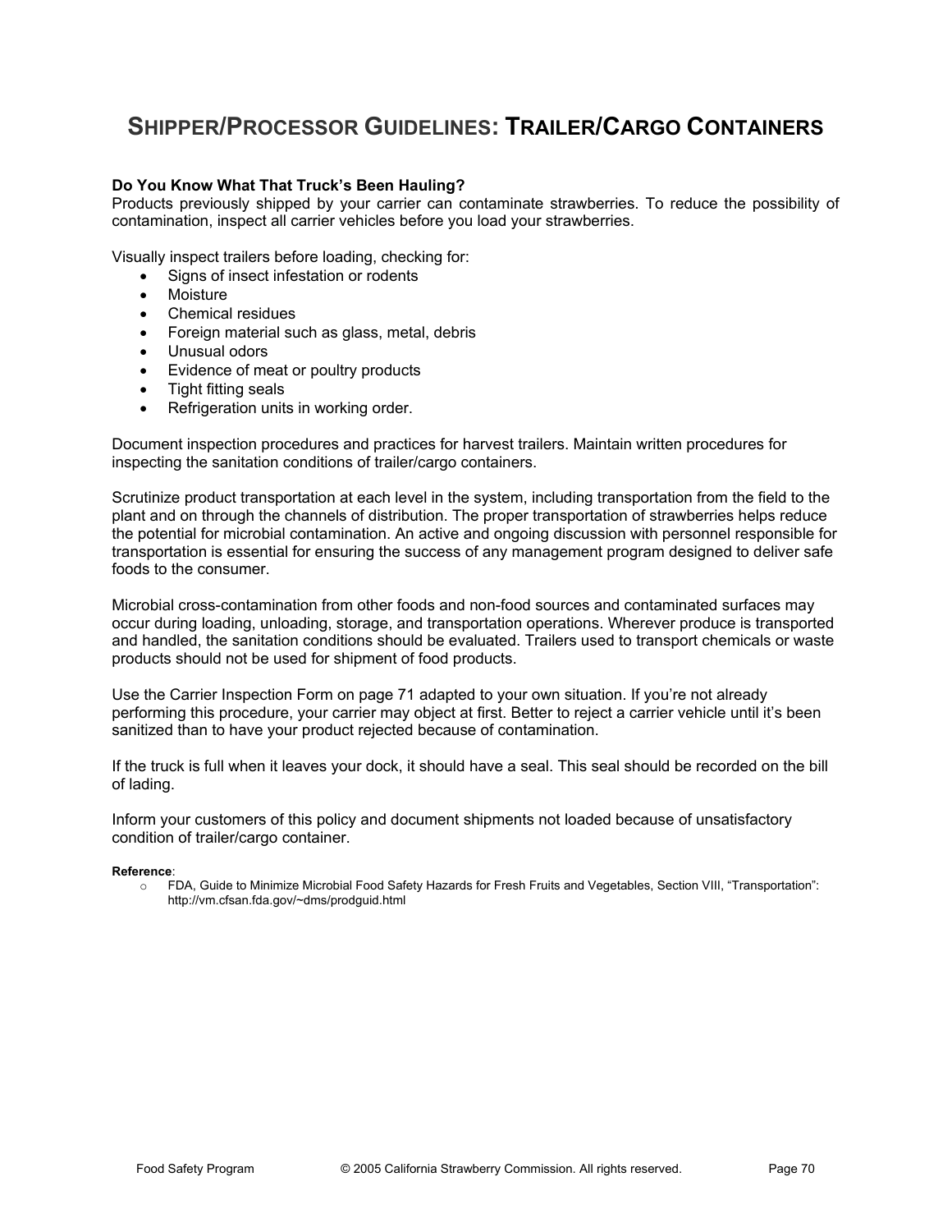# SHIPPER/PROCESSOR GUIDELINES: TRAILER/CARGO CONTAINERS

**Do You Know What That Truck's Been Hauling?**
Products previously shipped by your carrier can contaminate strawberries. To reduce the possibility of contamination, inspect all carrier vehicles before you load your strawberries.

Visually inspect trailers before loading, checking for:

- Signs of insect infestation or rodents
- Moisture
- Chemical residues
- Foreign material such as glass, metal, debris
- Unusual odors
- Evidence of meat or poultry products
- Tight fitting seals
- Refrigeration units in working order.

Document inspection procedures and practices for harvest trailers. Maintain written procedures for inspecting the sanitation conditions of trailer/cargo containers.

Scrutinize product transportation at each level in the system, including transportation from the field to the plant and on through the channels of distribution. The proper transportation of strawberries helps reduce the potential for microbial contamination. An active and ongoing discussion with personnel responsible for transportation is essential for ensuring the success of any management program designed to deliver safe foods to the consumer.

Microbial cross-contamination from other foods and non-food sources and contaminated surfaces may occur during loading, unloading, storage, and transportation operations. Wherever produce is transported and handled, the sanitation conditions should be evaluated. Trailers used to transport chemicals or waste products should not be used for shipment of food products.

Use the Carrier Inspection Form on page 71 adapted to your own situation. If you're not already performing this procedure, your carrier may object at first. Better to reject a carrier vehicle until it's been sanitized than to have your product rejected because of contamination.

If the truck is full when it leaves your dock, it should have a seal. This seal should be recorded on the bill of lading.

Inform your customers of this policy and document shipments not loaded because of unsatisfactory condition of trailer/cargo container.

**Reference**:

- FDA, Guide to Minimize Microbial Food Safety Hazards for Fresh Fruits and Vegetables, Section VIII, "Transportation": http://vm.cfsan.fda.gov/~dms/prodguid.html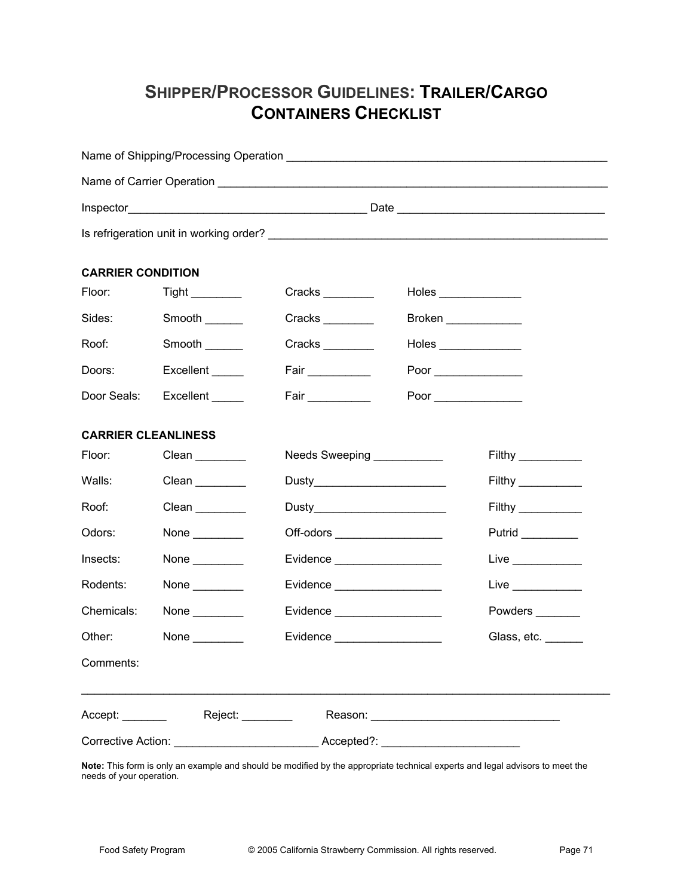# SHIPPER/PROCESSOR GUIDELINES: TRAILER/CARGO CONTAINERS CHECKLIST

Name of Shipping/Processing Operation ____________________________________________________

Name of Carrier Operation ______________________________________________________________

Inspector_____________________________________ Date _________________________________

Is refrigeration unit in working order? ____________________________________________________

**CARRIER CONDITION**

| | | | |
|---|---|---|---|
| Floor: | Tight ________ | Cracks ________ | Holes _____________ |
| Sides: | Smooth ______ | Cracks ________ | Broken ____________ |
| Roof: | Smooth ______ | Cracks ________ | Holes _____________ |
| Doors: | Excellent _____ | Fair __________ | Poor ______________ |
| Door Seals: | Excellent _____ | Fair __________ | Poor ______________ |

**CARRIER CLEANLINESS**

| | | | |
|---|---|---|---|
| Floor: | Clean ________ | Needs Sweeping ___________ | Filthy __________ |
| Walls: | Clean ________ | Dusty_____________________ | Filthy __________ |
| Roof: | Clean ________ | Dusty_____________________ | Filthy __________ |
| Odors: | None ________ | Off-odors _________________ | Putrid _________ |
| Insects: | None ________ | Evidence _________________ | Live ___________ |
| Rodents: | None ________ | Evidence _________________ | Live ___________ |
| Chemicals: | None ________ | Evidence _________________ | Powders _______ |
| Other: | None ________ | Evidence _________________ | Glass, etc. ______ |

Comments:

______________________________________________________________________________________

Accept: _______ Reject: ________ Reason: _____________________________

Corrective Action: ______________________ Accepted?: _____________________

**Note:** This form is only an example and should be modified by the appropriate technical experts and legal advisors to meet the needs of your operation.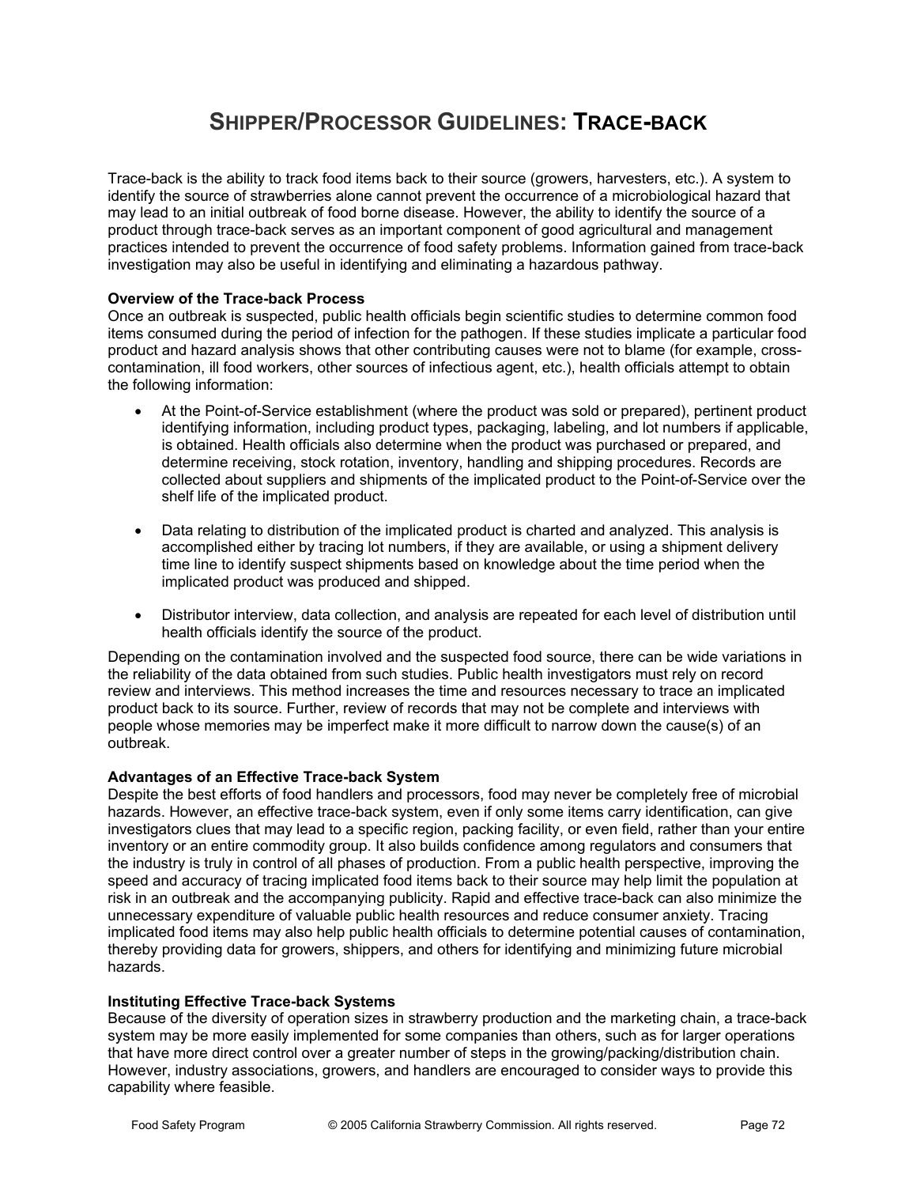# SHIPPER/PROCESSOR GUIDELINES: TRACE-BACK

Trace-back is the ability to track food items back to their source (growers, harvesters, etc.). A system to identify the source of strawberries alone cannot prevent the occurrence of a microbiological hazard that may lead to an initial outbreak of food borne disease. However, the ability to identify the source of a product through trace-back serves as an important component of good agricultural and management practices intended to prevent the occurrence of food safety problems. Information gained from trace-back investigation may also be useful in identifying and eliminating a hazardous pathway.

**Overview of the Trace-back Process**

Once an outbreak is suspected, public health officials begin scientific studies to determine common food items consumed during the period of infection for the pathogen. If these studies implicate a particular food product and hazard analysis shows that other contributing causes were not to blame (for example, cross-contamination, ill food workers, other sources of infectious agent, etc.), health officials attempt to obtain the following information:

- At the Point-of-Service establishment (where the product was sold or prepared), pertinent product identifying information, including product types, packaging, labeling, and lot numbers if applicable, is obtained. Health officials also determine when the product was purchased or prepared, and determine receiving, stock rotation, inventory, handling and shipping procedures. Records are collected about suppliers and shipments of the implicated product to the Point-of-Service over the shelf life of the implicated product.

- Data relating to distribution of the implicated product is charted and analyzed. This analysis is accomplished either by tracing lot numbers, if they are available, or using a shipment delivery time line to identify suspect shipments based on knowledge about the time period when the implicated product was produced and shipped.

- Distributor interview, data collection, and analysis are repeated for each level of distribution until health officials identify the source of the product.

Depending on the contamination involved and the suspected food source, there can be wide variations in the reliability of the data obtained from such studies. Public health investigators must rely on record review and interviews. This method increases the time and resources necessary to trace an implicated product back to its source. Further, review of records that may not be complete and interviews with people whose memories may be imperfect make it more difficult to narrow down the cause(s) of an outbreak.

**Advantages of an Effective Trace-back System**

Despite the best efforts of food handlers and processors, food may never be completely free of microbial hazards. However, an effective trace-back system, even if only some items carry identification, can give investigators clues that may lead to a specific region, packing facility, or even field, rather than your entire inventory or an entire commodity group. It also builds confidence among regulators and consumers that the industry is truly in control of all phases of production. From a public health perspective, improving the speed and accuracy of tracing implicated food items back to their source may help limit the population at risk in an outbreak and the accompanying publicity. Rapid and effective trace-back can also minimize the unnecessary expenditure of valuable public health resources and reduce consumer anxiety. Tracing implicated food items may also help public health officials to determine potential causes of contamination, thereby providing data for growers, shippers, and others for identifying and minimizing future microbial hazards.

**Instituting Effective Trace-back Systems**

Because of the diversity of operation sizes in strawberry production and the marketing chain, a trace-back system may be more easily implemented for some companies than others, such as for larger operations that have more direct control over a greater number of steps in the growing/packing/distribution chain. However, industry associations, growers, and handlers are encouraged to consider ways to provide this capability where feasible.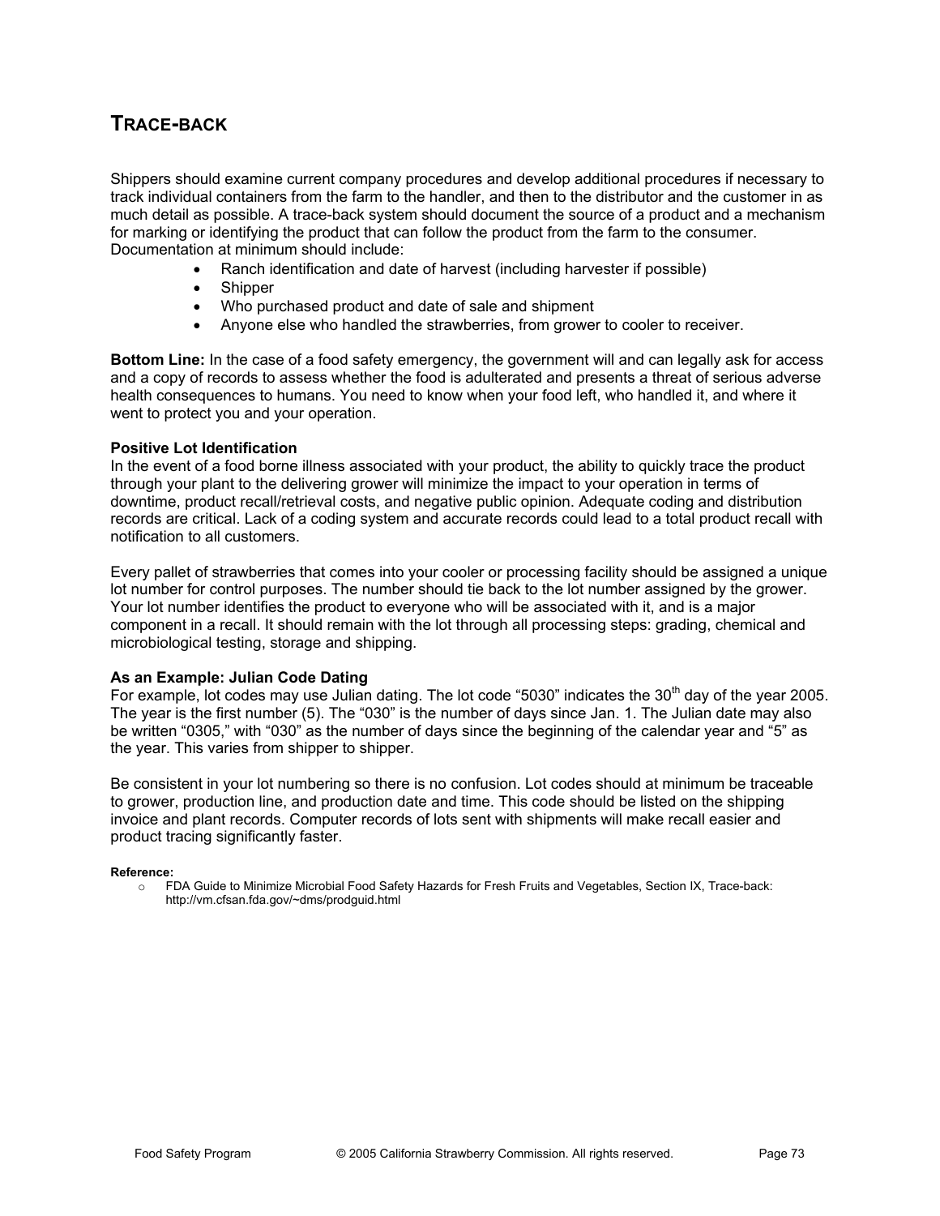## TRACE-BACK

Shippers should examine current company procedures and develop additional procedures if necessary to track individual containers from the farm to the handler, and then to the distributor and the customer in as much detail as possible. A trace-back system should document the source of a product and a mechanism for marking or identifying the product that can follow the product from the farm to the consumer. Documentation at minimum should include:

- Ranch identification and date of harvest (including harvester if possible)
- Shipper
- Who purchased product and date of sale and shipment
- Anyone else who handled the strawberries, from grower to cooler to receiver.

**Bottom Line:** In the case of a food safety emergency, the government will and can legally ask for access and a copy of records to assess whether the food is adulterated and presents a threat of serious adverse health consequences to humans. You need to know when your food left, who handled it, and where it went to protect you and your operation.

**Positive Lot Identification**
In the event of a food borne illness associated with your product, the ability to quickly trace the product through your plant to the delivering grower will minimize the impact to your operation in terms of downtime, product recall/retrieval costs, and negative public opinion. Adequate coding and distribution records are critical. Lack of a coding system and accurate records could lead to a total product recall with notification to all customers.

Every pallet of strawberries that comes into your cooler or processing facility should be assigned a unique lot number for control purposes. The number should tie back to the lot number assigned by the grower. Your lot number identifies the product to everyone who will be associated with it, and is a major component in a recall. It should remain with the lot through all processing steps: grading, chemical and microbiological testing, storage and shipping.

**As an Example: Julian Code Dating**
For example, lot codes may use Julian dating. The lot code "5030" indicates the 30th day of the year 2005. The year is the first number (5). The "030" is the number of days since Jan. 1. The Julian date may also be written "0305," with "030" as the number of days since the beginning of the calendar year and "5" as the year. This varies from shipper to shipper.

Be consistent in your lot numbering so there is no confusion. Lot codes should at minimum be traceable to grower, production line, and production date and time. This code should be listed on the shipping invoice and plant records. Computer records of lots sent with shipments will make recall easier and product tracing significantly faster.

**Reference:**

- FDA Guide to Minimize Microbial Food Safety Hazards for Fresh Fruits and Vegetables, Section IX, Trace-back: http://vm.cfsan.fda.gov/~dms/prodguid.html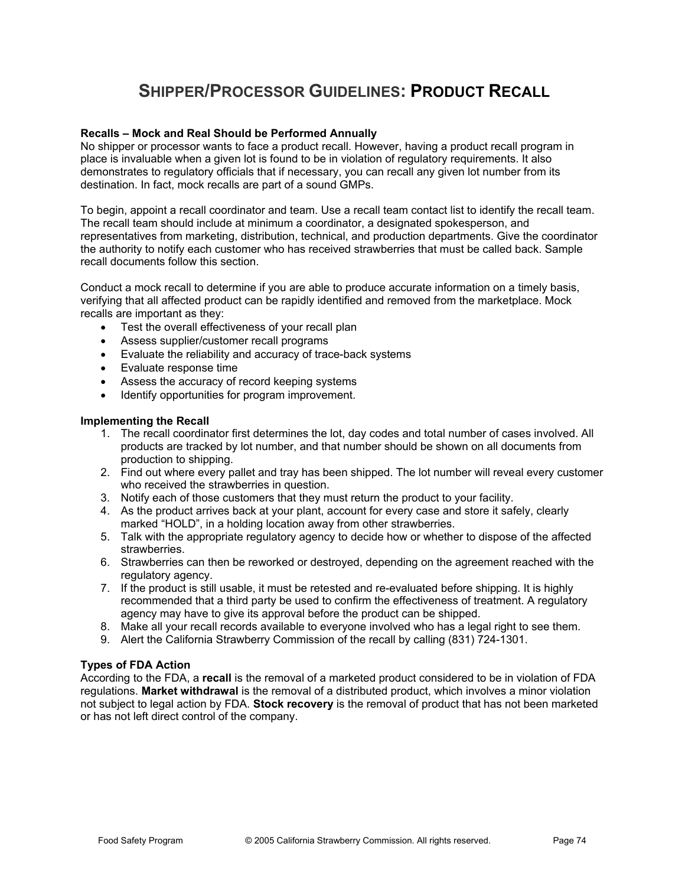# SHIPPER/PROCESSOR GUIDELINES: PRODUCT RECALL

**Recalls – Mock and Real Should be Performed Annually**

No shipper or processor wants to face a product recall. However, having a product recall program in place is invaluable when a given lot is found to be in violation of regulatory requirements. It also demonstrates to regulatory officials that if necessary, you can recall any given lot number from its destination. In fact, mock recalls are part of a sound GMPs.

To begin, appoint a recall coordinator and team. Use a recall team contact list to identify the recall team. The recall team should include at minimum a coordinator, a designated spokesperson, and representatives from marketing, distribution, technical, and production departments. Give the coordinator the authority to notify each customer who has received strawberries that must be called back. Sample recall documents follow this section.

Conduct a mock recall to determine if you are able to produce accurate information on a timely basis, verifying that all affected product can be rapidly identified and removed from the marketplace. Mock recalls are important as they:

- Test the overall effectiveness of your recall plan
- Assess supplier/customer recall programs
- Evaluate the reliability and accuracy of trace-back systems
- Evaluate response time
- Assess the accuracy of record keeping systems
- Identify opportunities for program improvement.

**Implementing the Recall**

1. The recall coordinator first determines the lot, day codes and total number of cases involved. All products are tracked by lot number, and that number should be shown on all documents from production to shipping.
2. Find out where every pallet and tray has been shipped. The lot number will reveal every customer who received the strawberries in question.
3. Notify each of those customers that they must return the product to your facility.
4. As the product arrives back at your plant, account for every case and store it safely, clearly marked "HOLD", in a holding location away from other strawberries.
5. Talk with the appropriate regulatory agency to decide how or whether to dispose of the affected strawberries.
6. Strawberries can then be reworked or destroyed, depending on the agreement reached with the regulatory agency.
7. If the product is still usable, it must be retested and re-evaluated before shipping. It is highly recommended that a third party be used to confirm the effectiveness of treatment. A regulatory agency may have to give its approval before the product can be shipped.
8. Make all your recall records available to everyone involved who has a legal right to see them.
9. Alert the California Strawberry Commission of the recall by calling (831) 724-1301.

**Types of FDA Action**

According to the FDA, a **recall** is the removal of a marketed product considered to be in violation of FDA regulations. **Market withdrawal** is the removal of a distributed product, which involves a minor violation not subject to legal action by FDA. **Stock recovery** is the removal of product that has not been marketed or has not left direct control of the company.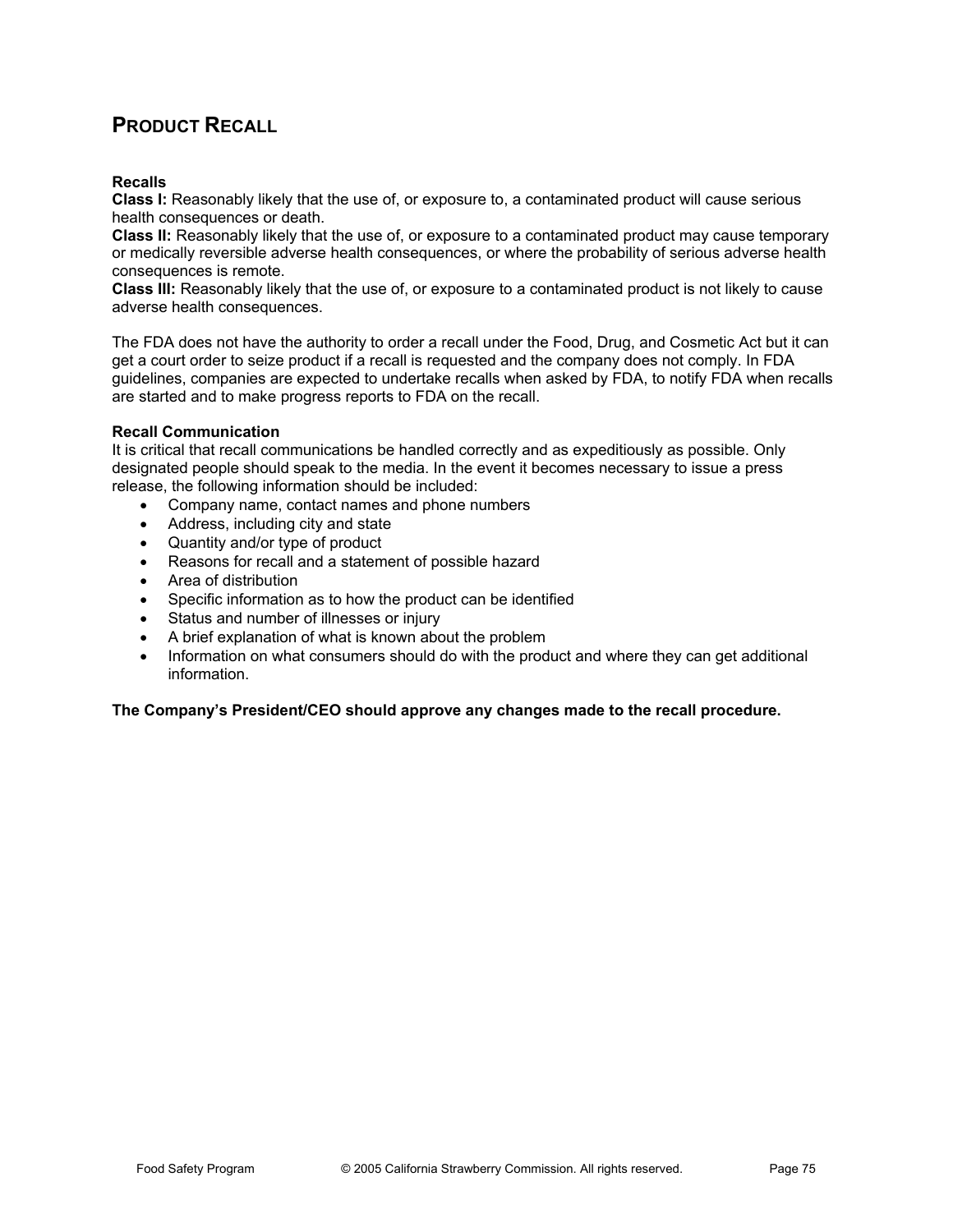## PRODUCT RECALL

**Recalls**

**Class I:** Reasonably likely that the use of, or exposure to, a contaminated product will cause serious health consequences or death.

**Class II:** Reasonably likely that the use of, or exposure to a contaminated product may cause temporary or medically reversible adverse health consequences, or where the probability of serious adverse health consequences is remote.

**Class III:** Reasonably likely that the use of, or exposure to a contaminated product is not likely to cause adverse health consequences.

The FDA does not have the authority to order a recall under the Food, Drug, and Cosmetic Act but it can get a court order to seize product if a recall is requested and the company does not comply. In FDA guidelines, companies are expected to undertake recalls when asked by FDA, to notify FDA when recalls are started and to make progress reports to FDA on the recall.

**Recall Communication**

It is critical that recall communications be handled correctly and as expeditiously as possible. Only designated people should speak to the media. In the event it becomes necessary to issue a press release, the following information should be included:

- Company name, contact names and phone numbers
- Address, including city and state
- Quantity and/or type of product
- Reasons for recall and a statement of possible hazard
- Area of distribution
- Specific information as to how the product can be identified
- Status and number of illnesses or injury
- A brief explanation of what is known about the problem
- Information on what consumers should do with the product and where they can get additional information.

**The Company's President/CEO should approve any changes made to the recall procedure.**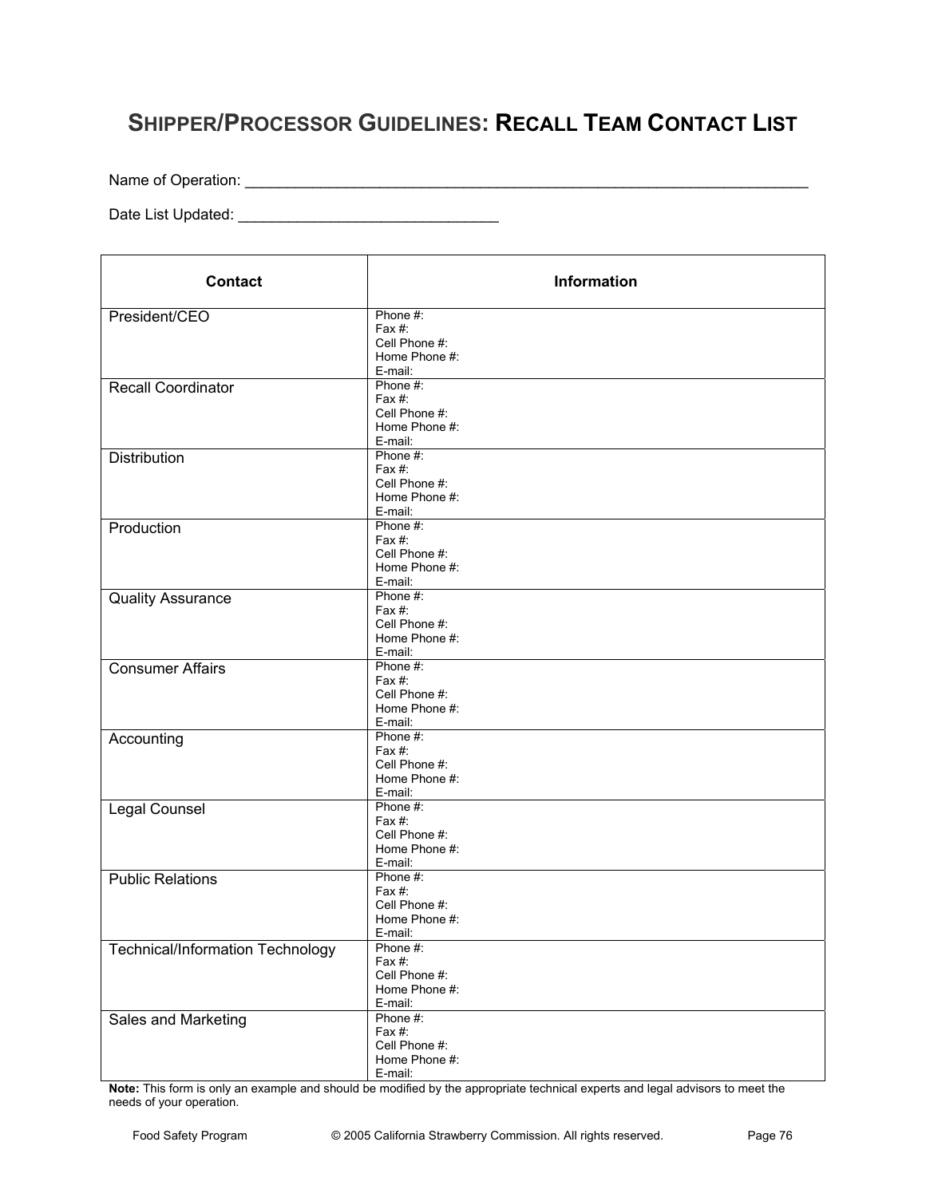# SHIPPER/PROCESSOR GUIDELINES: RECALL TEAM CONTACT LIST

Name of Operation: ______________________________________________________________________

Date List Updated: ______________________________

| Contact | Information |
|---|---|
| President/CEO | Phone #:<br>Fax #:<br>Cell Phone #:<br>Home Phone #:<br>E-mail: |
| Recall Coordinator | Phone #:<br>Fax #:<br>Cell Phone #:<br>Home Phone #:<br>E-mail: |
| Distribution | Phone #:<br>Fax #:<br>Cell Phone #:<br>Home Phone #:<br>E-mail: |
| Production | Phone #:<br>Fax #:<br>Cell Phone #:<br>Home Phone #:<br>E-mail: |
| Quality Assurance | Phone #:<br>Fax #:<br>Cell Phone #:<br>Home Phone #:<br>E-mail: |
| Consumer Affairs | Phone #:<br>Fax #:<br>Cell Phone #:<br>Home Phone #:<br>E-mail: |
| Accounting | Phone #:<br>Fax #:<br>Cell Phone #:<br>Home Phone #:<br>E-mail: |
| Legal Counsel | Phone #:<br>Fax #:<br>Cell Phone #:<br>Home Phone #:<br>E-mail: |
| Public Relations | Phone #:<br>Fax #:<br>Cell Phone #:<br>Home Phone #:<br>E-mail: |
| Technical/Information Technology | Phone #:<br>Fax #:<br>Cell Phone #:<br>Home Phone #:<br>E-mail: |
| Sales and Marketing | Phone #:<br>Fax #:<br>Cell Phone #:<br>Home Phone #:<br>E-mail: |

**Note:** This form is only an example and should be modified by the appropriate technical experts and legal advisors to meet the needs of your operation.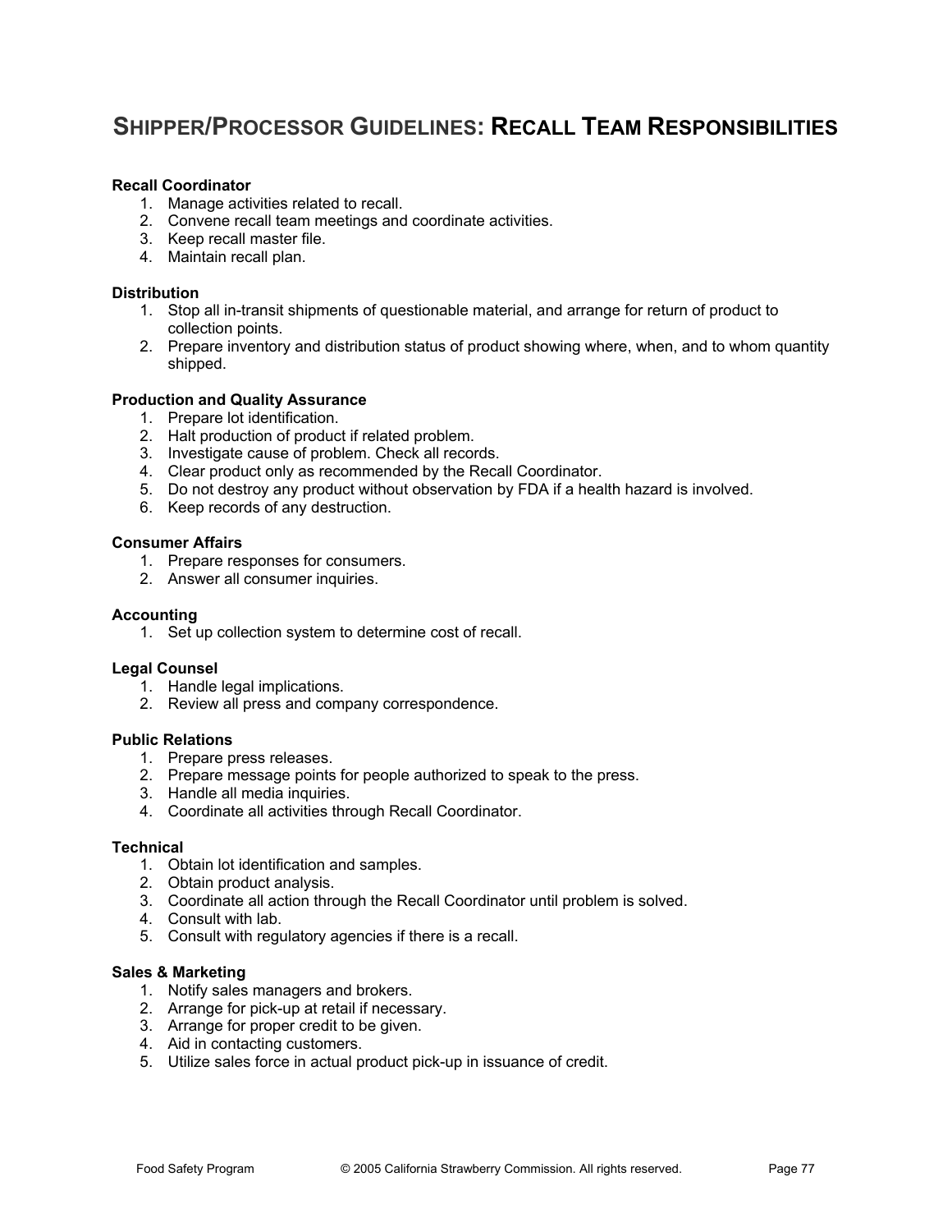## SHIPPER/PROCESSOR GUIDELINES: RECALL TEAM RESPONSIBILITIES

**Recall Coordinator**

1. Manage activities related to recall.
2. Convene recall team meetings and coordinate activities.
3. Keep recall master file.
4. Maintain recall plan.

**Distribution**

1. Stop all in-transit shipments of questionable material, and arrange for return of product to collection points.
2. Prepare inventory and distribution status of product showing where, when, and to whom quantity shipped.

**Production and Quality Assurance**

1. Prepare lot identification.
2. Halt production of product if related problem.
3. Investigate cause of problem. Check all records.
4. Clear product only as recommended by the Recall Coordinator.
5. Do not destroy any product without observation by FDA if a health hazard is involved.
6. Keep records of any destruction.

**Consumer Affairs**

1. Prepare responses for consumers.
2. Answer all consumer inquiries.

**Accounting**

1. Set up collection system to determine cost of recall.

**Legal Counsel**

1. Handle legal implications.
2. Review all press and company correspondence.

**Public Relations**

1. Prepare press releases.
2. Prepare message points for people authorized to speak to the press.
3. Handle all media inquiries.
4. Coordinate all activities through Recall Coordinator.

**Technical**

1. Obtain lot identification and samples.
2. Obtain product analysis.
3. Coordinate all action through the Recall Coordinator until problem is solved.
4. Consult with lab.
5. Consult with regulatory agencies if there is a recall.

**Sales & Marketing**

1. Notify sales managers and brokers.
2. Arrange for pick-up at retail if necessary.
3. Arrange for proper credit to be given.
4. Aid in contacting customers.
5. Utilize sales force in actual product pick-up in issuance of credit.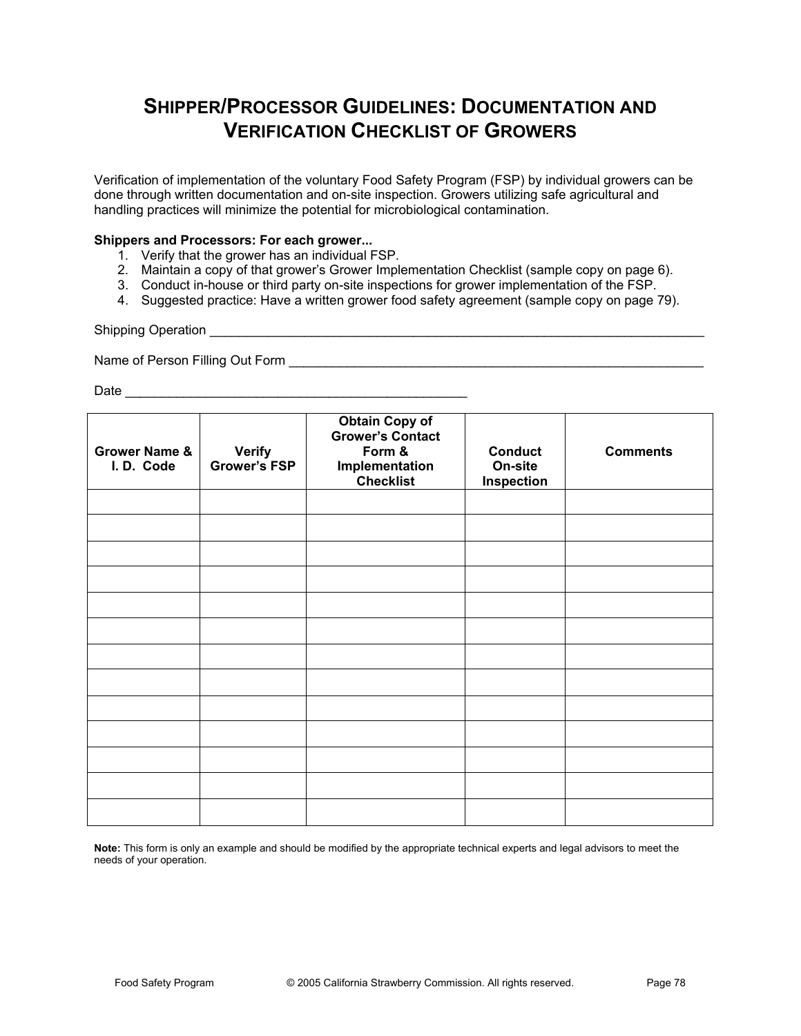# SHIPPER/PROCESSOR GUIDELINES: DOCUMENTATION AND VERIFICATION CHECKLIST OF GROWERS

Verification of implementation of the voluntary Food Safety Program (FSP) by individual growers can be done through written documentation and on-site inspection. Growers utilizing safe agricultural and handling practices will minimize the potential for microbiological contamination.

**Shippers and Processors: For each grower...**

1. Verify that the grower has an individual FSP.
2. Maintain a copy of that grower's Grower Implementation Checklist (sample copy on page 6).
3. Conduct in-house or third party on-site inspections for grower implementation of the FSP.
4. Suggested practice: Have a written grower food safety agreement (sample copy on page 79).

Shipping Operation ______________________________________________________________________

Name of Person Filling Out Form ___________________________________________________________

Date _______________________________________________

| Grower Name & I. D. Code | Verify Grower's FSP | Obtain Copy of Grower's Contact Form & Implementation Checklist | Conduct On-site Inspection | Comments |
|---|---|---|---|---|
| | | | | |
| | | | | |
| | | | | |
| | | | | |
| | | | | |
| | | | | |
| | | | | |
| | | | | |
| | | | | |
| | | | | |
| | | | | |
| | | | | |
| | | | | |

**Note:** This form is only an example and should be modified by the appropriate technical experts and legal advisors to meet the needs of your operation.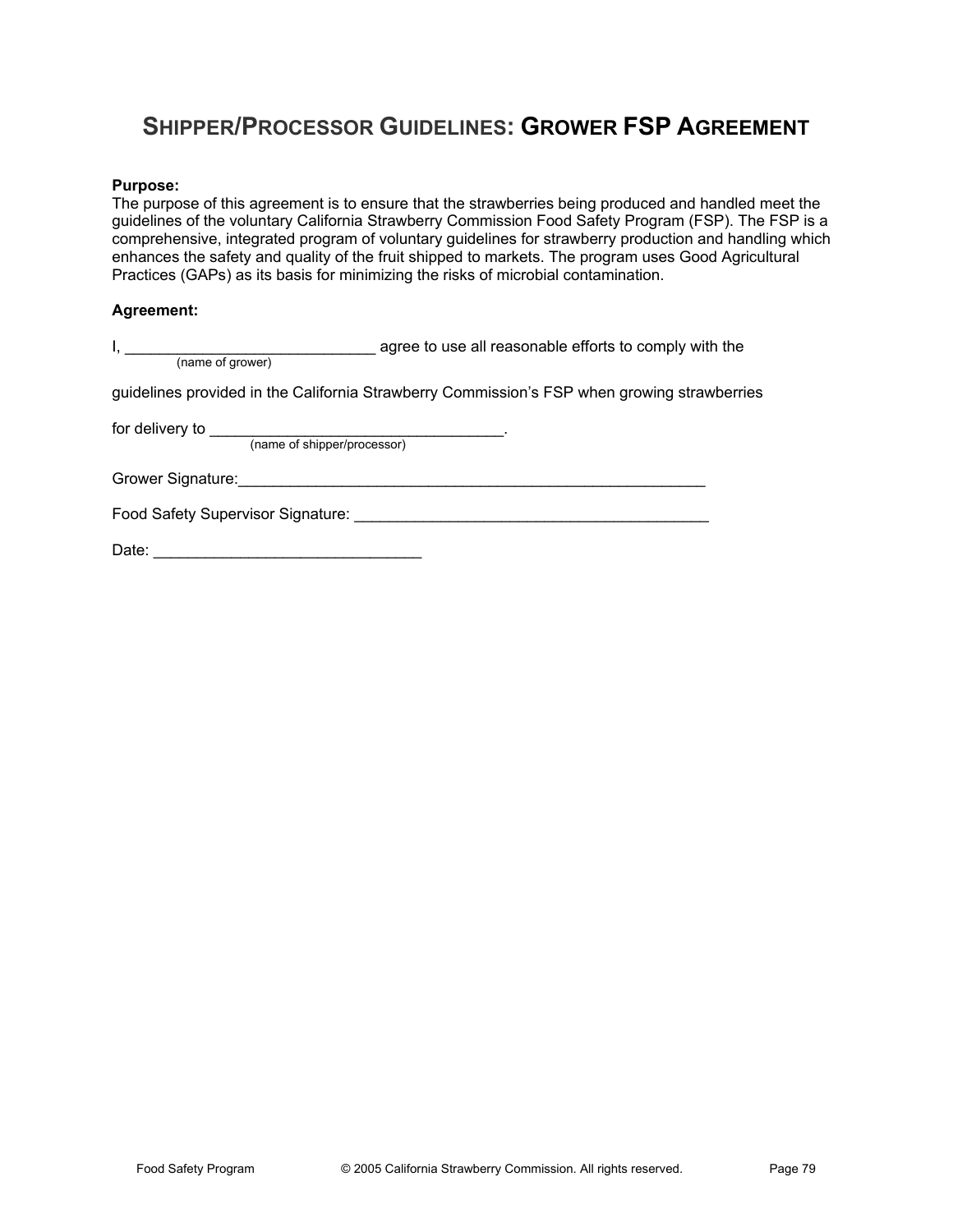# SHIPPER/PROCESSOR GUIDELINES: GROWER FSP AGREEMENT

**Purpose:**
The purpose of this agreement is to ensure that the strawberries being produced and handled meet the guidelines of the voluntary California Strawberry Commission Food Safety Program (FSP). The FSP is a comprehensive, integrated program of voluntary guidelines for strawberry production and handling which enhances the safety and quality of the fruit shipped to markets. The program uses Good Agricultural Practices (GAPs) as its basis for minimizing the risks of microbial contamination.

**Agreement:**

I, _____________________________ agree to use all reasonable efforts to comply with the
(name of grower)

guidelines provided in the California Strawberry Commission's FSP when growing strawberries

for delivery to __________________________________.
(name of shipper/processor)

Grower Signature:________________________________________________________

Food Safety Supervisor Signature: __________________________________________

Date: _______________________________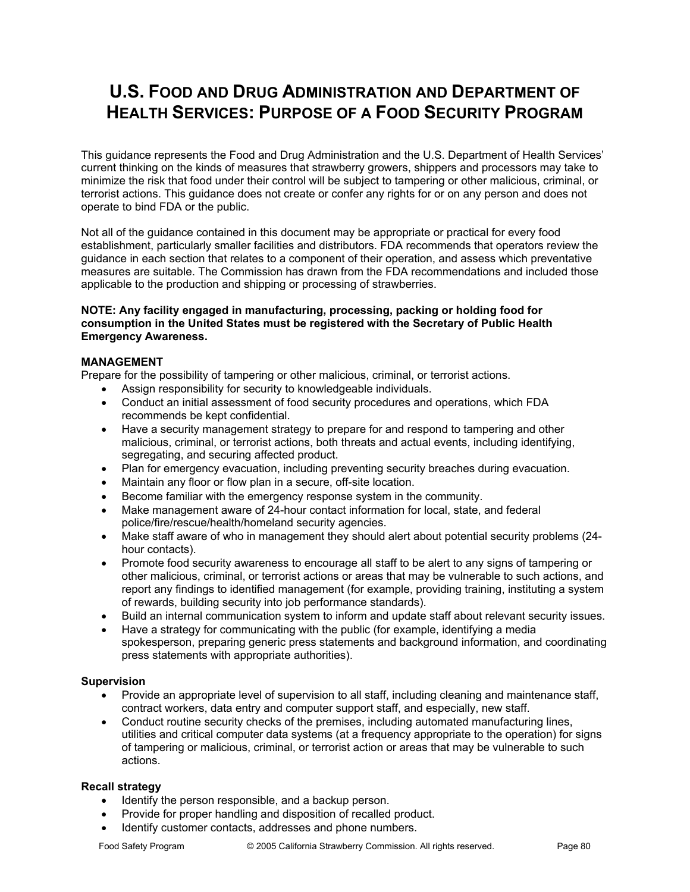# U.S. FOOD AND DRUG ADMINISTRATION AND DEPARTMENT OF HEALTH SERVICES: PURPOSE OF A FOOD SECURITY PROGRAM

This guidance represents the Food and Drug Administration and the U.S. Department of Health Services' current thinking on the kinds of measures that strawberry growers, shippers and processors may take to minimize the risk that food under their control will be subject to tampering or other malicious, criminal, or terrorist actions. This guidance does not create or confer any rights for or on any person and does not operate to bind FDA or the public.

Not all of the guidance contained in this document may be appropriate or practical for every food establishment, particularly smaller facilities and distributors. FDA recommends that operators review the guidance in each section that relates to a component of their operation, and assess which preventative measures are suitable. The Commission has drawn from the FDA recommendations and included those applicable to the production and shipping or processing of strawberries.

**NOTE: Any facility engaged in manufacturing, processing, packing or holding food for consumption in the United States must be registered with the Secretary of Public Health Emergency Awareness.**

**MANAGEMENT**

Prepare for the possibility of tampering or other malicious, criminal, or terrorist actions.

- Assign responsibility for security to knowledgeable individuals.
- Conduct an initial assessment of food security procedures and operations, which FDA recommends be kept confidential.
- Have a security management strategy to prepare for and respond to tampering and other malicious, criminal, or terrorist actions, both threats and actual events, including identifying, segregating, and securing affected product.
- Plan for emergency evacuation, including preventing security breaches during evacuation.
- Maintain any floor or flow plan in a secure, off-site location.
- Become familiar with the emergency response system in the community.
- Make management aware of 24-hour contact information for local, state, and federal police/fire/rescue/health/homeland security agencies.
- Make staff aware of who in management they should alert about potential security problems (24-hour contacts).
- Promote food security awareness to encourage all staff to be alert to any signs of tampering or other malicious, criminal, or terrorist actions or areas that may be vulnerable to such actions, and report any findings to identified management (for example, providing training, instituting a system of rewards, building security into job performance standards).
- Build an internal communication system to inform and update staff about relevant security issues.
- Have a strategy for communicating with the public (for example, identifying a media spokesperson, preparing generic press statements and background information, and coordinating press statements with appropriate authorities).

**Supervision**

- Provide an appropriate level of supervision to all staff, including cleaning and maintenance staff, contract workers, data entry and computer support staff, and especially, new staff.
- Conduct routine security checks of the premises, including automated manufacturing lines, utilities and critical computer data systems (at a frequency appropriate to the operation) for signs of tampering or malicious, criminal, or terrorist action or areas that may be vulnerable to such actions.

**Recall strategy**

- Identify the person responsible, and a backup person.
- Provide for proper handling and disposition of recalled product.
- Identify customer contacts, addresses and phone numbers.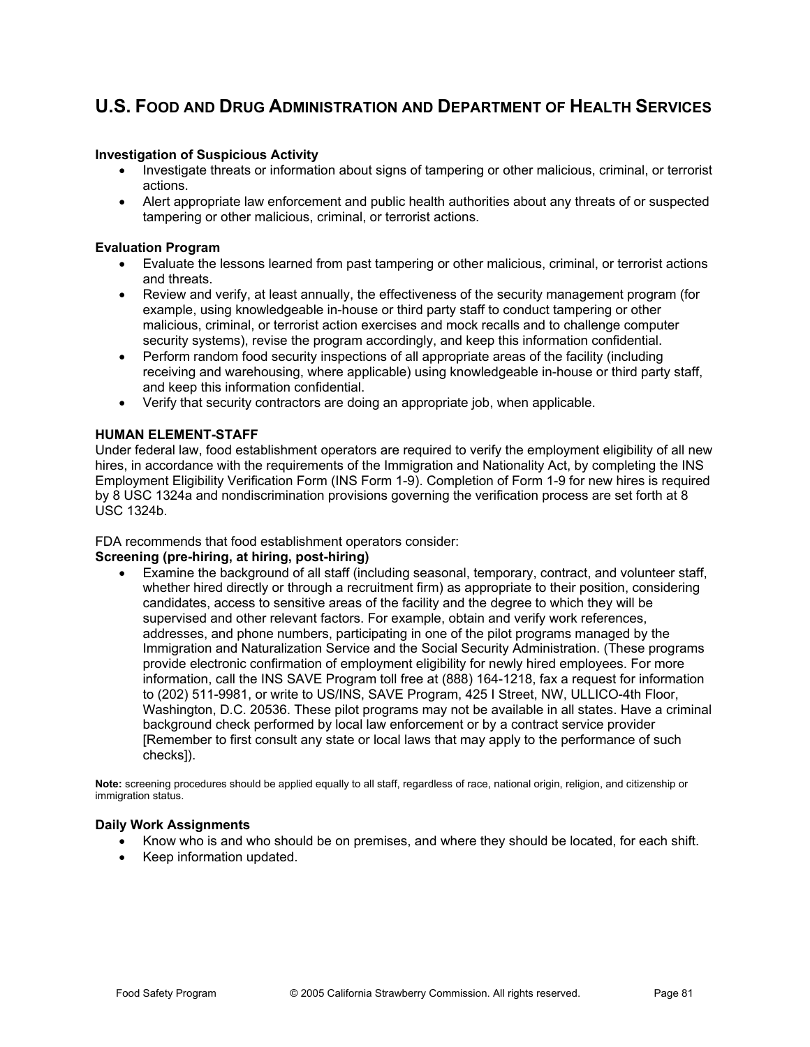## U.S. Food and Drug Administration and Department of Health Services

**Investigation of Suspicious Activity**

- Investigate threats or information about signs of tampering or other malicious, criminal, or terrorist actions.
- Alert appropriate law enforcement and public health authorities about any threats of or suspected tampering or other malicious, criminal, or terrorist actions.

**Evaluation Program**

- Evaluate the lessons learned from past tampering or other malicious, criminal, or terrorist actions and threats.
- Review and verify, at least annually, the effectiveness of the security management program (for example, using knowledgeable in-house or third party staff to conduct tampering or other malicious, criminal, or terrorist action exercises and mock recalls and to challenge computer security systems), revise the program accordingly, and keep this information confidential.
- Perform random food security inspections of all appropriate areas of the facility (including receiving and warehousing, where applicable) using knowledgeable in-house or third party staff, and keep this information confidential.
- Verify that security contractors are doing an appropriate job, when applicable.

**HUMAN ELEMENT-STAFF**

Under federal law, food establishment operators are required to verify the employment eligibility of all new hires, in accordance with the requirements of the Immigration and Nationality Act, by completing the INS Employment Eligibility Verification Form (INS Form 1-9). Completion of Form 1-9 for new hires is required by 8 USC 1324a and nondiscrimination provisions governing the verification process are set forth at 8 USC 1324b.

FDA recommends that food establishment operators consider:

**Screening (pre-hiring, at hiring, post-hiring)**

- Examine the background of all staff (including seasonal, temporary, contract, and volunteer staff, whether hired directly or through a recruitment firm) as appropriate to their position, considering candidates, access to sensitive areas of the facility and the degree to which they will be supervised and other relevant factors. For example, obtain and verify work references, addresses, and phone numbers, participating in one of the pilot programs managed by the Immigration and Naturalization Service and the Social Security Administration. (These programs provide electronic confirmation of employment eligibility for newly hired employees. For more information, call the INS SAVE Program toll free at (888) 164-1218, fax a request for information to (202) 511-9981, or write to US/INS, SAVE Program, 425 I Street, NW, ULLICO-4th Floor, Washington, D.C. 20536. These pilot programs may not be available in all states. Have a criminal background check performed by local law enforcement or by a contract service provider [Remember to first consult any state or local laws that may apply to the performance of such checks]).

**Note:** screening procedures should be applied equally to all staff, regardless of race, national origin, religion, and citizenship or immigration status.

**Daily Work Assignments**

- Know who is and who should be on premises, and where they should be located, for each shift.
- Keep information updated.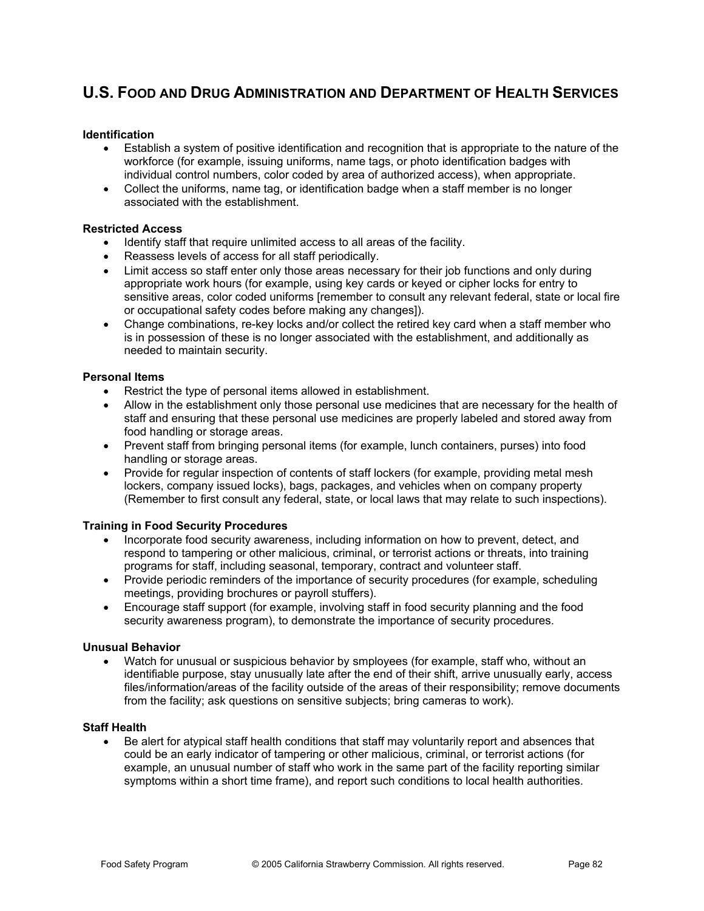## U.S. Food and Drug Administration and Department of Health Services

**Identification**

- Establish a system of positive identification and recognition that is appropriate to the nature of the workforce (for example, issuing uniforms, name tags, or photo identification badges with individual control numbers, color coded by area of authorized access), when appropriate.
- Collect the uniforms, name tag, or identification badge when a staff member is no longer associated with the establishment.

**Restricted Access**

- Identify staff that require unlimited access to all areas of the facility.
- Reassess levels of access for all staff periodically.
- Limit access so staff enter only those areas necessary for their job functions and only during appropriate work hours (for example, using key cards or keyed or cipher locks for entry to sensitive areas, color coded uniforms [remember to consult any relevant federal, state or local fire or occupational safety codes before making any changes]).
- Change combinations, re-key locks and/or collect the retired key card when a staff member who is in possession of these is no longer associated with the establishment, and additionally as needed to maintain security.

**Personal Items**

- Restrict the type of personal items allowed in establishment.
- Allow in the establishment only those personal use medicines that are necessary for the health of staff and ensuring that these personal use medicines are properly labeled and stored away from food handling or storage areas.
- Prevent staff from bringing personal items (for example, lunch containers, purses) into food handling or storage areas.
- Provide for regular inspection of contents of staff lockers (for example, providing metal mesh lockers, company issued locks), bags, packages, and vehicles when on company property (Remember to first consult any federal, state, or local laws that may relate to such inspections).

**Training in Food Security Procedures**

- Incorporate food security awareness, including information on how to prevent, detect, and respond to tampering or other malicious, criminal, or terrorist actions or threats, into training programs for staff, including seasonal, temporary, contract and volunteer staff.
- Provide periodic reminders of the importance of security procedures (for example, scheduling meetings, providing brochures or payroll stuffers).
- Encourage staff support (for example, involving staff in food security planning and the food security awareness program), to demonstrate the importance of security procedures.

**Unusual Behavior**

- Watch for unusual or suspicious behavior by smployees (for example, staff who, without an identifiable purpose, stay unusually late after the end of their shift, arrive unusually early, access files/information/areas of the facility outside of the areas of their responsibility; remove documents from the facility; ask questions on sensitive subjects; bring cameras to work).

**Staff Health**

- Be alert for atypical staff health conditions that staff may voluntarily report and absences that could be an early indicator of tampering or other malicious, criminal, or terrorist actions (for example, an unusual number of staff who work in the same part of the facility reporting similar symptoms within a short time frame), and report such conditions to local health authorities.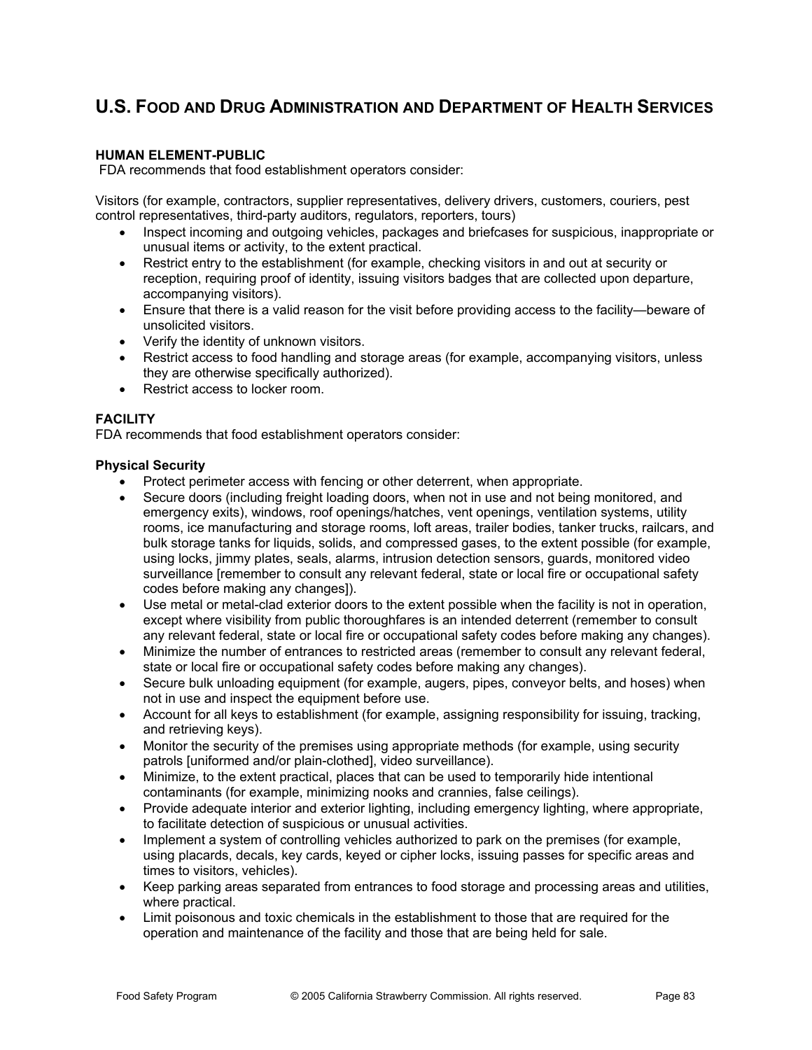## U.S. Food and Drug Administration and Department of Health Services

**HUMAN ELEMENT-PUBLIC**

FDA recommends that food establishment operators consider:

Visitors (for example, contractors, supplier representatives, delivery drivers, customers, couriers, pest control representatives, third-party auditors, regulators, reporters, tours)

- Inspect incoming and outgoing vehicles, packages and briefcases for suspicious, inappropriate or unusual items or activity, to the extent practical.
- Restrict entry to the establishment (for example, checking visitors in and out at security or reception, requiring proof of identity, issuing visitors badges that are collected upon departure, accompanying visitors).
- Ensure that there is a valid reason for the visit before providing access to the facility—beware of unsolicited visitors.
- Verify the identity of unknown visitors.
- Restrict access to food handling and storage areas (for example, accompanying visitors, unless they are otherwise specifically authorized).
- Restrict access to locker room.

**FACILITY**

FDA recommends that food establishment operators consider:

**Physical Security**

- Protect perimeter access with fencing or other deterrent, when appropriate.
- Secure doors (including freight loading doors, when not in use and not being monitored, and emergency exits), windows, roof openings/hatches, vent openings, ventilation systems, utility rooms, ice manufacturing and storage rooms, loft areas, trailer bodies, tanker trucks, railcars, and bulk storage tanks for liquids, solids, and compressed gases, to the extent possible (for example, using locks, jimmy plates, seals, alarms, intrusion detection sensors, guards, monitored video surveillance [remember to consult any relevant federal, state or local fire or occupational safety codes before making any changes]).
- Use metal or metal-clad exterior doors to the extent possible when the facility is not in operation, except where visibility from public thoroughfares is an intended deterrent (remember to consult any relevant federal, state or local fire or occupational safety codes before making any changes).
- Minimize the number of entrances to restricted areas (remember to consult any relevant federal, state or local fire or occupational safety codes before making any changes).
- Secure bulk unloading equipment (for example, augers, pipes, conveyor belts, and hoses) when not in use and inspect the equipment before use.
- Account for all keys to establishment (for example, assigning responsibility for issuing, tracking, and retrieving keys).
- Monitor the security of the premises using appropriate methods (for example, using security patrols [uniformed and/or plain-clothed], video surveillance).
- Minimize, to the extent practical, places that can be used to temporarily hide intentional contaminants (for example, minimizing nooks and crannies, false ceilings).
- Provide adequate interior and exterior lighting, including emergency lighting, where appropriate, to facilitate detection of suspicious or unusual activities.
- Implement a system of controlling vehicles authorized to park on the premises (for example, using placards, decals, key cards, keyed or cipher locks, issuing passes for specific areas and times to visitors, vehicles).
- Keep parking areas separated from entrances to food storage and processing areas and utilities, where practical.
- Limit poisonous and toxic chemicals in the establishment to those that are required for the operation and maintenance of the facility and those that are being held for sale.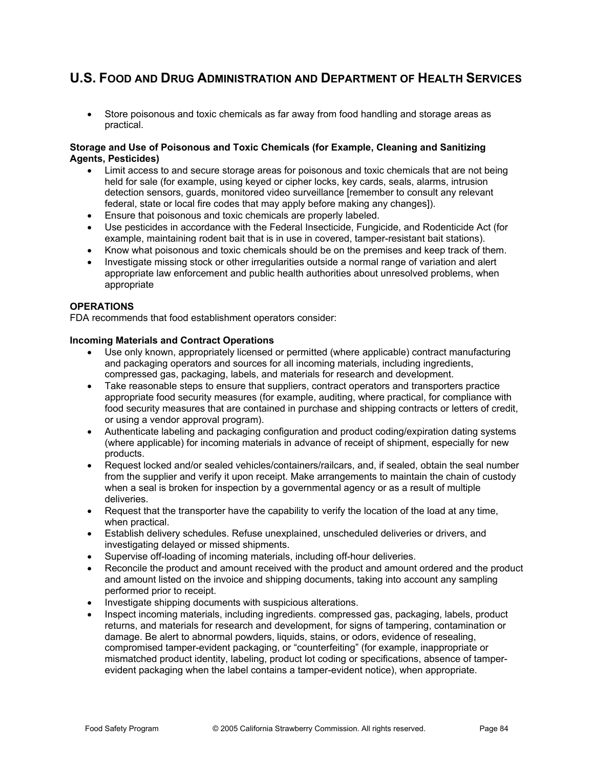## U.S. Food and Drug Administration and Department of Health Services

- Store poisonous and toxic chemicals as far away from food handling and storage areas as practical.

**Storage and Use of Poisonous and Toxic Chemicals (for Example, Cleaning and Sanitizing Agents, Pesticides)**

- Limit access to and secure storage areas for poisonous and toxic chemicals that are not being held for sale (for example, using keyed or cipher locks, key cards, seals, alarms, intrusion detection sensors, guards, monitored video surveillance [remember to consult any relevant federal, state or local fire codes that may apply before making any changes]).
- Ensure that poisonous and toxic chemicals are properly labeled.
- Use pesticides in accordance with the Federal Insecticide, Fungicide, and Rodenticide Act (for example, maintaining rodent bait that is in use in covered, tamper-resistant bait stations).
- Know what poisonous and toxic chemicals should be on the premises and keep track of them.
- Investigate missing stock or other irregularities outside a normal range of variation and alert appropriate law enforcement and public health authorities about unresolved problems, when appropriate

**OPERATIONS**

FDA recommends that food establishment operators consider:

**Incoming Materials and Contract Operations**

- Use only known, appropriately licensed or permitted (where applicable) contract manufacturing and packaging operators and sources for all incoming materials, including ingredients, compressed gas, packaging, labels, and materials for research and development.
- Take reasonable steps to ensure that suppliers, contract operators and transporters practice appropriate food security measures (for example, auditing, where practical, for compliance with food security measures that are contained in purchase and shipping contracts or letters of credit, or using a vendor approval program).
- Authenticate labeling and packaging configuration and product coding/expiration dating systems (where applicable) for incoming materials in advance of receipt of shipment, especially for new products.
- Request locked and/or sealed vehicles/containers/railcars, and, if sealed, obtain the seal number from the supplier and verify it upon receipt. Make arrangements to maintain the chain of custody when a seal is broken for inspection by a governmental agency or as a result of multiple deliveries.
- Request that the transporter have the capability to verify the location of the load at any time, when practical.
- Establish delivery schedules. Refuse unexplained, unscheduled deliveries or drivers, and investigating delayed or missed shipments.
- Supervise off-loading of incoming materials, including off-hour deliveries.
- Reconcile the product and amount received with the product and amount ordered and the product and amount listed on the invoice and shipping documents, taking into account any sampling performed prior to receipt.
- Investigate shipping documents with suspicious alterations.
- Inspect incoming materials, including ingredients. compressed gas, packaging, labels, product returns, and materials for research and development, for signs of tampering, contamination or damage. Be alert to abnormal powders, liquids, stains, or odors, evidence of resealing, compromised tamper-evident packaging, or "counterfeiting" (for example, inappropriate or mismatched product identity, labeling, product lot coding or specifications, absence of tamper-evident packaging when the label contains a tamper-evident notice), when appropriate.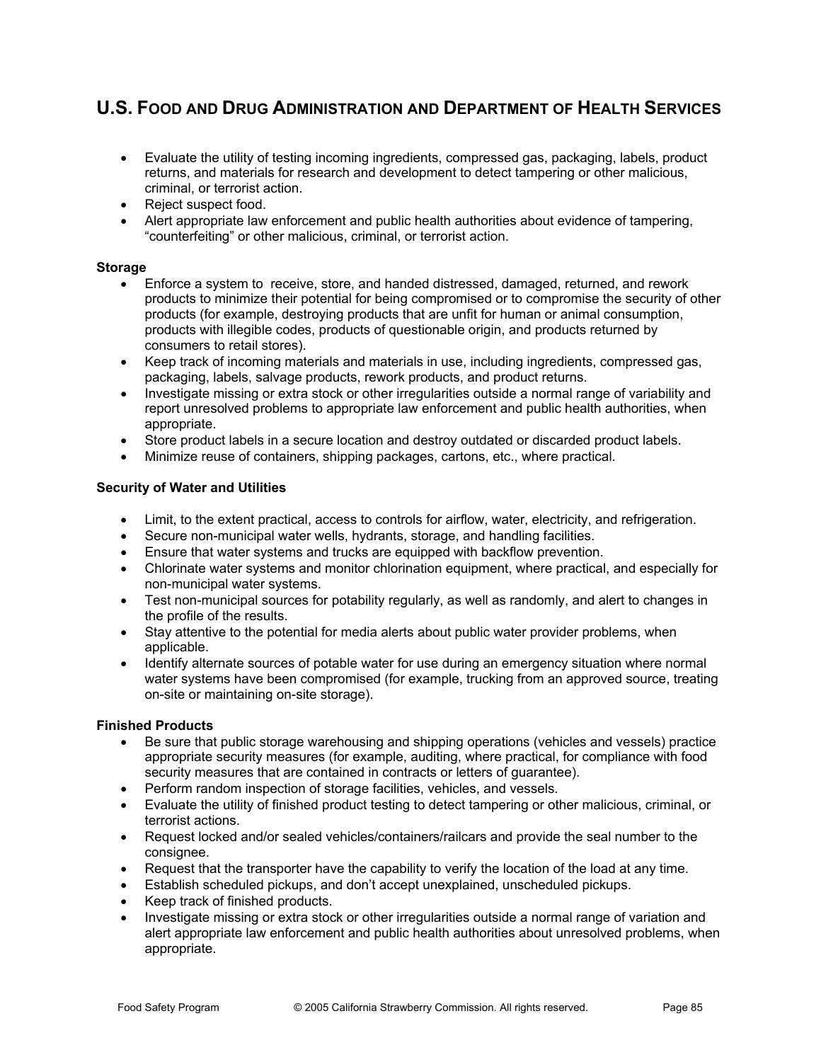## U.S. Food and Drug Administration and Department of Health Services

- Evaluate the utility of testing incoming ingredients, compressed gas, packaging, labels, product returns, and materials for research and development to detect tampering or other malicious, criminal, or terrorist action.
- Reject suspect food.
- Alert appropriate law enforcement and public health authorities about evidence of tampering, “counterfeiting” or other malicious, criminal, or terrorist action.

**Storage**

- Enforce a system to receive, store, and handed distressed, damaged, returned, and rework products to minimize their potential for being compromised or to compromise the security of other products (for example, destroying products that are unfit for human or animal consumption, products with illegible codes, products of questionable origin, and products returned by consumers to retail stores).
- Keep track of incoming materials and materials in use, including ingredients, compressed gas, packaging, labels, salvage products, rework products, and product returns.
- Investigate missing or extra stock or other irregularities outside a normal range of variability and report unresolved problems to appropriate law enforcement and public health authorities, when appropriate.
- Store product labels in a secure location and destroy outdated or discarded product labels.
- Minimize reuse of containers, shipping packages, cartons, etc., where practical.

**Security of Water and Utilities**

- Limit, to the extent practical, access to controls for airflow, water, electricity, and refrigeration.
- Secure non-municipal water wells, hydrants, storage, and handling facilities.
- Ensure that water systems and trucks are equipped with backflow prevention.
- Chlorinate water systems and monitor chlorination equipment, where practical, and especially for non-municipal water systems.
- Test non-municipal sources for potability regularly, as well as randomly, and alert to changes in the profile of the results.
- Stay attentive to the potential for media alerts about public water provider problems, when applicable.
- Identify alternate sources of potable water for use during an emergency situation where normal water systems have been compromised (for example, trucking from an approved source, treating on-site or maintaining on-site storage).

**Finished Products**

- Be sure that public storage warehousing and shipping operations (vehicles and vessels) practice appropriate security measures (for example, auditing, where practical, for compliance with food security measures that are contained in contracts or letters of guarantee).
- Perform random inspection of storage facilities, vehicles, and vessels.
- Evaluate the utility of finished product testing to detect tampering or other malicious, criminal, or terrorist actions.
- Request locked and/or sealed vehicles/containers/railcars and provide the seal number to the consignee.
- Request that the transporter have the capability to verify the location of the load at any time.
- Establish scheduled pickups, and don’t accept unexplained, unscheduled pickups.
- Keep track of finished products.
- Investigate missing or extra stock or other irregularities outside a normal range of variation and alert appropriate law enforcement and public health authorities about unresolved problems, when appropriate.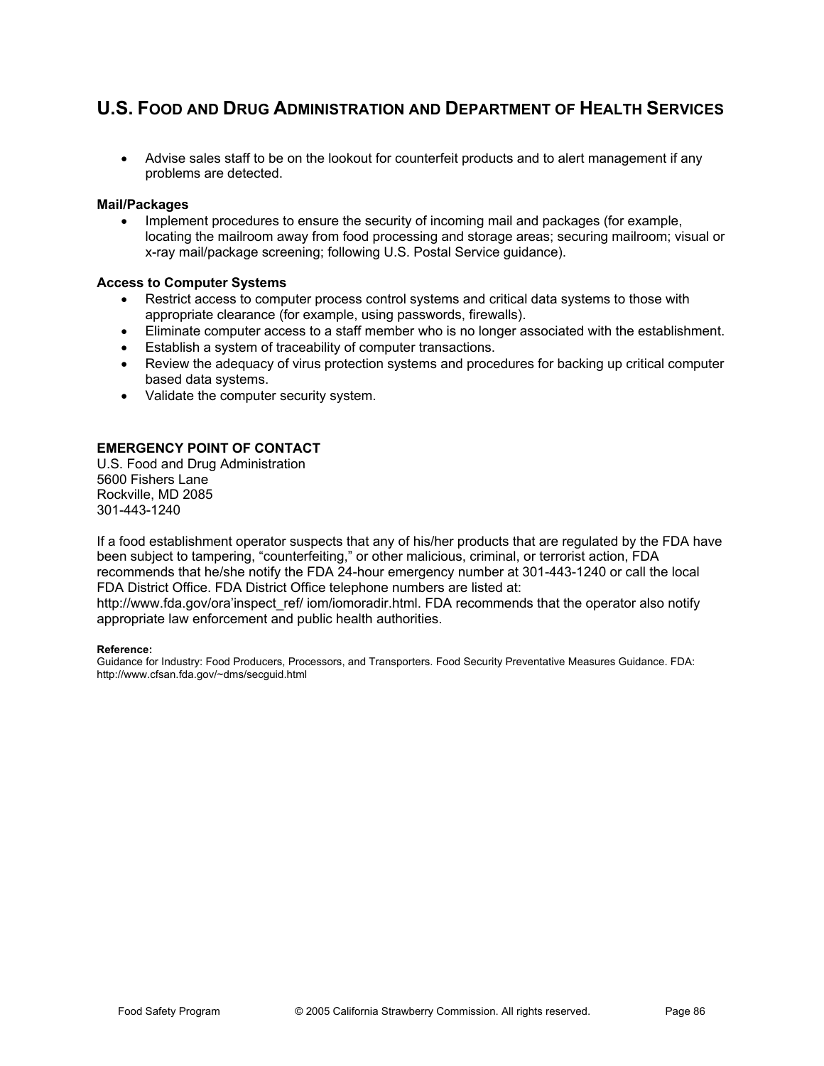## U.S. Food and Drug Administration and Department of Health Services

- Advise sales staff to be on the lookout for counterfeit products and to alert management if any problems are detected.

**Mail/Packages**

- Implement procedures to ensure the security of incoming mail and packages (for example, locating the mailroom away from food processing and storage areas; securing mailroom; visual or x-ray mail/package screening; following U.S. Postal Service guidance).

**Access to Computer Systems**

- Restrict access to computer process control systems and critical data systems to those with appropriate clearance (for example, using passwords, firewalls).
- Eliminate computer access to a staff member who is no longer associated with the establishment.
- Establish a system of traceability of computer transactions.
- Review the adequacy of virus protection systems and procedures for backing up critical computer based data systems.
- Validate the computer security system.

**EMERGENCY POINT OF CONTACT**

U.S. Food and Drug Administration
5600 Fishers Lane
Rockville, MD 2085
301-443-1240

If a food establishment operator suspects that any of his/her products that are regulated by the FDA have been subject to tampering, "counterfeiting," or other malicious, criminal, or terrorist action, FDA recommends that he/she notify the FDA 24-hour emergency number at 301-443-1240 or call the local FDA District Office. FDA District Office telephone numbers are listed at: http://www.fda.gov/ora'inspect_ref/ iom/iomoradir.html. FDA recommends that the operator also notify appropriate law enforcement and public health authorities.

**Reference:**
Guidance for Industry: Food Producers, Processors, and Transporters. Food Security Preventative Measures Guidance. FDA: http://www.cfsan.fda.gov/~dms/secguid.html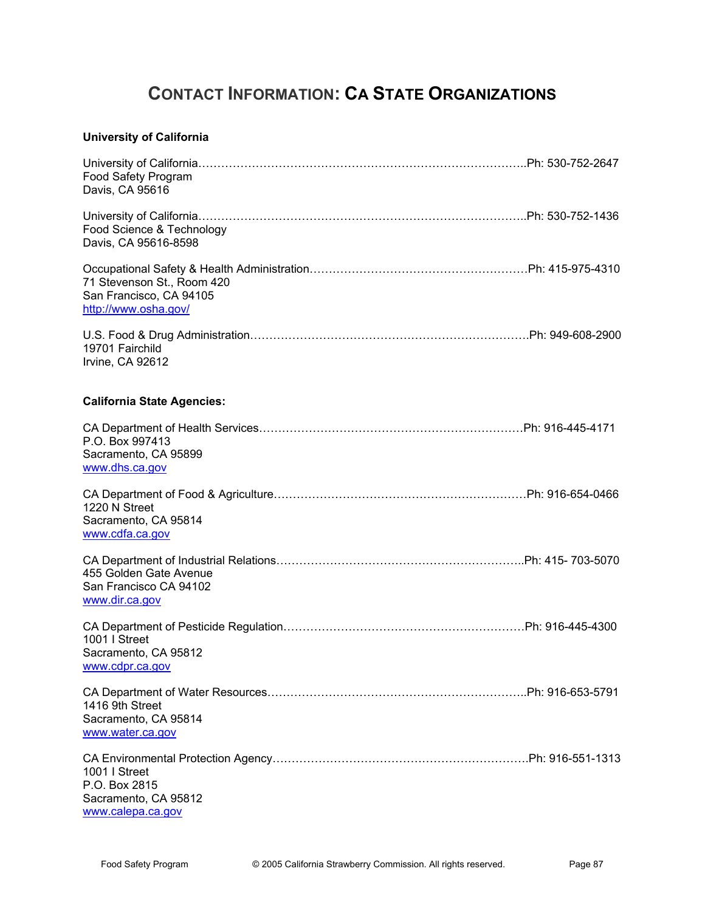# CONTACT INFORMATION: CA STATE ORGANIZATIONS

**University of California**

University of California…………………………………………………………………………..Ph: 530-752-2647
Food Safety Program
Davis, CA 95616

University of California…………………………………………………………………………..Ph: 530-752-1436
Food Science & Technology
Davis, CA 95616-8598

Occupational Safety & Health Administration…………………………………………………Ph: 415-975-4310
71 Stevenson St., Room 420
San Francisco, CA 94105
http://www.osha.gov/

U.S. Food & Drug Administration……………………………………………………………….Ph: 949-608-2900
19701 Fairchild
Irvine, CA 92612

**California State Agencies:**

CA Department of Health Services……………………………………………………………Ph: 916-445-4171
P.O. Box 997413
Sacramento, CA 95899
www.dhs.ca.gov

CA Department of Food & Agriculture…………………………………………………………Ph: 916-654-0466
1220 N Street
Sacramento, CA 95814
www.cdfa.ca.gov

CA Department of Industrial Relations………………………………………………………..Ph: 415- 703-5070
455 Golden Gate Avenue
San Francisco CA 94102
www.dir.ca.gov

CA Department of Pesticide Regulation………………………………………………………Ph: 916-445-4300
1001 I Street
Sacramento, CA 95812
www.cdpr.ca.gov

CA Department of Water Resources…………………………………………………………..Ph: 916-653-5791
1416 9th Street
Sacramento, CA 95814
www.water.ca.gov

CA Environmental Protection Agency………………………………………………………….Ph: 916-551-1313
1001 I Street
P.O. Box 2815
Sacramento, CA 95812
www.calepa.ca.gov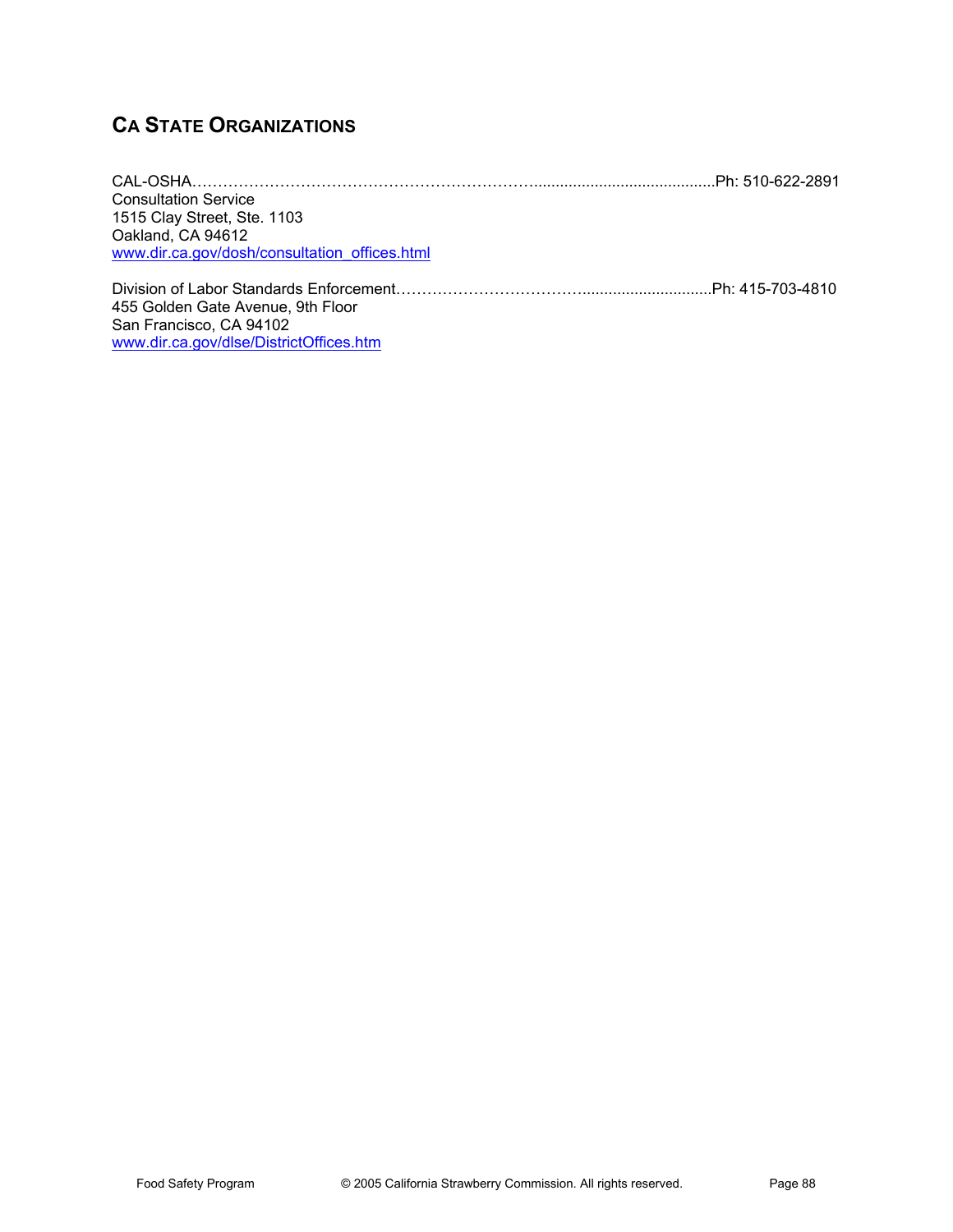## CA STATE ORGANIZATIONS

CAL-OSHA…………………………………………………………..........................................Ph: 510-622-2891
Consultation Service
1515 Clay Street, Ste. 1103
Oakland, CA 94612
www.dir.ca.gov/dosh/consultation_offices.html

Division of Labor Standards Enforcement……………………………….............................Ph: 415-703-4810
455 Golden Gate Avenue, 9th Floor
San Francisco, CA 94102
www.dir.ca.gov/dlse/DistrictOffices.htm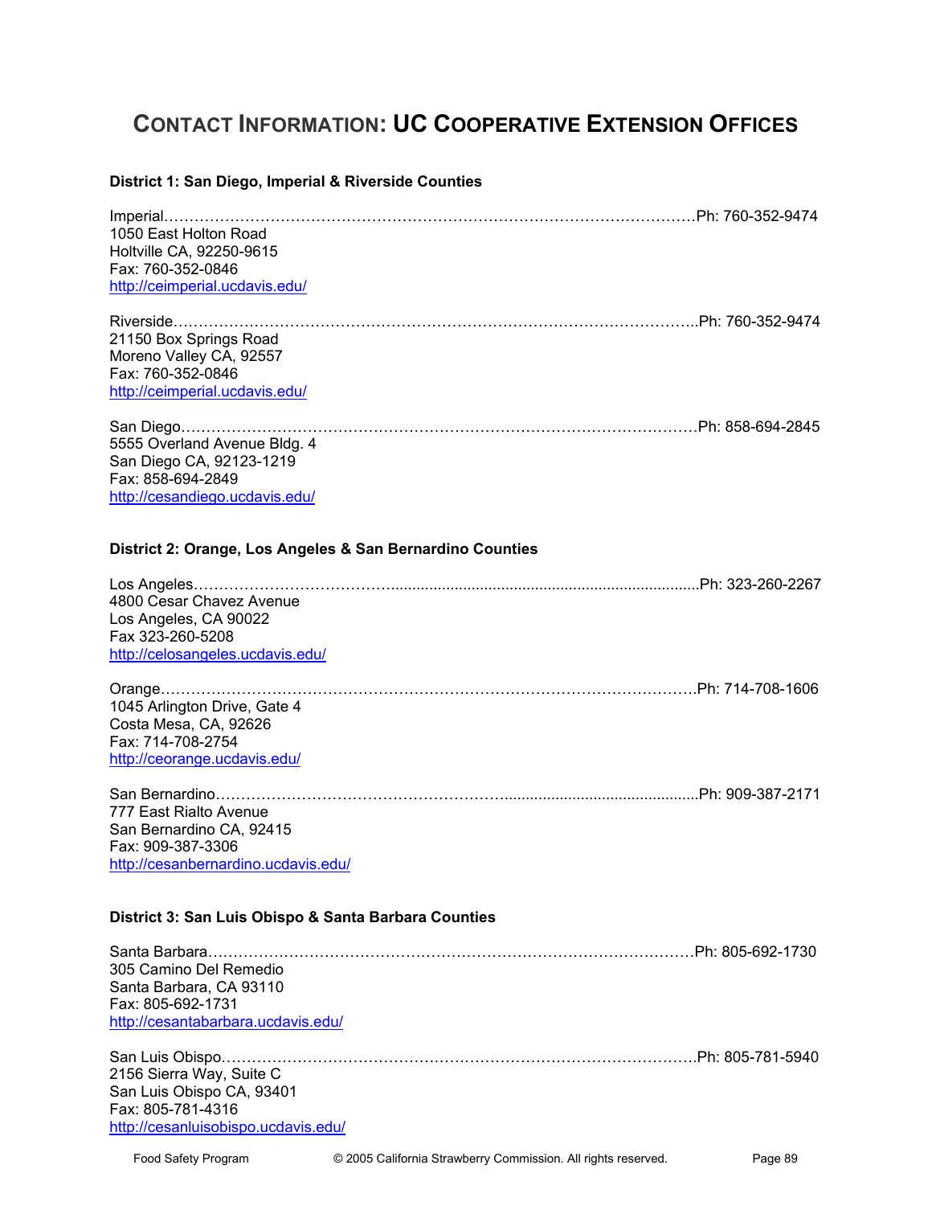# CONTACT INFORMATION: UC COOPERATIVE EXTENSION OFFICES

**District 1: San Diego, Imperial & Riverside Counties**

Imperial……………………………………………………………………………………………Ph: 760-352-9474
1050 East Holton Road
Holtville CA, 92250-9615
Fax: 760-352-0846
http://ceimperial.ucdavis.edu/

Riverside…………………………………………………………………………………………..Ph: 760-352-9474
21150 Box Springs Road
Moreno Valley CA, 92557
Fax: 760-352-0846
http://ceimperial.ucdavis.edu/

San Diego…………………………………………………………………………………………Ph: 858-694-2845
5555 Overland Avenue Bldg. 4
San Diego CA, 92123-1219
Fax: 858-694-2849
http://cesandiego.ucdavis.edu/

**District 2: Orange, Los Angeles & San Bernardino Counties**

Los Angeles……………………………........................................................................Ph: 323-260-2267
4800 Cesar Chavez Avenue
Los Angeles, CA 90022
Fax 323-260-5208
http://celosangeles.ucdavis.edu/

Orange………………………………………………………………………………………………Ph: 714-708-1606
1045 Arlington Drive, Gate 4
Costa Mesa, CA, 92626
Fax: 714-708-2754
http://ceorange.ucdavis.edu/

San Bernardino……………………………………………….............................................Ph: 909-387-2171
777 East Rialto Avenue
San Bernardino CA, 92415
Fax: 909-387-3306
http://cesanbernardino.ucdavis.edu/

**District 3: San Luis Obispo & Santa Barbara Counties**

Santa Barbara………………………………………………………………………………………Ph: 805-692-1730
305 Camino Del Remedio
Santa Barbara, CA 93110
Fax: 805-692-1731
http://cesantabarbara.ucdavis.edu/

San Luis Obispo…………………………………………………………………………………Ph: 805-781-5940
2156 Sierra Way, Suite C
San Luis Obispo CA, 93401
Fax: 805-781-4316
http://cesanluisobispo.ucdavis.edu/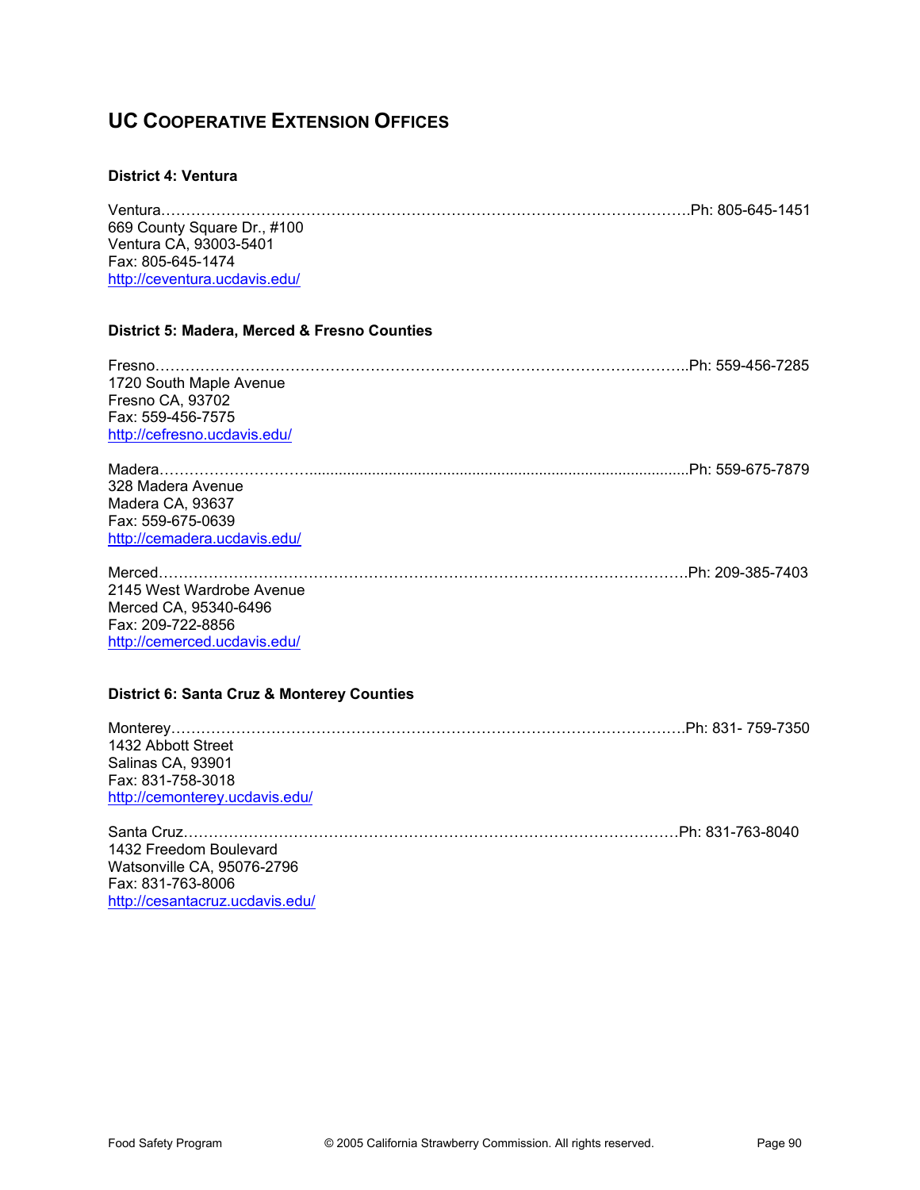## UC Cooperative Extension Offices

### District 4: Ventura

Ventura………………………………………………………………………………………………Ph: 805-645-1451
669 County Square Dr., #100
Ventura CA, 93003-5401
Fax: 805-645-1474
http://ceventura.ucdavis.edu/

### District 5: Madera, Merced & Fresno Counties

Fresno………………………………………………………………………………………………..Ph: 559-456-7285
1720 South Maple Avenue
Fresno CA, 93702
Fax: 559-456-7575
http://cefresno.ucdavis.edu/

Madera……………………….........................................................................................Ph: 559-675-7879
328 Madera Avenue
Madera CA, 93637
Fax: 559-675-0639
http://cemadera.ucdavis.edu/

Merced………………………………………………………………………………………………Ph: 209-385-7403
2145 West Wardrobe Avenue
Merced CA, 95340-6496
Fax: 209-722-8856
http://cemerced.ucdavis.edu/

### District 6: Santa Cruz & Monterey Counties

Monterey……………………………………………………………………………………………Ph: 831- 759-7350
1432 Abbott Street
Salinas CA, 93901
Fax: 831-758-3018
http://cemonterey.ucdavis.edu/

Santa Cruz…………………………………………………………………………………………Ph: 831-763-8040
1432 Freedom Boulevard
Watsonville CA, 95076-2796
Fax: 831-763-8006
http://cesantacruz.ucdavis.edu/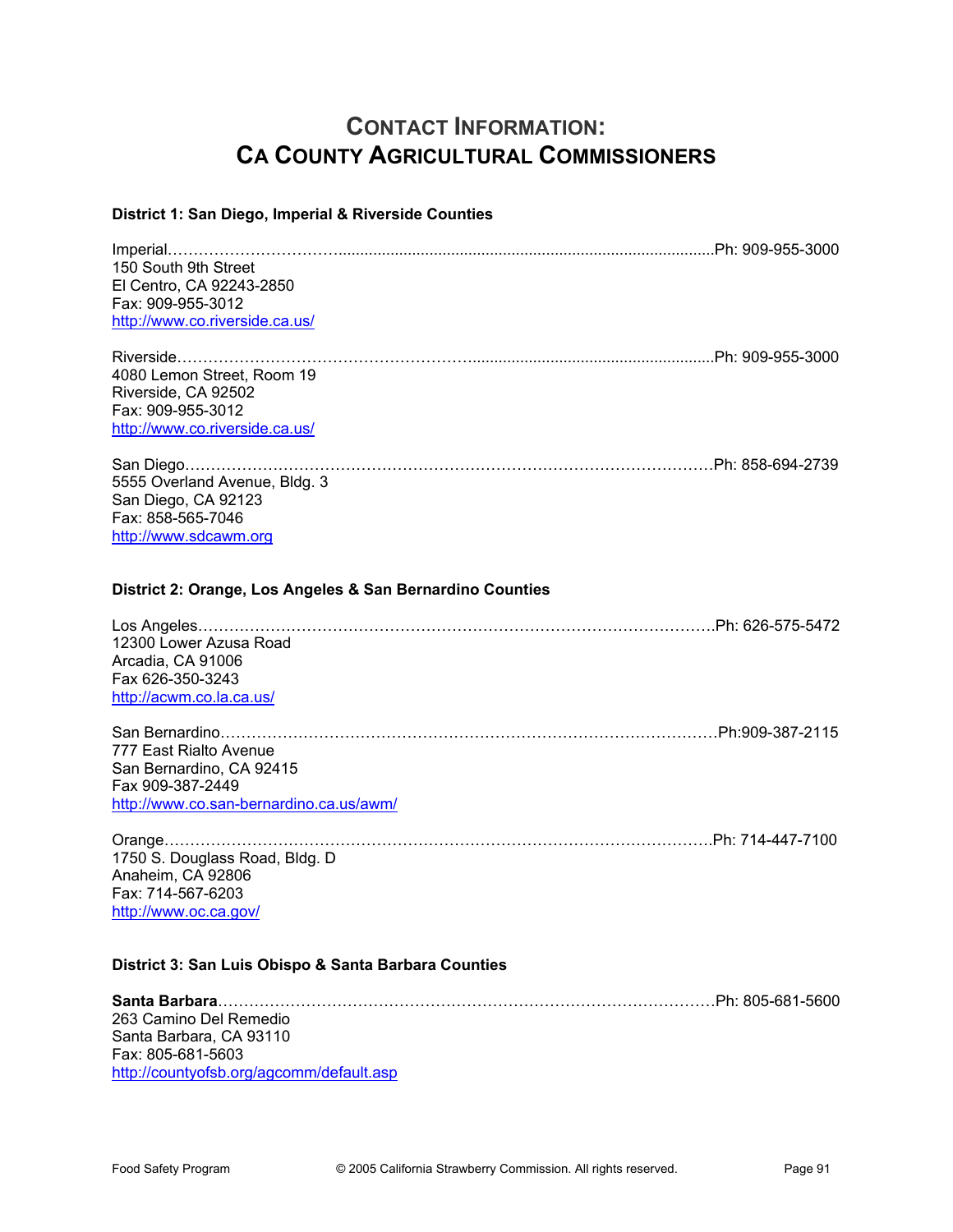# CONTACT INFORMATION: CA COUNTY AGRICULTURAL COMMISSIONERS

**District 1: San Diego, Imperial & Riverside Counties**

Imperial……………………………........................................................................................................Ph: 909-955-3000
150 South 9th Street
El Centro, CA 92243-2850
Fax: 909-955-3012
http://www.co.riverside.ca.us/

Riverside………………………………………………….......................................................................Ph: 909-955-3000
4080 Lemon Street, Room 19
Riverside, CA 92502
Fax: 909-955-3012
http://www.co.riverside.ca.us/

San Diego……………………………………………………………………………………………Ph: 858-694-2739
5555 Overland Avenue, Bldg. 3
San Diego, CA 92123
Fax: 858-565-7046
http://www.sdcawm.org

**District 2: Orange, Los Angeles & San Bernardino Counties**

Los Angeles…………………………………………………………………………………………Ph: 626-575-5472
12300 Lower Azusa Road
Arcadia, CA 91006
Fax 626-350-3243
http://acwm.co.la.ca.us/

San Bernardino……………………………………………………………………………………Ph:909-387-2115
777 East Rialto Avenue
San Bernardino, CA 92415
Fax 909-387-2449
http://www.co.san-bernardino.ca.us/awm/

Orange………………………………………………………………………………………………Ph: 714-447-7100
1750 S. Douglass Road, Bldg. D
Anaheim, CA 92806
Fax: 714-567-6203
http://www.oc.ca.gov/

**District 3: San Luis Obispo & Santa Barbara Counties**

**Santa Barbara**……………………………………………………………………………………Ph: 805-681-5600
263 Camino Del Remedio
Santa Barbara, CA 93110
Fax: 805-681-5603
http://countyofsb.org/agcomm/default.asp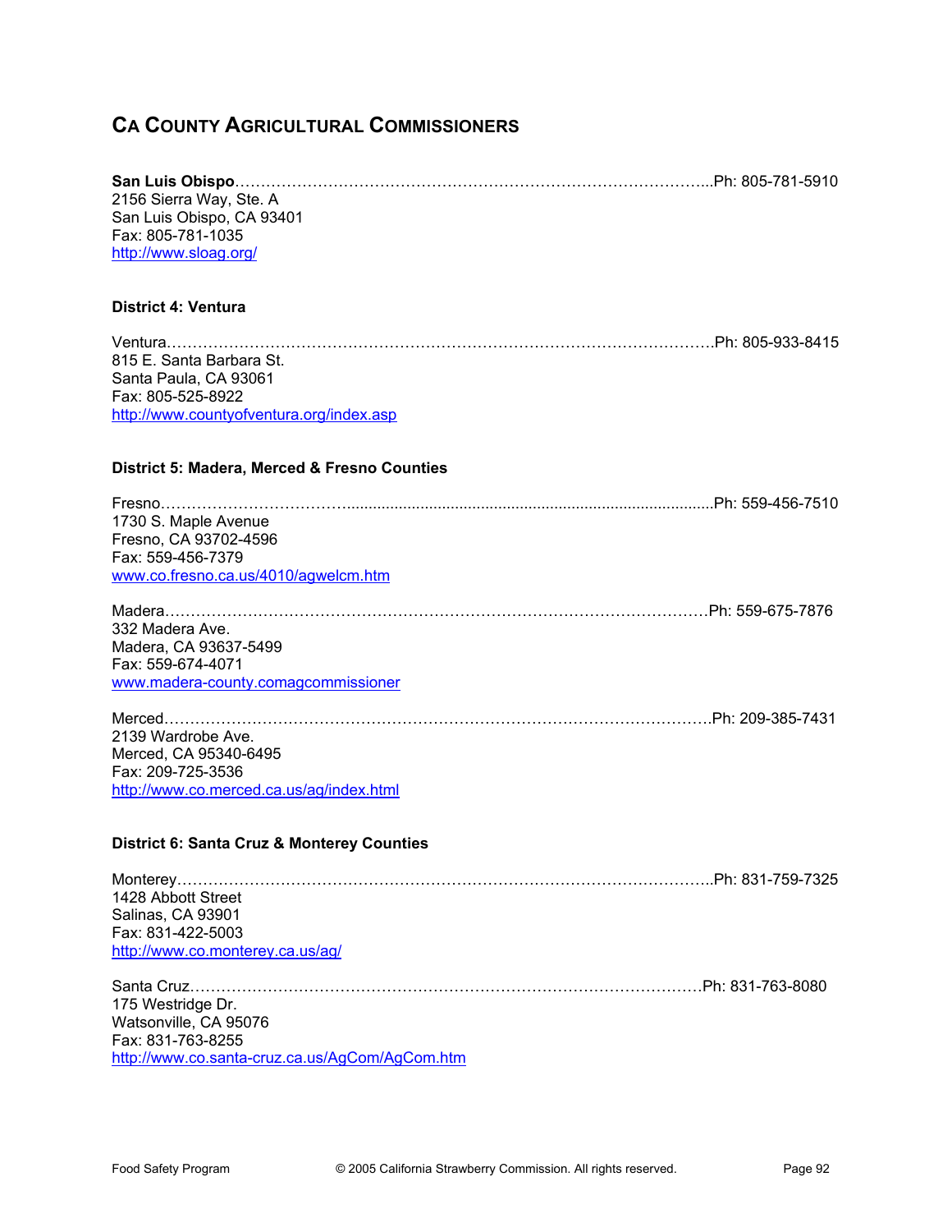## CA County Agricultural Commissioners

**San Luis Obispo**……………………………………………………………………………...Ph: 805-781-5910
2156 Sierra Way, Ste. A
San Luis Obispo, CA 93401
Fax: 805-781-1035
http://www.sloag.org/

### District 4: Ventura

Ventura……………………………………………………………………………………………Ph: 805-933-8415
815 E. Santa Barbara St.
Santa Paula, CA 93061
Fax: 805-525-8922
http://www.countyofventura.org/index.asp

### District 5: Madera, Merced & Fresno Counties

Fresno……………………………….....................................................................................Ph: 559-456-7510
1730 S. Maple Avenue
Fresno, CA 93702-4596
Fax: 559-456-7379
www.co.fresno.ca.us/4010/agwelcm.htm

Madera……………………………………………………………………………………………Ph: 559-675-7876
332 Madera Ave.
Madera, CA 93637-5499
Fax: 559-674-4071
www.madera-county.comagcommissioner

Merced……………………………………………………………………………………………Ph: 209-385-7431
2139 Wardrobe Ave.
Merced, CA 95340-6495
Fax: 209-725-3536
http://www.co.merced.ca.us/ag/index.html

### District 6: Santa Cruz & Monterey Counties

Monterey…………………………………………………………………………………………..Ph: 831-759-7325
1428 Abbott Street
Salinas, CA 93901
Fax: 831-422-5003
http://www.co.monterey.ca.us/ag/

Santa Cruz………………………………………………………………………………………Ph: 831-763-8080
175 Westridge Dr.
Watsonville, CA 95076
Fax: 831-763-8255
http://www.co.santa-cruz.ca.us/AgCom/AgCom.htm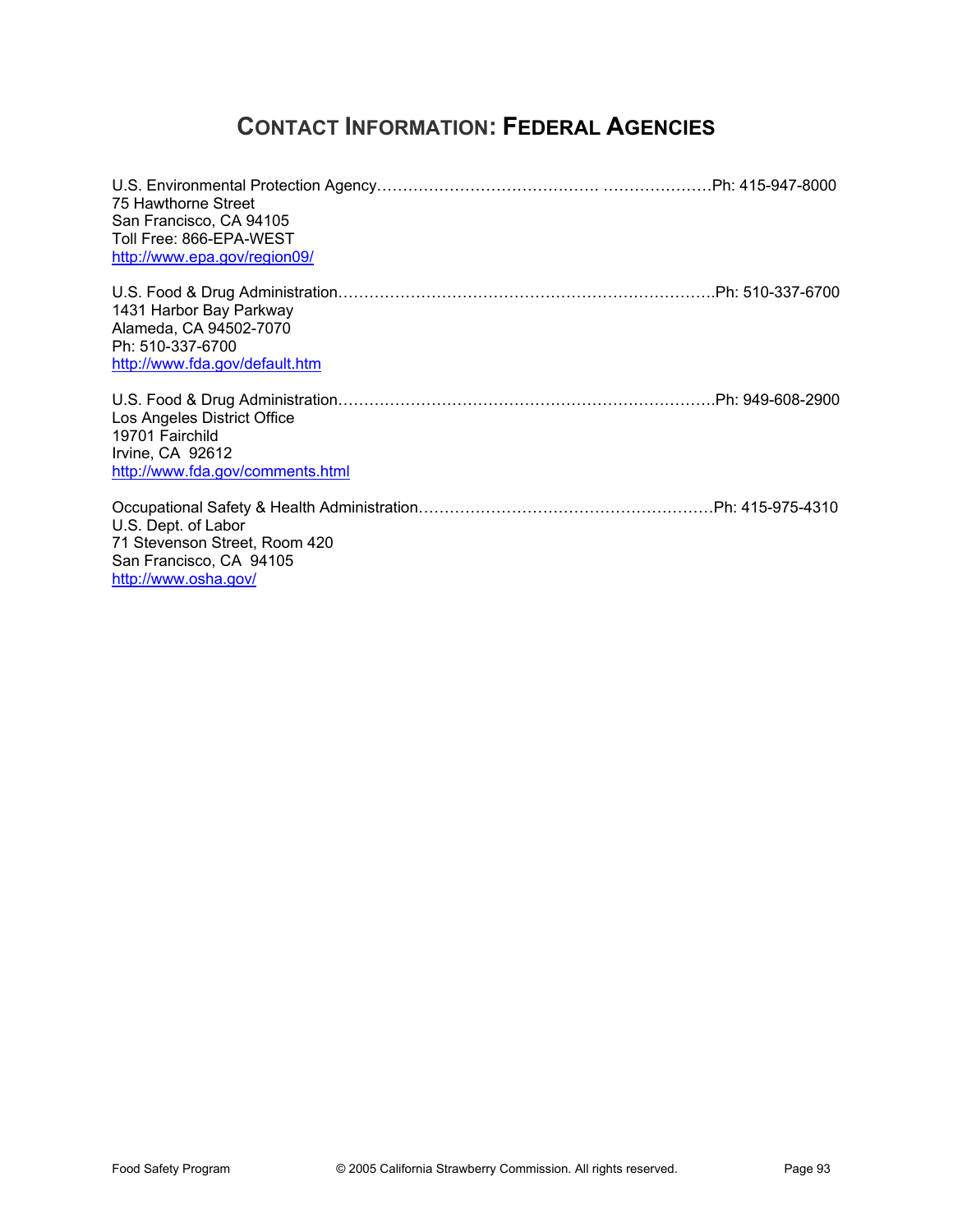# CONTACT INFORMATION: FEDERAL AGENCIES

U.S. Environmental Protection Agency……………………………………. …………………Ph: 415-947-8000
75 Hawthorne Street
San Francisco, CA 94105
Toll Free: 866-EPA-WEST
http://www.epa.gov/region09/

U.S. Food & Drug Administration……………………………………………………………….Ph: 510-337-6700
1431 Harbor Bay Parkway
Alameda, CA 94502-7070
Ph: 510-337-6700
http://www.fda.gov/default.htm

U.S. Food & Drug Administration……………………………………………………………….Ph: 949-608-2900
Los Angeles District Office
19701 Fairchild
Irvine, CA 92612
http://www.fda.gov/comments.html

Occupational Safety & Health Administration…………………………………………………Ph: 415-975-4310
U.S. Dept. of Labor
71 Stevenson Street, Room 420
San Francisco, CA 94105
http://www.osha.gov/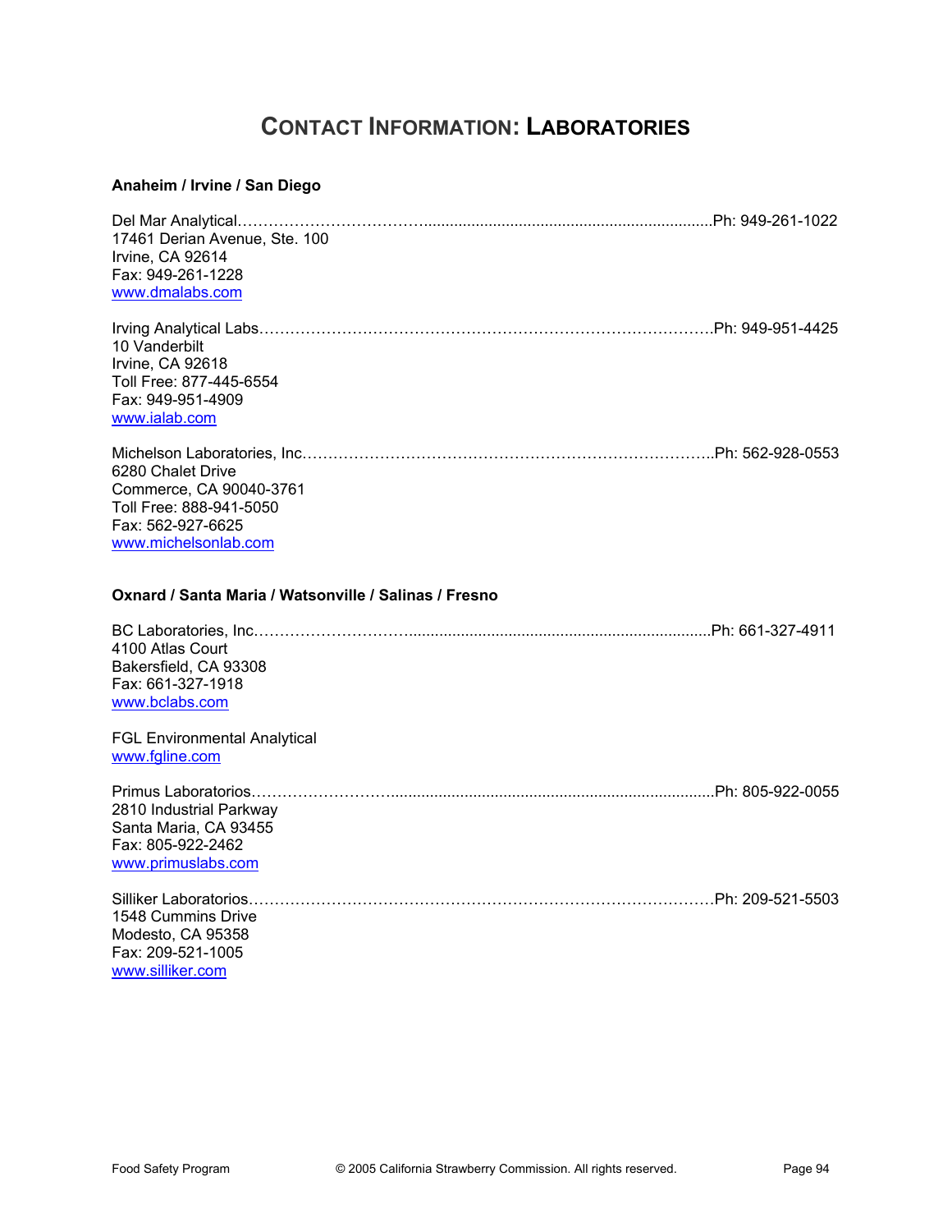# Contact Information: Laboratories

**Anaheim / Irvine / San Diego**

Del Mar Analytical…………………………….....................................................................Ph: 949-261-1022
17461 Derian Avenue, Ste. 100
Irvine, CA 92614
Fax: 949-261-1228
www.dmalabs.com

Irving Analytical Labs…………………………………………………………………………….Ph: 949-951-4425
10 Vanderbilt
Irvine, CA 92618
Toll Free: 877-445-6554
Fax: 949-951-4909
www.ialab.com

Michelson Laboratories, Inc………………………………………………………………………..Ph: 562-928-0553
6280 Chalet Drive
Commerce, CA 90040-3761
Toll Free: 888-941-5050
Fax: 562-927-6625
www.michelsonlab.com

**Oxnard / Santa Maria / Watsonville / Salinas / Fresno**

BC Laboratories, Inc………………………….....................................................................Ph: 661-327-4911
4100 Atlas Court
Bakersfield, CA 93308
Fax: 661-327-1918
www.bclabs.com

FGL Environmental Analytical
www.fgline.com

Primus Laboratorios……………………….........................................................................Ph: 805-922-0055
2810 Industrial Parkway
Santa Maria, CA 93455
Fax: 805-922-2462
www.primuslabs.com

Silliker Laboratorios……………………………………………………………………………….Ph: 209-521-5503
1548 Cummins Drive
Modesto, CA 95358
Fax: 209-521-1005
www.silliker.com

Food Safety Program © 2005 California Strawberry Commission. All rights reserved.